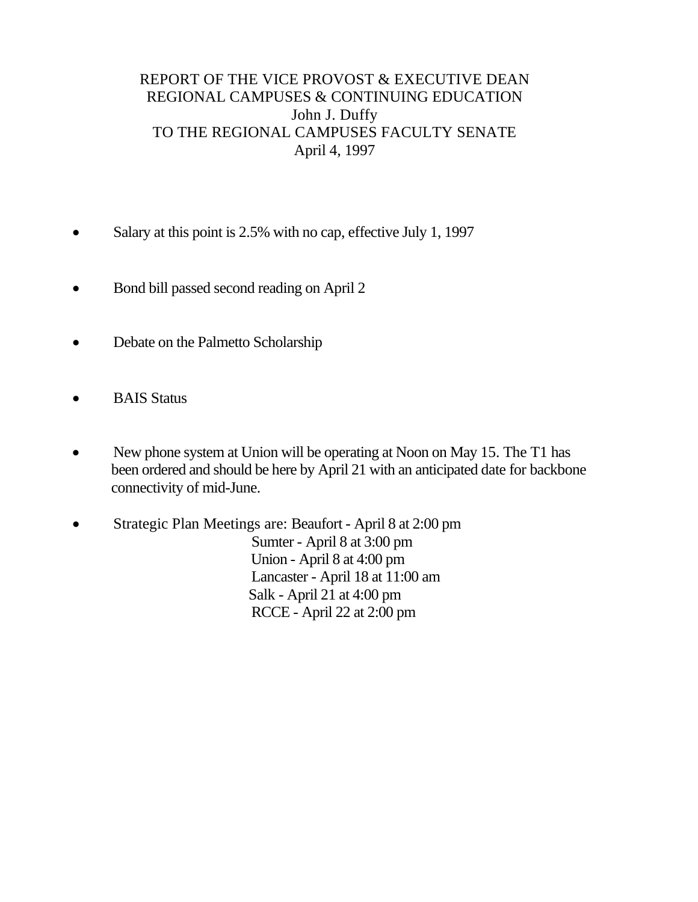# REPORT OF THE VICE PROVOST & EXECUTIVE DEAN
# REGIONAL CAMPUSES & CONTINUING EDUCATION
# John J. Duffy
# TO THE REGIONAL CAMPUSES FACULTY SENATE
# April 4, 1997

- Salary at this point is 2.5% with no cap, effective July 1, 1997

- Bond bill passed second reading on April 2

- Debate on the Palmetto Scholarship

- BAIS Status

- New phone system at Union will be operating at Noon on May 15. The T1 has been ordered and should be here by April 21 with an anticipated date for backbone connectivity of mid-June.

- Strategic Plan Meetings are: Beaufort - April 8 at 2:00 pm
  Sumter - April 8 at 3:00 pm
  Union - April 8 at 4:00 pm
  Lancaster - April 18 at 11:00 am
  Salk - April 21 at 4:00 pm
  RCCE - April 22 at 2:00 pm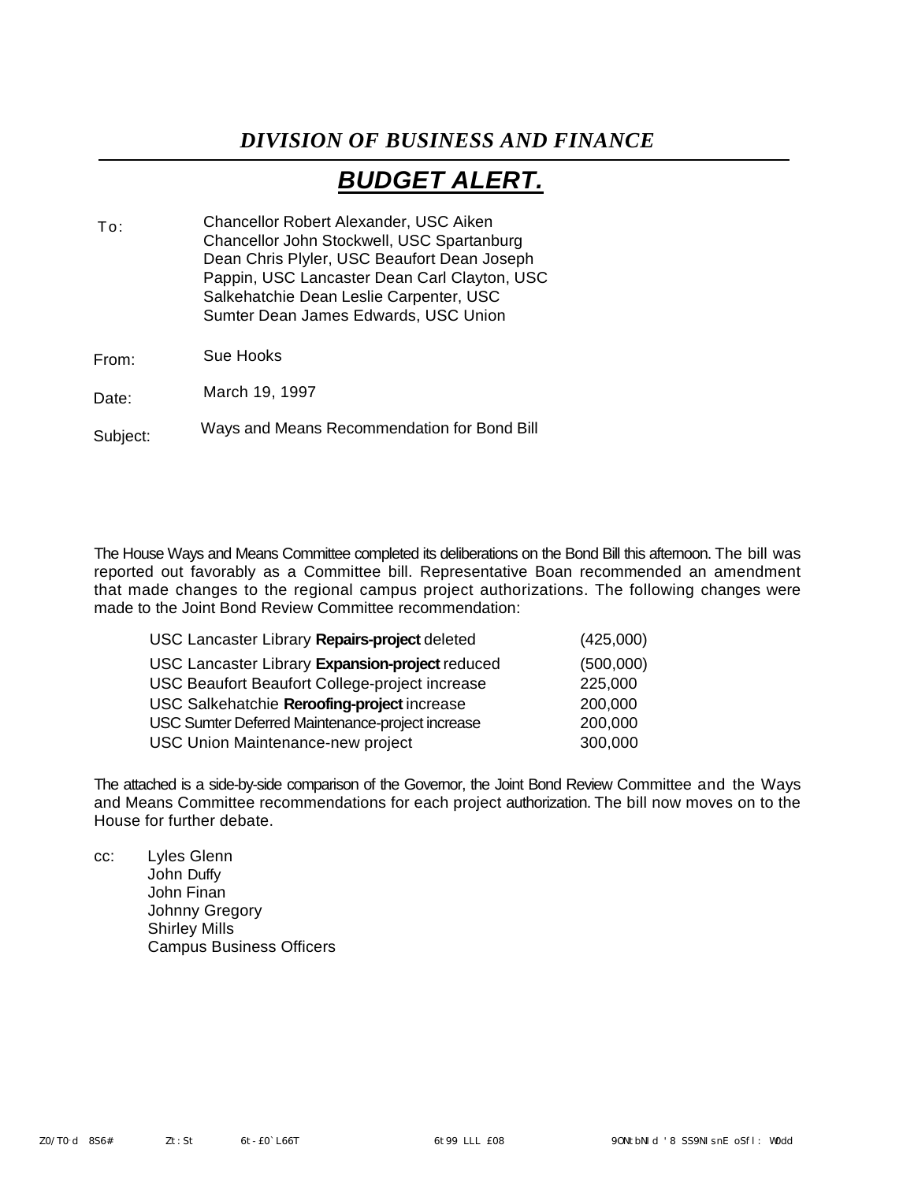## *DIVISION OF BUSINESS AND FINANCE*

# ***BUDGET ALERT.***

To: Chancellor Robert Alexander, USC Aiken
Chancellor John Stockwell, USC Spartanburg
Dean Chris Plyler, USC Beaufort Dean Joseph Pappin, USC Lancaster Dean Carl Clayton, USC Salkehatchie Dean Leslie Carpenter, USC Sumter Dean James Edwards, USC Union

From: Sue Hooks

Date: March 19, 1997

Subject: Ways and Means Recommendation for Bond Bill

The House Ways and Means Committee completed its deliberations on the Bond Bill this afternoon. The bill was reported out favorably as a Committee bill. Representative Boan recommended an amendment that made changes to the regional campus project authorizations. The following changes were made to the Joint Bond Review Committee recommendation:

| | |
|---|---|
| USC Lancaster Library **Repairs-project** deleted | (425,000) |
| USC Lancaster Library **Expansion-project** reduced | (500,000) |
| USC Beaufort Beaufort College-project increase | 225,000 |
| USC Salkehatchie **Reroofing-project** increase | 200,000 |
| USC Sumter Deferred Maintenance-project increase | 200,000 |
| USC Union Maintenance-new project | 300,000 |

The attached is a side-by-side comparison of the Governor, the Joint Bond Review Committee and the Ways and Means Committee recommendations for each project authorization. The bill now moves on to the House for further debate.

cc: Lyles Glenn
John Duffy
John Finan
Johnny Gregory
Shirley Mills
Campus Business Officers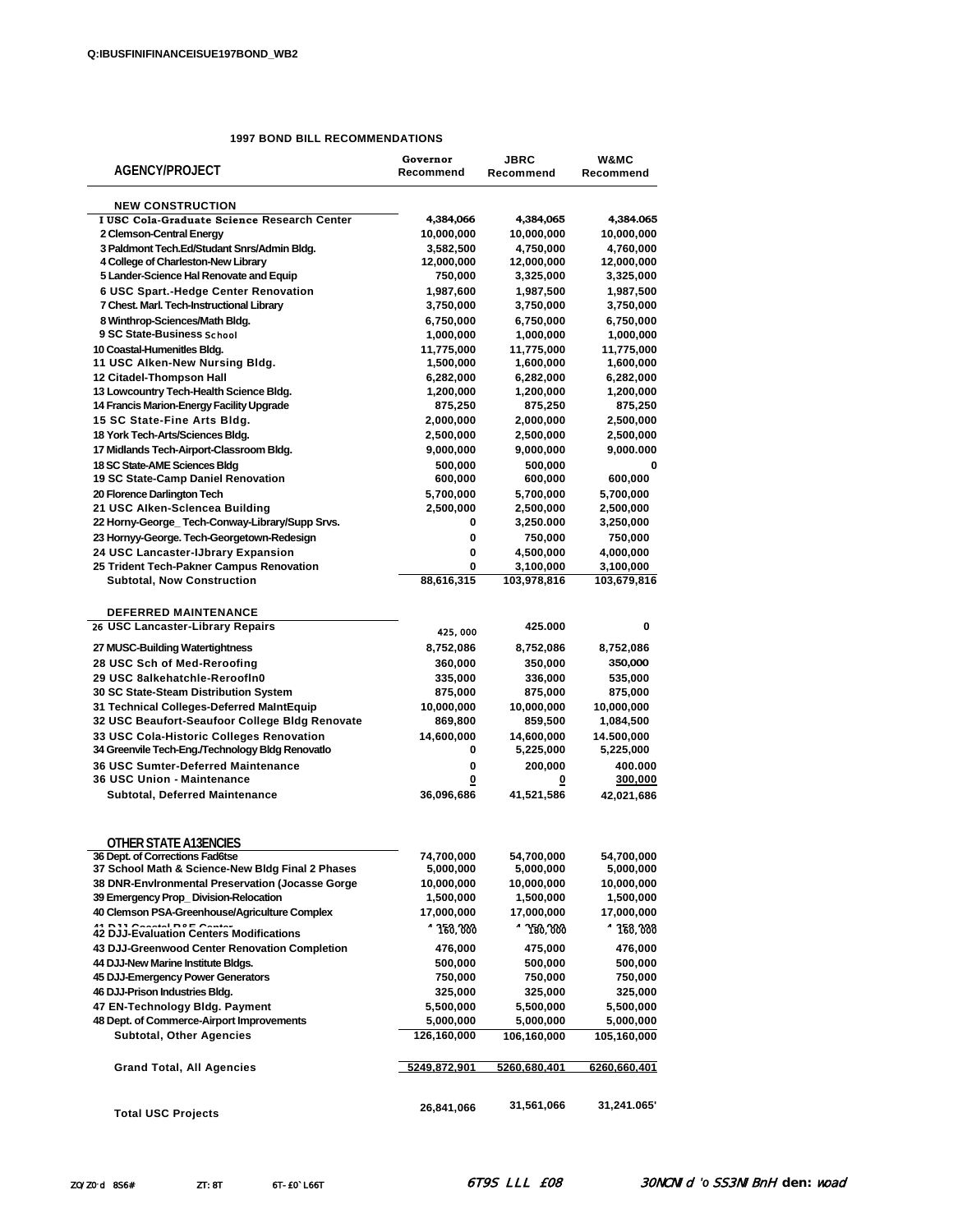Q:IBUSFINIFINANCEISUE197BOND_WB2

## 1997 BOND BILL RECOMMENDATIONS

| AGENCY/PROJECT | Governor Recommend | JBRC Recommend | W&MC Recommend |
|---|---|---|---|
| **NEW CONSTRUCTION** | | | |
| I USC Cola-Graduate Science Research Center | 4,384,066 | 4,384,065 | 4,384.065 |
| 2 Clemson-Central Energy | 10,000,000 | 10,000,000 | 10,000,000 |
| 3 Paldmont Tech.Ed/Studant Snrs/Admin Bldg. | 3,582,500 | 4,750,000 | 4,760,000 |
| 4 College of Charleston-New Library | 12,000,000 | 12,000,000 | 12,000,000 |
| 5 Lander-Science Hal Renovate and Equip | 750,000 | 3,325,000 | 3,325,000 |
| 6 USC Spart.-Hedge Center Renovation | 1,987,600 | 1,987,500 | 1,987,500 |
| 7 Chest. Marl. Tech-Instructional Library | 3,750,000 | 3,750,000 | 3,750,000 |
| 8 Winthrop-Sciences/Math Bldg. | 6,750,000 | 6,750,000 | 6,750,000 |
| 9 SC State-Business School | 1,000,000 | 1,000,000 | 1,000,000 |
| 10 Coastal-Humenitles Bldg. | 11,775,000 | 11,775,000 | 11,775,000 |
| 11 USC Alken-New Nursing Bldg. | 1,500,000 | 1,600,000 | 1,600,000 |
| 12 Citadel-Thompson Hall | 6,282,000 | 6,282,000 | 6,282,000 |
| 13 Lowcountry Tech-Health Science Bldg. | 1,200,000 | 1,200,000 | 1,200,000 |
| 14 Francis Marion-Energy Facility Upgrade | 875,250 | 875,250 | 875,250 |
| 15 SC State-Fine Arts Bldg. | 2,000,000 | 2,000,000 | 2,500,000 |
| 18 York Tech-Arts/Sciences Bldg. | 2,500,000 | 2,500,000 | 2,500,000 |
| 17 Midlands Tech-Airport-Classroom Bldg. | 9,000,000 | 9,000,000 | 9,000.000 |
| 18 SC State-AME Sciences Bldg | 500,000 | 500,000 | 0 |
| 19 SC State-Camp Daniel Renovation | 600,000 | 600,000 | 600,000 |
| 20 Florence Darlington Tech | 5,700,000 | 5,700,000 | 5,700,000 |
| 21 USC Alken-Sclencea Building | 2,500,000 | 2,500,000 | 2,500,000 |
| 22 Horny-George_ Tech-Conway-Library/Supp Srvs. | 0 | 3,250.000 | 3,250,000 |
| 23 Hornyy-George. Tech-Georgetown-Redesign | 0 | 750,000 | 750,000 |
| 24 USC Lancaster-IJbrary Expansion | 0 | 4,500,000 | 4,000,000 |
| 25 Trident Tech-Pakner Campus Renovation | 0 | 3,100,000 | 3,100,000 |
| Subtotal, Now Construction | 88,616,315 | 103,978,816 | 103,679,816 |
| **DEFERRED MAINTENANCE** | | | |
| 26 USC Lancaster-Library Repairs | 425, 000 | 425.000 | 0 |
| 27 MUSC-Building Watertightness | 8,752,086 | 8,752,086 | 8,752,086 |
| 28 USC Sch of Med-Reroofing | 360,000 | 350,000 | 350,000 |
| 29 USC 8alkehatchle-Reroofln0 | 335,000 | 336,000 | 535,000 |
| 30 SC State-Steam Distribution System | 875,000 | 875,000 | 875,000 |
| 31 Technical Colleges-Deferred MaIntEquip | 10,000,000 | 10,000,000 | 10,000,000 |
| 32 USC Beaufort-Seaufoor College Bldg Renovate | 869,800 | 859,500 | 1,084,500 |
| 33 USC Cola-Historic Colleges Renovation | 14,600,000 | 14,600,000 | 14.500,000 |
| 34 Greenvile Tech-Eng./Technology Bldg Renovatlo | 0 | 5,225,000 | 5,225,000 |
| 36 USC Sumter-Deferred Maintenance | 0 | 200,000 | 400.000 |
| 36 USC Union - Maintenance | 0 | 0 | 300,000 |
| Subtotal, Deferred Maintenance | 36,096,686 | 41,521,586 | 42,021,686 |
| **OTHER STATE A13ENCIES** | | | |
| 36 Dept. of Corrections Fad6tse | 74,700,000 | 54,700,000 | 54,700,000 |
| 37 School Math & Science-New Bldg Final 2 Phases | 5,000,000 | 5,000,000 | 5,000,000 |
| 38 DNR-Envlronmental Preservation (Jocasse Gorge | 10,000,000 | 10,000,000 | 10,000,000 |
| 39 Emergency Prop_ Division-Relocation | 1,500,000 | 1,500,000 | 1,500,000 |
| 40 Clemson PSA-Greenhouse/Agriculture Complex | 17,000,000 | 17,000,000 | 17,000,000 |
| 41 DJJ-Coastal R&E Center | 1,250,000 | 1,250,000 | 1,250,000 |
| 42 DJJ-Evaluation Centers Modifications | 160,000 | 180,000 | 160,000 |
| 43 DJJ-Greenwood Center Renovation Completion | 476,000 | 475,000 | 476,000 |
| 44 DJJ-New Marine Institute Bldgs. | 500,000 | 500,000 | 500,000 |
| 45 DJJ-Emergency Power Generators | 750,000 | 750,000 | 750,000 |
| 46 DJJ-Prison Industries Bldg. | 325,000 | 325,000 | 325,000 |
| 47 EN-Technology Bldg. Payment | 5,500,000 | 5,500,000 | 5,500,000 |
| 48 Dept. of Commerce-Airport Improvements | 5,000,000 | 5,000,000 | 5,000,000 |
| Subtotal, Other Agencies | 126,160,000 | 106,160,000 | 105,160,000 |
| Grand Total, All Agencies | 5249,872,901 | 5260,680,401 | 6260,660,401 |
| Total USC Projects | 26,841,066 | 31,561,066 | 31,241.065' |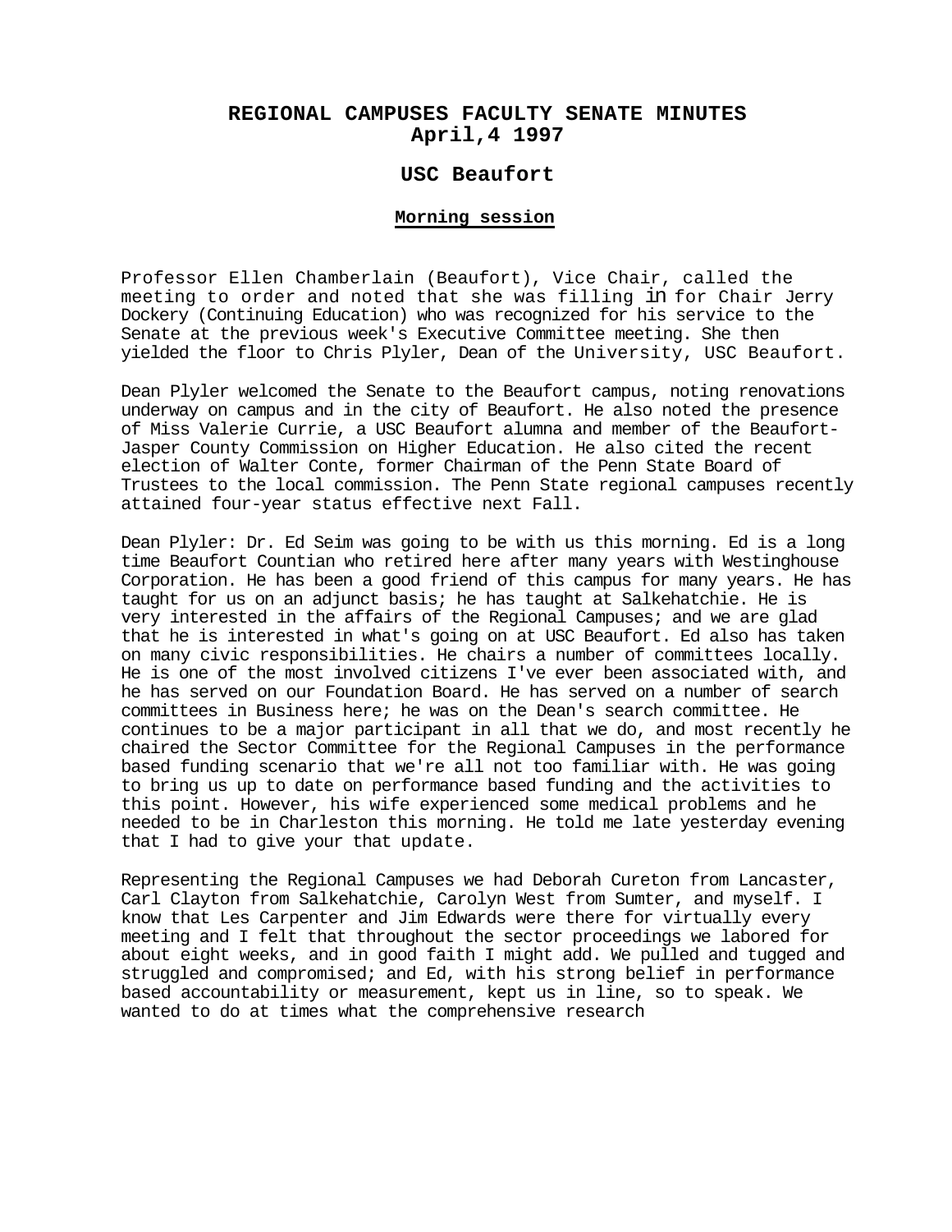# REGIONAL CAMPUSES FACULTY SENATE MINUTES
# April,4 1997

## USC Beaufort

### Morning session

Professor Ellen Chamberlain (Beaufort), Vice Chair, called the meeting to order and noted that she was filling in for Chair Jerry Dockery (Continuing Education) who was recognized for his service to the Senate at the previous week's Executive Committee meeting. She then yielded the floor to Chris Plyler, Dean of the University, USC Beaufort.

Dean Plyler welcomed the Senate to the Beaufort campus, noting renovations underway on campus and in the city of Beaufort. He also noted the presence of Miss Valerie Currie, a USC Beaufort alumna and member of the Beaufort-Jasper County Commission on Higher Education. He also cited the recent election of Walter Conte, former Chairman of the Penn State Board of Trustees to the local commission. The Penn State regional campuses recently attained four-year status effective next Fall.

Dean Plyler: Dr. Ed Seim was going to be with us this morning. Ed is a long time Beaufort Countian who retired here after many years with Westinghouse Corporation. He has been a good friend of this campus for many years. He has taught for us on an adjunct basis; he has taught at Salkehatchie. He is very interested in the affairs of the Regional Campuses; and we are glad that he is interested in what's going on at USC Beaufort. Ed also has taken on many civic responsibilities. He chairs a number of committees locally. He is one of the most involved citizens I've ever been associated with, and he has served on our Foundation Board. He has served on a number of search committees in Business here; he was on the Dean's search committee. He continues to be a major participant in all that we do, and most recently he chaired the Sector Committee for the Regional Campuses in the performance based funding scenario that we're all not too familiar with. He was going to bring us up to date on performance based funding and the activities to this point. However, his wife experienced some medical problems and he needed to be in Charleston this morning. He told me late yesterday evening that I had to give your that update.

Representing the Regional Campuses we had Deborah Cureton from Lancaster, Carl Clayton from Salkehatchie, Carolyn West from Sumter, and myself. I know that Les Carpenter and Jim Edwards were there for virtually every meeting and I felt that throughout the sector proceedings we labored for about eight weeks, and in good faith I might add. We pulled and tugged and struggled and compromised; and Ed, with his strong belief in performance based accountability or measurement, kept us in line, so to speak. We wanted to do at times what the comprehensive research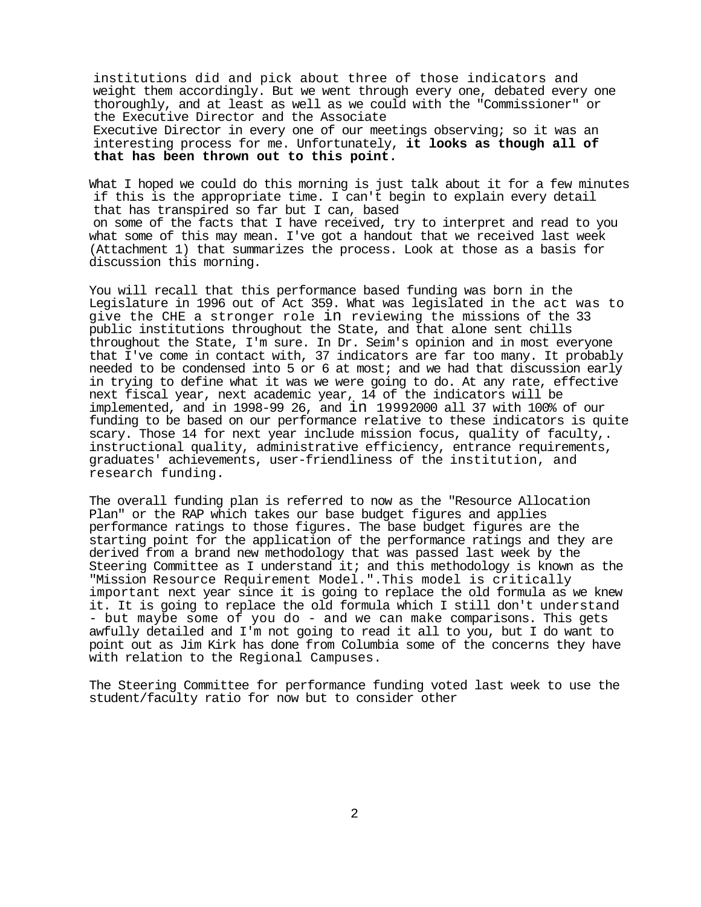institutions did and pick about three of those indicators and weight them accordingly. But we went through every one, debated every one thoroughly, and at least as well as we could with the "Commissioner" or the Executive Director and the Associate Executive Director in every one of our meetings observing; so it was an interesting process for me. Unfortunately, **it looks as though all of that has been thrown out to this point.**

What I hoped we could do this morning is just talk about it for a few minutes if this is the appropriate time. I can't begin to explain every detail that has transpired so far but I can, based on some of the facts that I have received, try to interpret and read to you what some of this may mean. I've got a handout that we received last week (Attachment 1) that summarizes the process. Look at those as a basis for discussion this morning.

You will recall that this performance based funding was born in the Legislature in 1996 out of Act 359. What was legislated in the act was to give the CHE a stronger role in reviewing the missions of the 33 public institutions throughout the State, and that alone sent chills throughout the State, I'm sure. In Dr. Seim's opinion and in most everyone that I've come in contact with, 37 indicators are far too many. It probably needed to be condensed into 5 or 6 at most; and we had that discussion early in trying to define what it was we were going to do. At any rate, effective next fiscal year, next academic year, 14 of the indicators will be implemented, and in 1998-99 26, and in 19992000 all 37 with 100% of our funding to be based on our performance relative to these indicators is quite scary. Those 14 for next year include mission focus, quality of faculty,. instructional quality, administrative efficiency, entrance requirements, graduates' achievements, user-friendliness of the institution, and research funding.

The overall funding plan is referred to now as the "Resource Allocation Plan" or the RAP which takes our base budget figures and applies performance ratings to those figures. The base budget figures are the starting point for the application of the performance ratings and they are derived from a brand new methodology that was passed last week by the Steering Committee as I understand it; and this methodology is known as the "Mission Resource Requirement Model.".This model is critically important next year since it is going to replace the old formula as we knew it. It is going to replace the old formula which I still don't understand - but maybe some of you do - and we can make comparisons. This gets awfully detailed and I'm not going to read it all to you, but I do want to point out as Jim Kirk has done from Columbia some of the concerns they have with relation to the Regional Campuses.

The Steering Committee for performance funding voted last week to use the student/faculty ratio for now but to consider other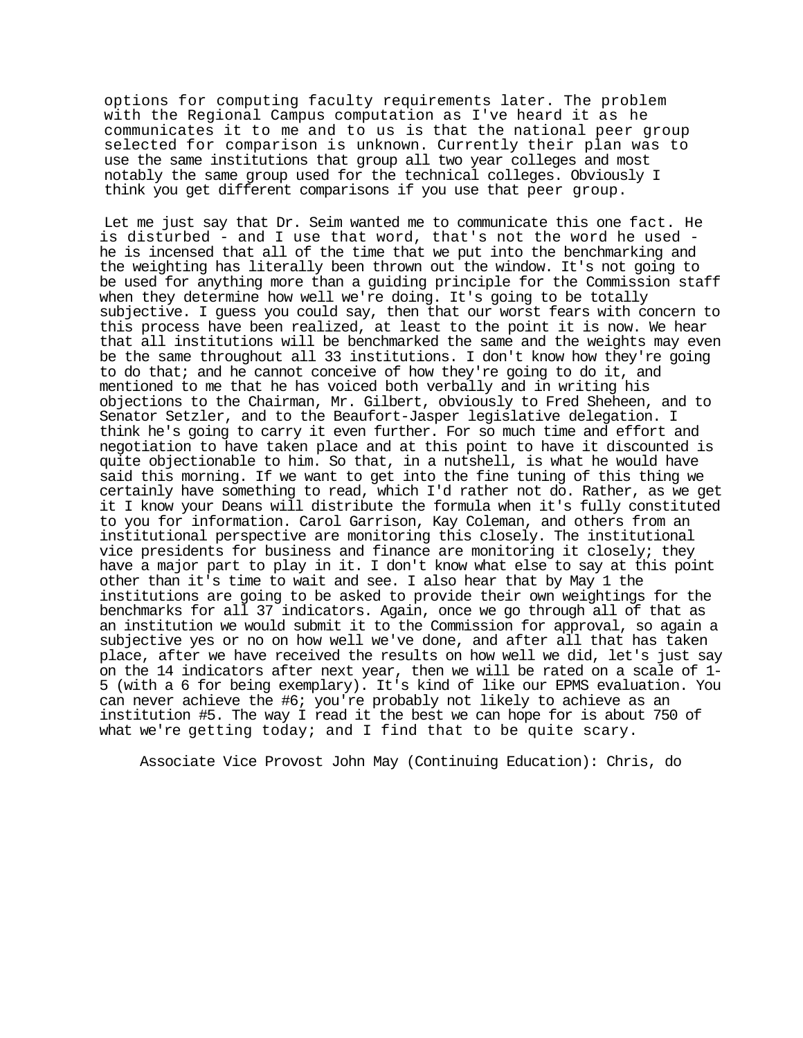options for computing faculty requirements later. The problem with the Regional Campus computation as I've heard it as he communicates it to me and to us is that the national peer group selected for comparison is unknown. Currently their plan was to use the same institutions that group all two year colleges and most notably the same group used for the technical colleges. Obviously I think you get different comparisons if you use that peer group.

Let me just say that Dr. Seim wanted me to communicate this one fact. He is disturbed - and I use that word, that's not the word he used - he is incensed that all of the time that we put into the benchmarking and the weighting has literally been thrown out the window. It's not going to be used for anything more than a guiding principle for the Commission staff when they determine how well we're doing. It's going to be totally subjective. I guess you could say, then that our worst fears with concern to this process have been realized, at least to the point it is now. We hear that all institutions will be benchmarked the same and the weights may even be the same throughout all 33 institutions. I don't know how they're going to do that; and he cannot conceive of how they're going to do it, and mentioned to me that he has voiced both verbally and in writing his objections to the Chairman, Mr. Gilbert, obviously to Fred Sheheen, and to Senator Setzler, and to the Beaufort-Jasper legislative delegation. I think he's going to carry it even further. For so much time and effort and negotiation to have taken place and at this point to have it discounted is quite objectionable to him. So that, in a nutshell, is what he would have said this morning. If we want to get into the fine tuning of this thing we certainly have something to read, which I'd rather not do. Rather, as we get it I know your Deans will distribute the formula when it's fully constituted to you for information. Carol Garrison, Kay Coleman, and others from an institutional perspective are monitoring this closely. The institutional vice presidents for business and finance are monitoring it closely; they have a major part to play in it. I don't know what else to say at this point other than it's time to wait and see. I also hear that by May 1 the institutions are going to be asked to provide their own weightings for the benchmarks for all 37 indicators. Again, once we go through all of that as an institution we would submit it to the Commission for approval, so again a subjective yes or no on how well we've done, and after all that has taken place, after we have received the results on how well we did, let's just say on the 14 indicators after next year, then we will be rated on a scale of 1-5 (with a 6 for being exemplary). It's kind of like our EPMS evaluation. You can never achieve the #6; you're probably not likely to achieve as an institution #5. The way I read it the best we can hope for is about 750 of what we're getting today; and I find that to be quite scary.

Associate Vice Provost John May (Continuing Education): Chris, do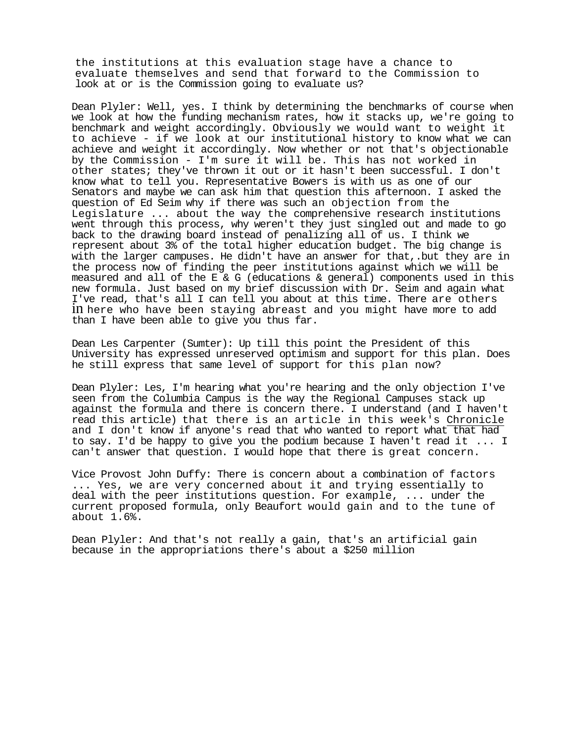the institutions at this evaluation stage have a chance to evaluate themselves and send that forward to the Commission to look at or is the Commission going to evaluate us?

Dean Plyler: Well, yes. I think by determining the benchmarks of course when we look at how the funding mechanism rates, how it stacks up, we're going to benchmark and weight accordingly. Obviously we would want to weight it to achieve - if we look at our institutional history to know what we can achieve and weight it accordingly. Now whether or not that's objectionable by the Commission - I'm sure it will be. This has not worked in other states; they've thrown it out or it hasn't been successful. I don't know what to tell you. Representative Bowers is with us as one of our Senators and maybe we can ask him that question this afternoon. I asked the question of Ed Seim why if there was such an objection from the Legislature ... about the way the comprehensive research institutions went through this process, why weren't they just singled out and made to go back to the drawing board instead of penalizing all of us. I think we represent about 3% of the total higher education budget. The big change is with the larger campuses. He didn't have an answer for that,.but they are in the process now of finding the peer institutions against which we will be measured and all of the E & G (educations & general) components used in this new formula. Just based on my brief discussion with Dr. Seim and again what I've read, that's all I can tell you about at this time. There are others in here who have been staying abreast and you might have more to add than I have been able to give you thus far.

Dean Les Carpenter (Sumter): Up till this point the President of this University has expressed unreserved optimism and support for this plan. Does he still express that same level of support for this plan now?

Dean Plyler: Les, I'm hearing what you're hearing and the only objection I've seen from the Columbia Campus is the way the Regional Campuses stack up against the formula and there is concern there. I understand (and I haven't read this article) that there is an article in this week's Chronicle and I don't know if anyone's read that who wanted to report what that had to say. I'd be happy to give you the podium because I haven't read it ... I can't answer that question. I would hope that there is great concern.

Vice Provost John Duffy: There is concern about a combination of factors ... Yes, we are very concerned about it and trying essentially to deal with the peer institutions question. For example, ... under the current proposed formula, only Beaufort would gain and to the tune of about 1.6%.

Dean Plyler: And that's not really a gain, that's an artificial gain because in the appropriations there's about a $250 million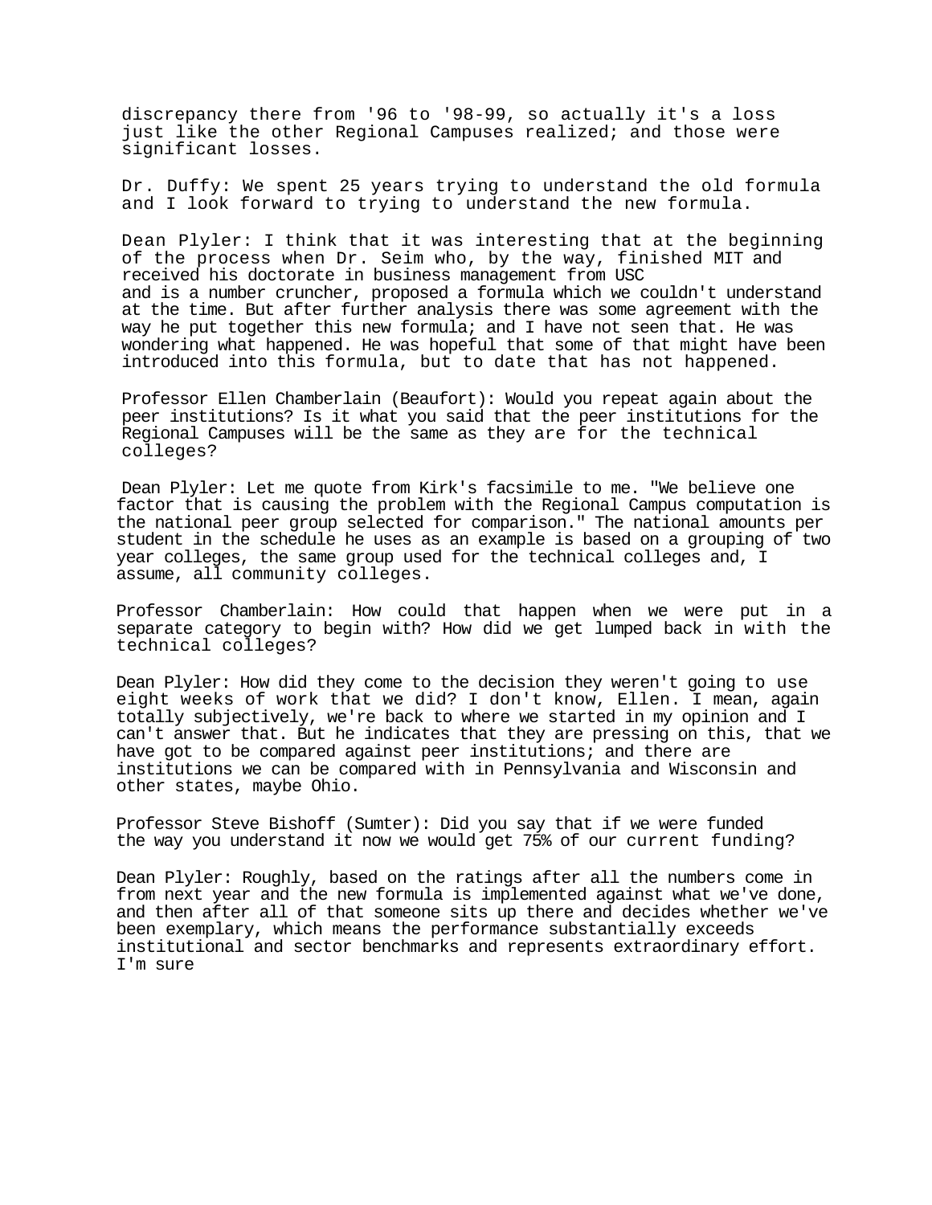discrepancy there from '96 to '98-99, so actually it's a loss just like the other Regional Campuses realized; and those were significant losses.

Dr. Duffy: We spent 25 years trying to understand the old formula and I look forward to trying to understand the new formula.

Dean Plyler: I think that it was interesting that at the beginning of the process when Dr. Seim who, by the way, finished MIT and received his doctorate in business management from USC and is a number cruncher, proposed a formula which we couldn't understand at the time. But after further analysis there was some agreement with the way he put together this new formula; and I have not seen that. He was wondering what happened. He was hopeful that some of that might have been introduced into this formula, but to date that has not happened.

Professor Ellen Chamberlain (Beaufort): Would you repeat again about the peer institutions? Is it what you said that the peer institutions for the Regional Campuses will be the same as they are for the technical colleges?

Dean Plyler: Let me quote from Kirk's facsimile to me. "We believe one factor that is causing the problem with the Regional Campus computation is the national peer group selected for comparison." The national amounts per student in the schedule he uses as an example is based on a grouping of two year colleges, the same group used for the technical colleges and, I assume, all community colleges.

Professor Chamberlain: How could that happen when we were put in a separate category to begin with? How did we get lumped back in with the technical colleges?

Dean Plyler: How did they come to the decision they weren't going to use eight weeks of work that we did? I don't know, Ellen. I mean, again totally subjectively, we're back to where we started in my opinion and I can't answer that. But he indicates that they are pressing on this, that we have got to be compared against peer institutions; and there are institutions we can be compared with in Pennsylvania and Wisconsin and other states, maybe Ohio.

Professor Steve Bishoff (Sumter): Did you say that if we were funded the way you understand it now we would get 75% of our current funding?

Dean Plyler: Roughly, based on the ratings after all the numbers come in from next year and the new formula is implemented against what we've done, and then after all of that someone sits up there and decides whether we've been exemplary, which means the performance substantially exceeds institutional and sector benchmarks and represents extraordinary effort. I'm sure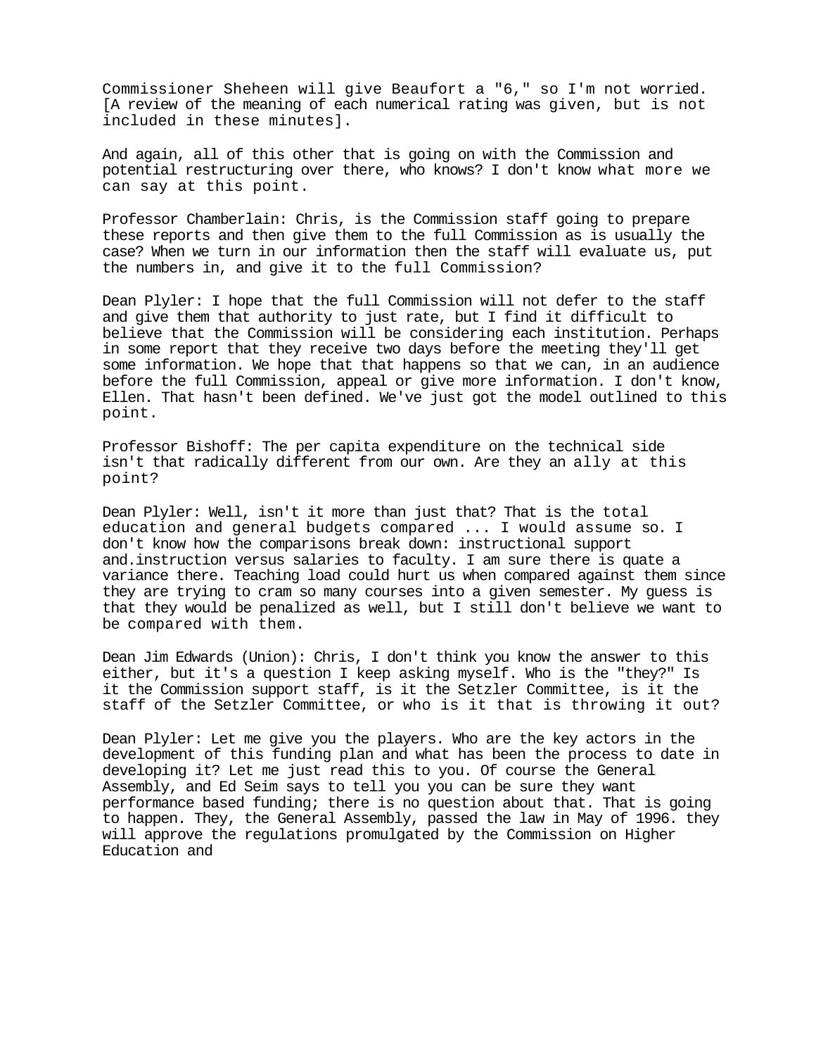Commissioner Sheheen will give Beaufort a "6," so I'm not worried. [A review of the meaning of each numerical rating was given, but is not included in these minutes].

And again, all of this other that is going on with the Commission and potential restructuring over there, who knows? I don't know what more we can say at this point.

Professor Chamberlain: Chris, is the Commission staff going to prepare these reports and then give them to the full Commission as is usually the case? When we turn in our information then the staff will evaluate us, put the numbers in, and give it to the full Commission?

Dean Plyler: I hope that the full Commission will not defer to the staff and give them that authority to just rate, but I find it difficult to believe that the Commission will be considering each institution. Perhaps in some report that they receive two days before the meeting they'll get some information. We hope that that happens so that we can, in an audience before the full Commission, appeal or give more information. I don't know, Ellen. That hasn't been defined. We've just got the model outlined to this point.

Professor Bishoff: The per capita expenditure on the technical side isn't that radically different from our own. Are they an ally at this point?

Dean Plyler: Well, isn't it more than just that? That is the total education and general budgets compared ... I would assume so. I don't know how the comparisons break down: instructional support and.instruction versus salaries to faculty. I am sure there is quate a variance there. Teaching load could hurt us when compared against them since they are trying to cram so many courses into a given semester. My guess is that they would be penalized as well, but I still don't believe we want to be compared with them.

Dean Jim Edwards (Union): Chris, I don't think you know the answer to this either, but it's a question I keep asking myself. Who is the "they?" Is it the Commission support staff, is it the Setzler Committee, is it the staff of the Setzler Committee, or who is it that is throwing it out?

Dean Plyler: Let me give you the players. Who are the key actors in the development of this funding plan and what has been the process to date in developing it? Let me just read this to you. Of course the General Assembly, and Ed Seim says to tell you you can be sure they want performance based funding; there is no question about that. That is going to happen. They, the General Assembly, passed the law in May of 1996. they will approve the regulations promulgated by the Commission on Higher Education and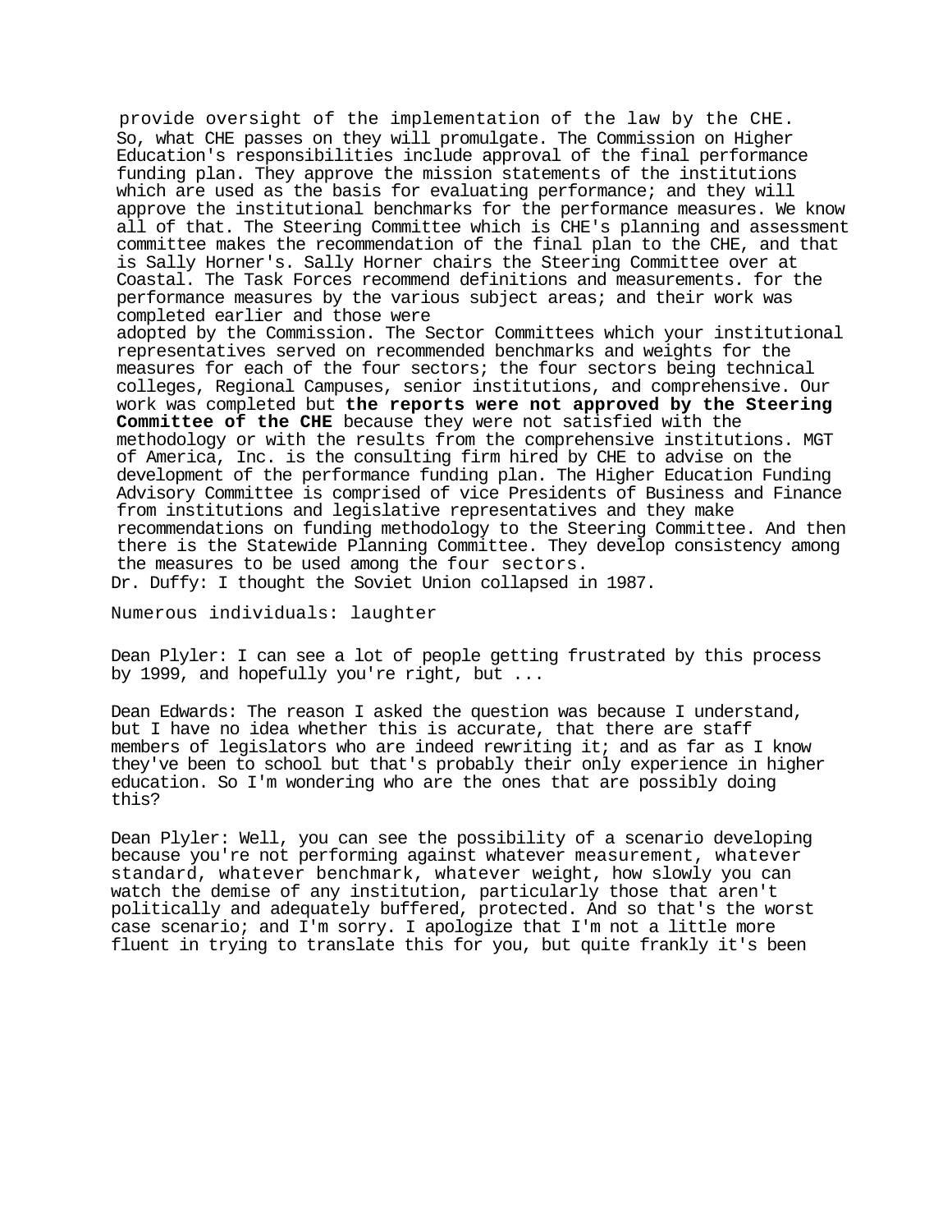provide oversight of the implementation of the law by the CHE. So, what CHE passes on they will promulgate. The Commission on Higher Education's responsibilities include approval of the final performance funding plan. They approve the mission statements of the institutions which are used as the basis for evaluating performance; and they will approve the institutional benchmarks for the performance measures. We know all of that. The Steering Committee which is CHE's planning and assessment committee makes the recommendation of the final plan to the CHE, and that is Sally Horner's. Sally Horner chairs the Steering Committee over at Coastal. The Task Forces recommend definitions and measurements. for the performance measures by the various subject areas; and their work was completed earlier and those were adopted by the Commission. The Sector Committees which your institutional representatives served on recommended benchmarks and weights for the measures for each of the four sectors; the four sectors being technical colleges, Regional Campuses, senior institutions, and comprehensive. Our work was completed but **the reports were not approved by the Steering Committee of the CHE** because they were not satisfied with the methodology or with the results from the comprehensive institutions. MGT of America, Inc. is the consulting firm hired by CHE to advise on the development of the performance funding plan. The Higher Education Funding Advisory Committee is comprised of vice Presidents of Business and Finance from institutions and legislative representatives and they make recommendations on funding methodology to the Steering Committee. And then there is the Statewide Planning Committee. They develop consistency among the measures to be used among the four sectors.

Dr. Duffy: I thought the Soviet Union collapsed in 1987.

Numerous individuals: laughter

Dean Plyler: I can see a lot of people getting frustrated by this process by 1999, and hopefully you're right, but ...

Dean Edwards: The reason I asked the question was because I understand, but I have no idea whether this is accurate, that there are staff members of legislators who are indeed rewriting it; and as far as I know they've been to school but that's probably their only experience in higher education. So I'm wondering who are the ones that are possibly doing this?

Dean Plyler: Well, you can see the possibility of a scenario developing because you're not performing against whatever measurement, whatever standard, whatever benchmark, whatever weight, how slowly you can watch the demise of any institution, particularly those that aren't politically and adequately buffered, protected. And so that's the worst case scenario; and I'm sorry. I apologize that I'm not a little more fluent in trying to translate this for you, but quite frankly it's been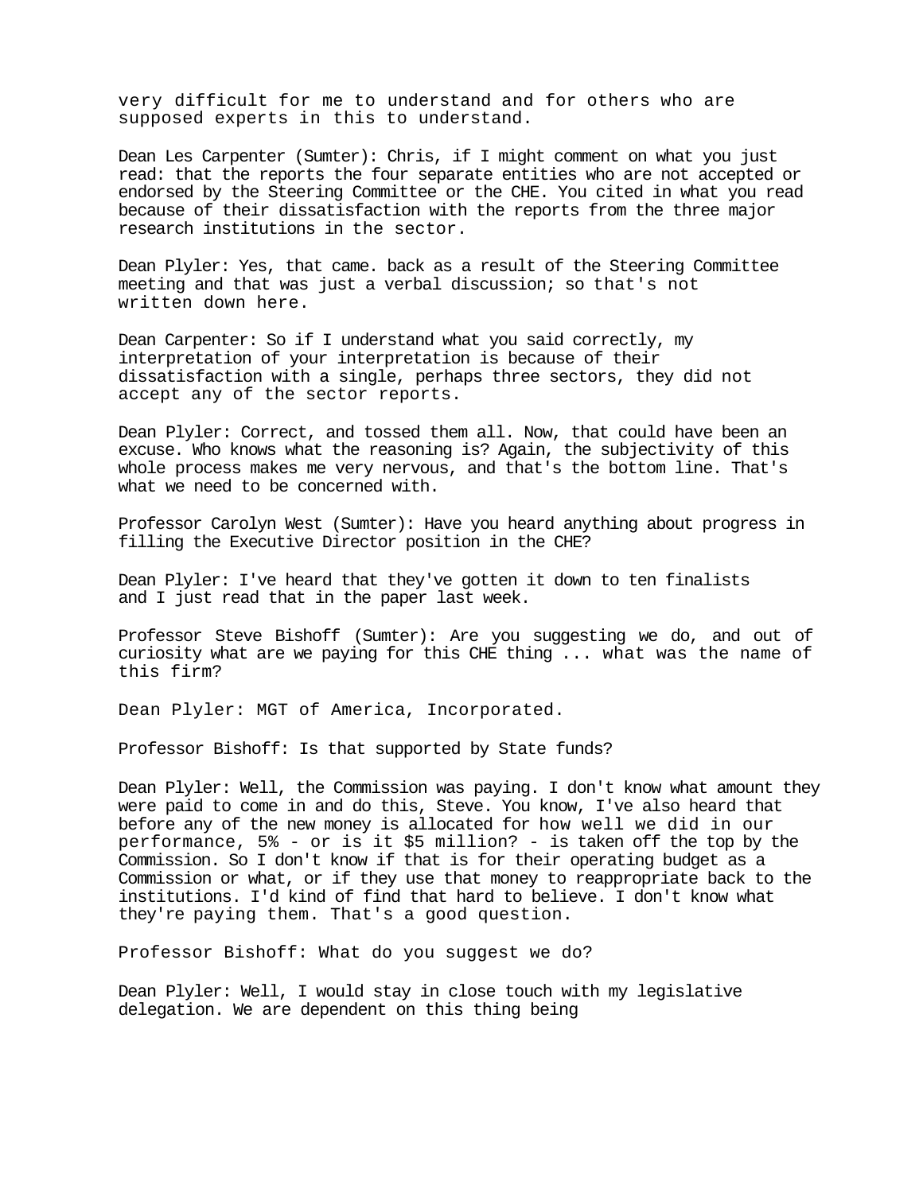very difficult for me to understand and for others who are supposed experts in this to understand.

Dean Les Carpenter (Sumter): Chris, if I might comment on what you just read: that the reports the four separate entities who are not accepted or endorsed by the Steering Committee or the CHE. You cited in what you read because of their dissatisfaction with the reports from the three major research institutions in the sector.

Dean Plyler: Yes, that came. back as a result of the Steering Committee meeting and that was just a verbal discussion; so that's not written down here.

Dean Carpenter: So if I understand what you said correctly, my interpretation of your interpretation is because of their dissatisfaction with a single, perhaps three sectors, they did not accept any of the sector reports.

Dean Plyler: Correct, and tossed them all. Now, that could have been an excuse. Who knows what the reasoning is? Again, the subjectivity of this whole process makes me very nervous, and that's the bottom line. That's what we need to be concerned with.

Professor Carolyn West (Sumter): Have you heard anything about progress in filling the Executive Director position in the CHE?

Dean Plyler: I've heard that they've gotten it down to ten finalists and I just read that in the paper last week.

Professor Steve Bishoff (Sumter): Are you suggesting we do, and out of curiosity what are we paying for this CHE thing ... what was the name of this firm?

Dean Plyler: MGT of America, Incorporated.

Professor Bishoff: Is that supported by State funds?

Dean Plyler: Well, the Commission was paying. I don't know what amount they were paid to come in and do this, Steve. You know, I've also heard that before any of the new money is allocated for how well we did in our performance, 5% - or is it $5 million? - is taken off the top by the Commission. So I don't know if that is for their operating budget as a Commission or what, or if they use that money to reappropriate back to the institutions. I'd kind of find that hard to believe. I don't know what they're paying them. That's a good question.

Professor Bishoff: What do you suggest we do?

Dean Plyler: Well, I would stay in close touch with my legislative delegation. We are dependent on this thing being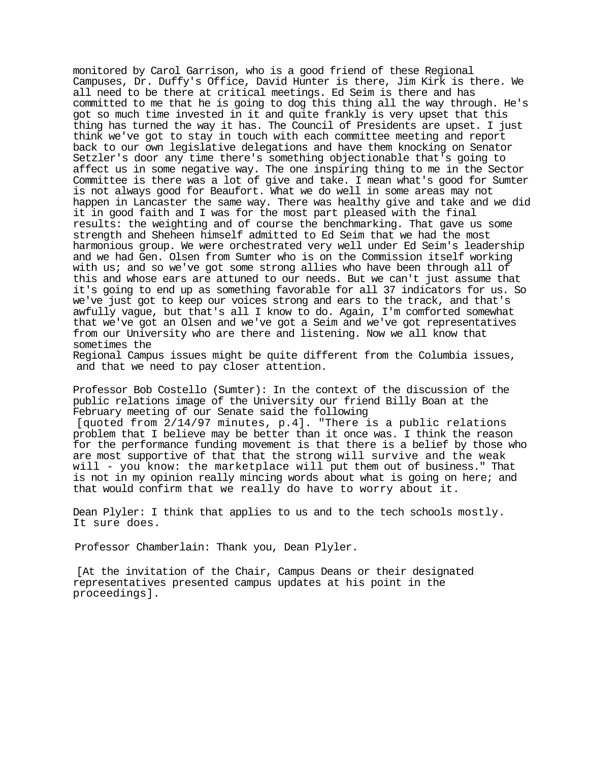monitored by Carol Garrison, who is a good friend of these Regional Campuses, Dr. Duffy's Office, David Hunter is there, Jim Kirk is there. We all need to be there at critical meetings. Ed Seim is there and has committed to me that he is going to dog this thing all the way through. He's got so much time invested in it and quite frankly is very upset that this thing has turned the way it has. The Council of Presidents are upset. I just think we've got to stay in touch with each committee meeting and report back to our own legislative delegations and have them knocking on Senator Setzler's door any time there's something objectionable that's going to affect us in some negative way. The one inspiring thing to me in the Sector Committee is there was a lot of give and take. I mean what's good for Sumter is not always good for Beaufort. What we do well in some areas may not happen in Lancaster the same way. There was healthy give and take and we did it in good faith and I was for the most part pleased with the final results: the weighting and of course the benchmarking. That gave us some strength and Sheheen himself admitted to Ed Seim that we had the most harmonious group. We were orchestrated very well under Ed Seim's leadership and we had Gen. Olsen from Sumter who is on the Commission itself working with us; and so we've got some strong allies who have been through all of this and whose ears are attuned to our needs. But we can't just assume that it's going to end up as something favorable for all 37 indicators for us. So we've just got to keep our voices strong and ears to the track, and that's awfully vague, but that's all I know to do. Again, I'm comforted somewhat that we've got an Olsen and we've got a Seim and we've got representatives from our University who are there and listening. Now we all know that sometimes the Regional Campus issues might be quite different from the Columbia issues, and that we need to pay closer attention.

Professor Bob Costello (Sumter): In the context of the discussion of the public relations image of the University our friend Billy Boan at the February meeting of our Senate said the following [quoted from 2/14/97 minutes, p.4]. "There is a public relations problem that I believe may be better than it once was. I think the reason for the performance funding movement is that there is a belief by those who are most supportive of that that the strong will survive and the weak will - you know: the marketplace will put them out of business." That is not in my opinion really mincing words about what is going on here; and that would confirm that we really do have to worry about it.

Dean Plyler: I think that applies to us and to the tech schools mostly. It sure does.

Professor Chamberlain: Thank you, Dean Plyler.

[At the invitation of the Chair, Campus Deans or their designated representatives presented campus updates at his point in the proceedings].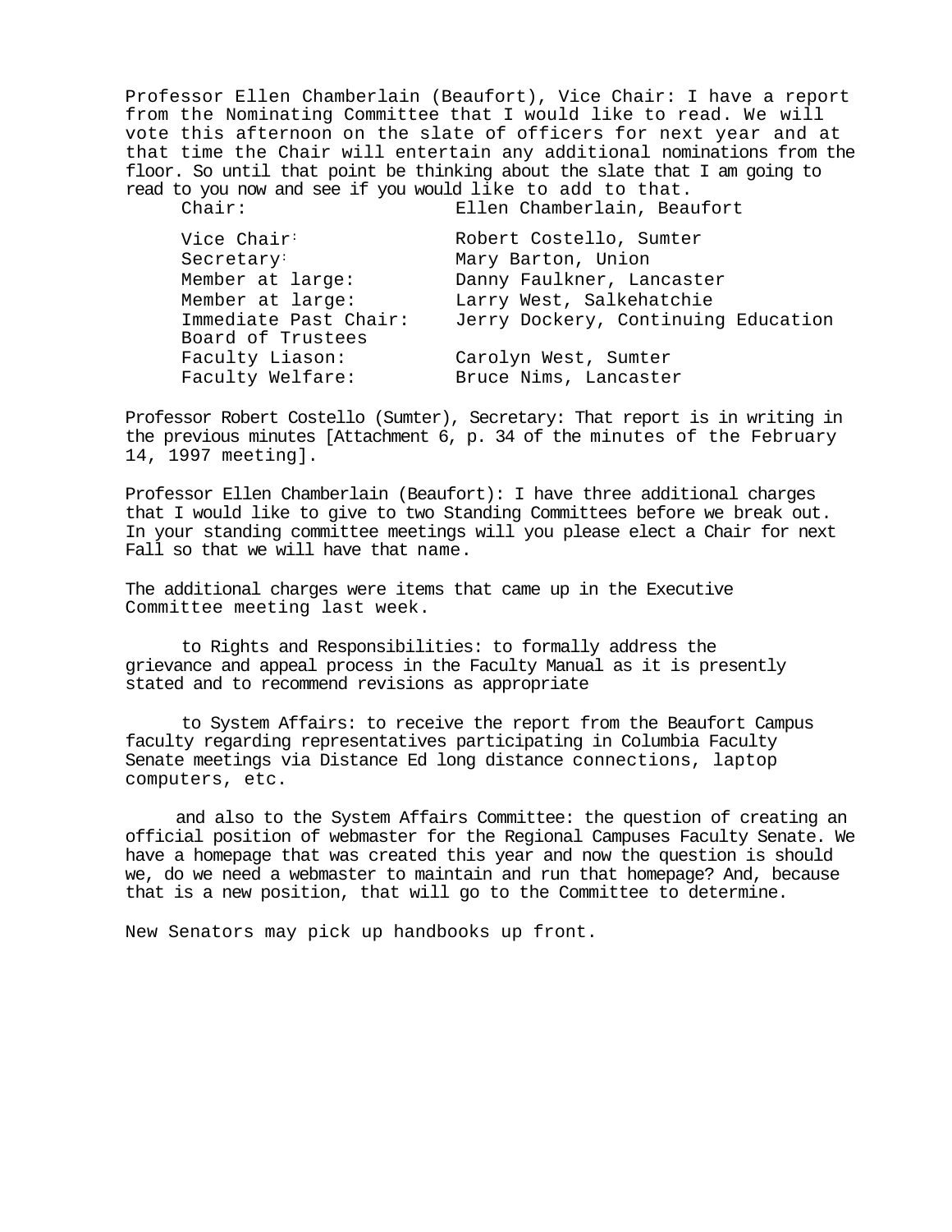Professor Ellen Chamberlain (Beaufort), Vice Chair: I have a report from the Nominating Committee that I would like to read. We will vote this afternoon on the slate of officers for next year and at that time the Chair will entertain any additional nominations from the floor. So until that point be thinking about the slate that I am going to read to you now and see if you would like to add to that.

| | |
|---|---|
| Chair: | Ellen Chamberlain, Beaufort |
| Vice Chair: | Robert Costello, Sumter |
| Secretary: | Mary Barton, Union |
| Member at large: | Danny Faulkner, Lancaster |
| Member at large: | Larry West, Salkehatchie |
| Immediate Past Chair: | Jerry Dockery, Continuing Education |
| Board of Trustees Faculty Liason: | Carolyn West, Sumter |
| Faculty Welfare: | Bruce Nims, Lancaster |

Professor Robert Costello (Sumter), Secretary: That report is in writing in the previous minutes [Attachment 6, p. 34 of the minutes of the February 14, 1997 meeting].

Professor Ellen Chamberlain (Beaufort): I have three additional charges that I would like to give to two Standing Committees before we break out. In your standing committee meetings will you please elect a Chair for next Fall so that we will have that name.

The additional charges were items that came up in the Executive Committee meeting last week.

to Rights and Responsibilities: to formally address the grievance and appeal process in the Faculty Manual as it is presently stated and to recommend revisions as appropriate

to System Affairs: to receive the report from the Beaufort Campus faculty regarding representatives participating in Columbia Faculty Senate meetings via Distance Ed long distance connections, laptop computers, etc.

and also to the System Affairs Committee: the question of creating an official position of webmaster for the Regional Campuses Faculty Senate. We have a homepage that was created this year and now the question is should we, do we need a webmaster to maintain and run that homepage? And, because that is a new position, that will go to the Committee to determine.

New Senators may pick up handbooks up front.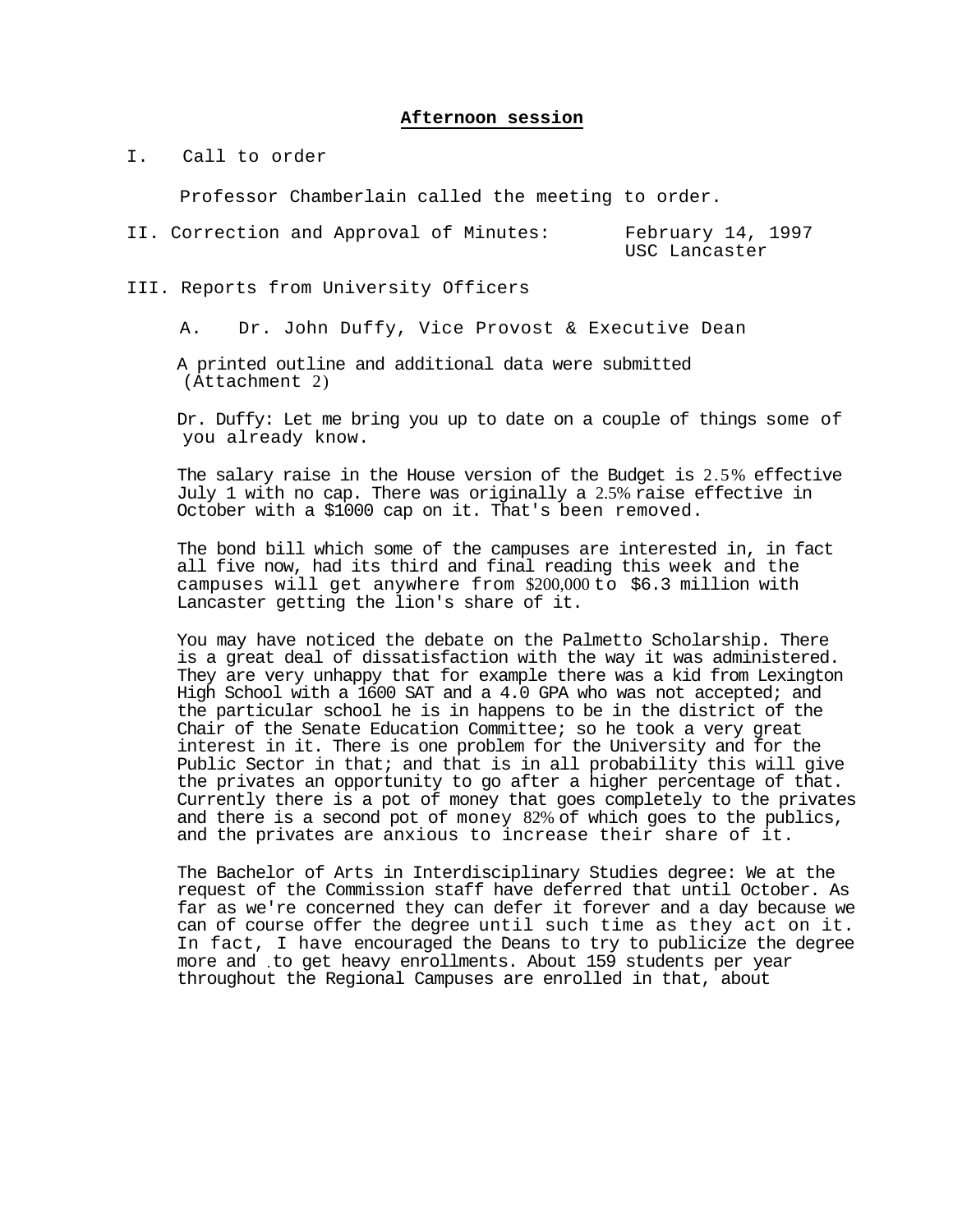## Afternoon session

I. Call to order

Professor Chamberlain called the meeting to order.

II. Correction and Approval of Minutes: February 14, 1997
USC Lancaster

III. Reports from University Officers

A. Dr. John Duffy, Vice Provost & Executive Dean

A printed outline and additional data were submitted (Attachment 2)

Dr. Duffy: Let me bring you up to date on a couple of things some of you already know.

The salary raise in the House version of the Budget is 2.5% effective July 1 with no cap. There was originally a 2.5% raise effective in October with a $1000 cap on it. That's been removed.

The bond bill which some of the campuses are interested in, in fact all five now, had its third and final reading this week and the campuses will get anywhere from $200,000 to $6.3 million with Lancaster getting the lion's share of it.

You may have noticed the debate on the Palmetto Scholarship. There is a great deal of dissatisfaction with the way it was administered. They are very unhappy that for example there was a kid from Lexington High School with a 1600 SAT and a 4.0 GPA who was not accepted; and the particular school he is in happens to be in the district of the Chair of the Senate Education Committee; so he took a very great interest in it. There is one problem for the University and for the Public Sector in that; and that is in all probability this will give the privates an opportunity to go after a higher percentage of that. Currently there is a pot of money that goes completely to the privates and there is a second pot of money 82% of which goes to the publics, and the privates are anxious to increase their share of it.

The Bachelor of Arts in Interdisciplinary Studies degree: We at the request of the Commission staff have deferred that until October. As far as we're concerned they can defer it forever and a day because we can of course offer the degree until such time as they act on it. In fact, I have encouraged the Deans to try to publicize the degree more and to get heavy enrollments. About 159 students per year throughout the Regional Campuses are enrolled in that, about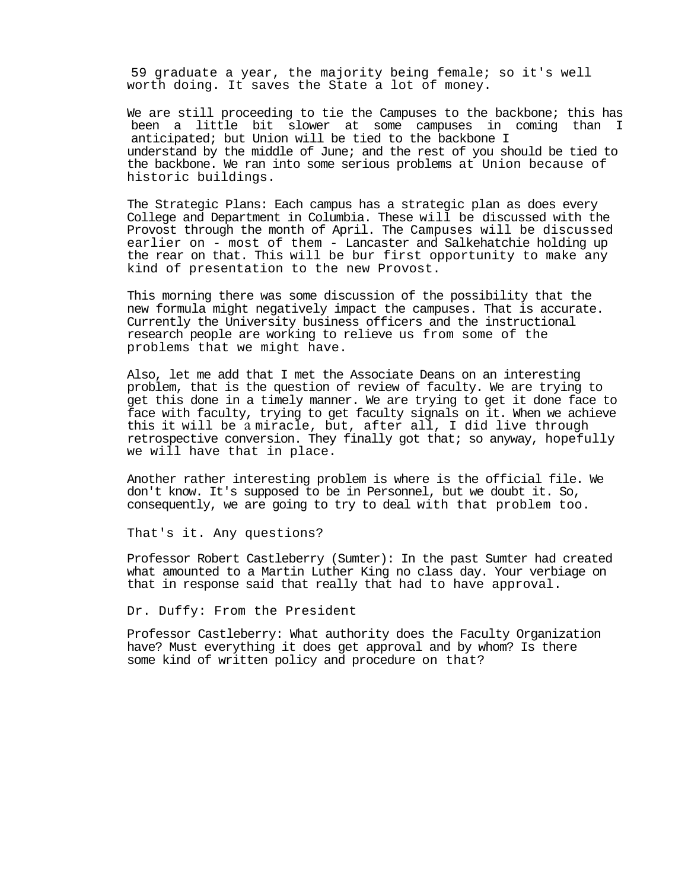59 graduate a year, the majority being female; so it's well worth doing. It saves the State a lot of money.

We are still proceeding to tie the Campuses to the backbone; this has been a little bit slower at some campuses in coming than I anticipated; but Union will be tied to the backbone I understand by the middle of June; and the rest of you should be tied to the backbone. We ran into some serious problems at Union because of historic buildings.

The Strategic Plans: Each campus has a strategic plan as does every College and Department in Columbia. These will be discussed with the Provost through the month of April. The Campuses will be discussed earlier on - most of them - Lancaster and Salkehatchie holding up the rear on that. This will be bur first opportunity to make any kind of presentation to the new Provost.

This morning there was some discussion of the possibility that the new formula might negatively impact the campuses. That is accurate. Currently the University business officers and the instructional research people are working to relieve us from some of the problems that we might have.

Also, let me add that I met the Associate Deans on an interesting problem, that is the question of review of faculty. We are trying to get this done in a timely manner. We are trying to get it done face to face with faculty, trying to get faculty signals on it. When we achieve this it will be a miracle, but, after all, I did live through retrospective conversion. They finally got that; so anyway, hopefully we will have that in place.

Another rather interesting problem is where is the official file. We don't know. It's supposed to be in Personnel, but we doubt it. So, consequently, we are going to try to deal with that problem too.

That's it. Any questions?

Professor Robert Castleberry (Sumter): In the past Sumter had created what amounted to a Martin Luther King no class day. Your verbiage on that in response said that really that had to have approval.

Dr. Duffy: From the President

Professor Castleberry: What authority does the Faculty Organization have? Must everything it does get approval and by whom? Is there some kind of written policy and procedure on that?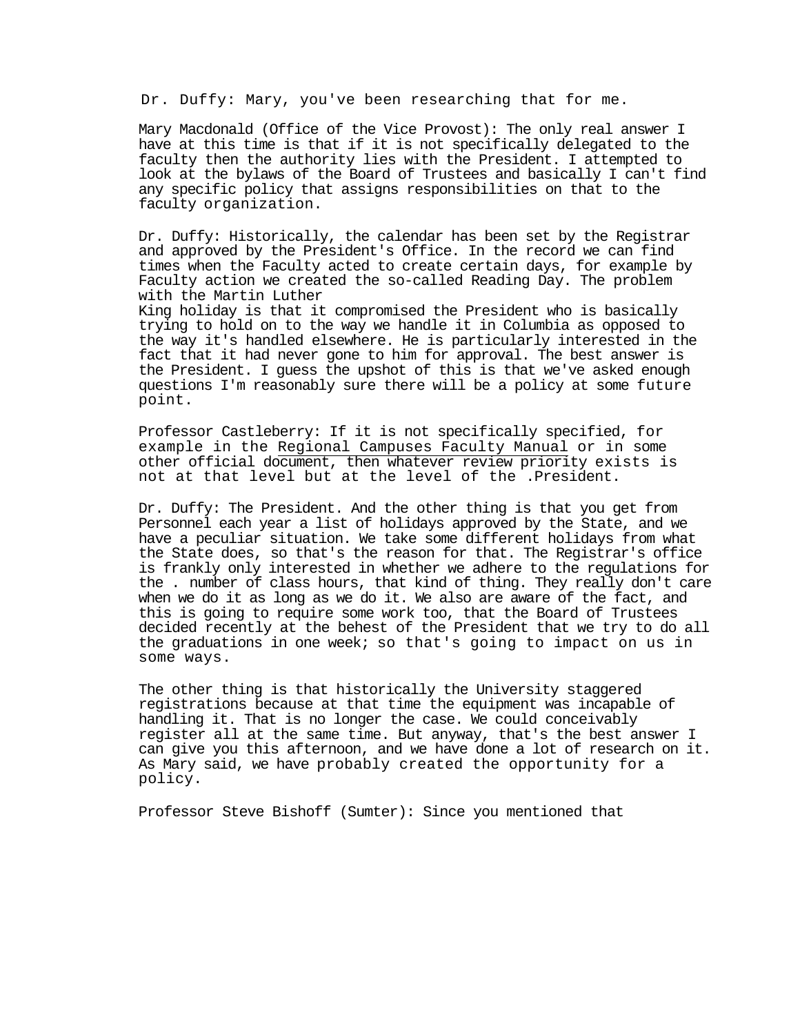Dr. Duffy: Mary, you've been researching that for me.

Mary Macdonald (Office of the Vice Provost): The only real answer I have at this time is that if it is not specifically delegated to the faculty then the authority lies with the President. I attempted to look at the bylaws of the Board of Trustees and basically I can't find any specific policy that assigns responsibilities on that to the faculty organization.

Dr. Duffy: Historically, the calendar has been set by the Registrar and approved by the President's Office. In the record we can find times when the Faculty acted to create certain days, for example by Faculty action we created the so-called Reading Day. The problem with the Martin Luther King holiday is that it compromised the President who is basically trying to hold on to the way we handle it in Columbia as opposed to the way it's handled elsewhere. He is particularly interested in the fact that it had never gone to him for approval. The best answer is the President. I guess the upshot of this is that we've asked enough questions I'm reasonably sure there will be a policy at some future point.

Professor Castleberry: If it is not specifically specified, for example in the Regional Campuses Faculty Manual or in some other official document, then whatever review priority exists is not at that level but at the level of the .President.

Dr. Duffy: The President. And the other thing is that you get from Personnel each year a list of holidays approved by the State, and we have a peculiar situation. We take some different holidays from what the State does, so that's the reason for that. The Registrar's office is frankly only interested in whether we adhere to the regulations for the . number of class hours, that kind of thing. They really don't care when we do it as long as we do it. We also are aware of the fact, and this is going to require some work too, that the Board of Trustees decided recently at the behest of the President that we try to do all the graduations in one week; so that's going to impact on us in some ways.

The other thing is that historically the University staggered registrations because at that time the equipment was incapable of handling it. That is no longer the case. We could conceivably register all at the same time. But anyway, that's the best answer I can give you this afternoon, and we have done a lot of research on it. As Mary said, we have probably created the opportunity for a policy.

Professor Steve Bishoff (Sumter): Since you mentioned that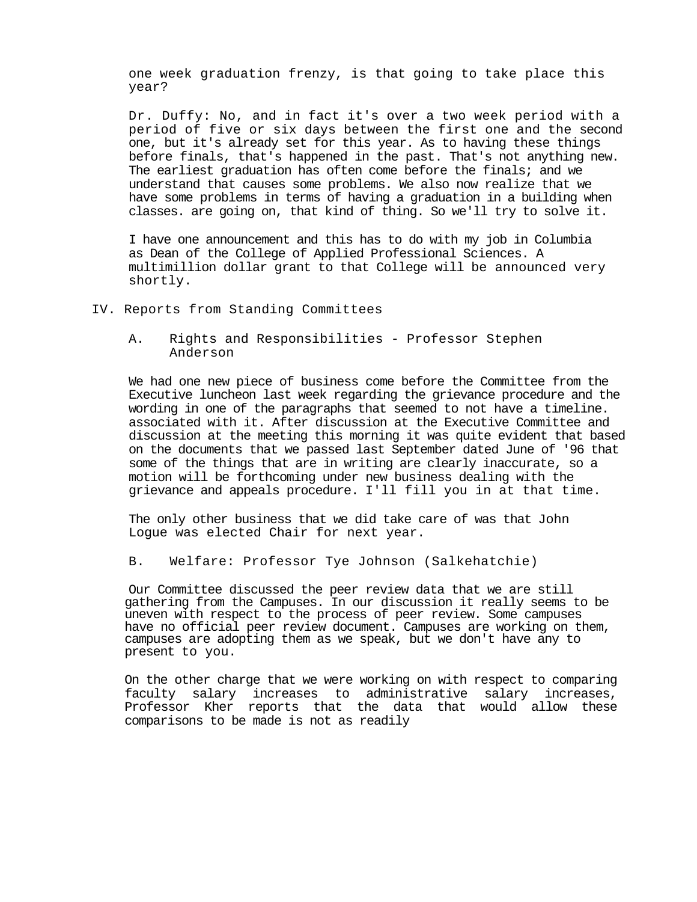one week graduation frenzy, is that going to take place this year?

Dr. Duffy: No, and in fact it's over a two week period with a period of five or six days between the first one and the second one, but it's already set for this year. As to having these things before finals, that's happened in the past. That's not anything new. The earliest graduation has often come before the finals; and we understand that causes some problems. We also now realize that we have some problems in terms of having a graduation in a building when classes. are going on, that kind of thing. So we'll try to solve it.

I have one announcement and this has to do with my job in Columbia as Dean of the College of Applied Professional Sciences. A multimillion dollar grant to that College will be announced very shortly.

## IV. Reports from Standing Committees

### A. Rights and Responsibilities - Professor Stephen Anderson

We had one new piece of business come before the Committee from the Executive luncheon last week regarding the grievance procedure and the wording in one of the paragraphs that seemed to not have a timeline. associated with it. After discussion at the Executive Committee and discussion at the meeting this morning it was quite evident that based on the documents that we passed last September dated June of '96 that some of the things that are in writing are clearly inaccurate, so a motion will be forthcoming under new business dealing with the grievance and appeals procedure. I'll fill you in at that time.

The only other business that we did take care of was that John Logue was elected Chair for next year.

### B. Welfare: Professor Tye Johnson (Salkehatchie)

Our Committee discussed the peer review data that we are still gathering from the Campuses. In our discussion it really seems to be uneven with respect to the process of peer review. Some campuses have no official peer review document. Campuses are working on them, campuses are adopting them as we speak, but we don't have any to present to you.

On the other charge that we were working on with respect to comparing faculty salary increases to administrative salary increases, Professor Kher reports that the data that would allow these comparisons to be made is not as readily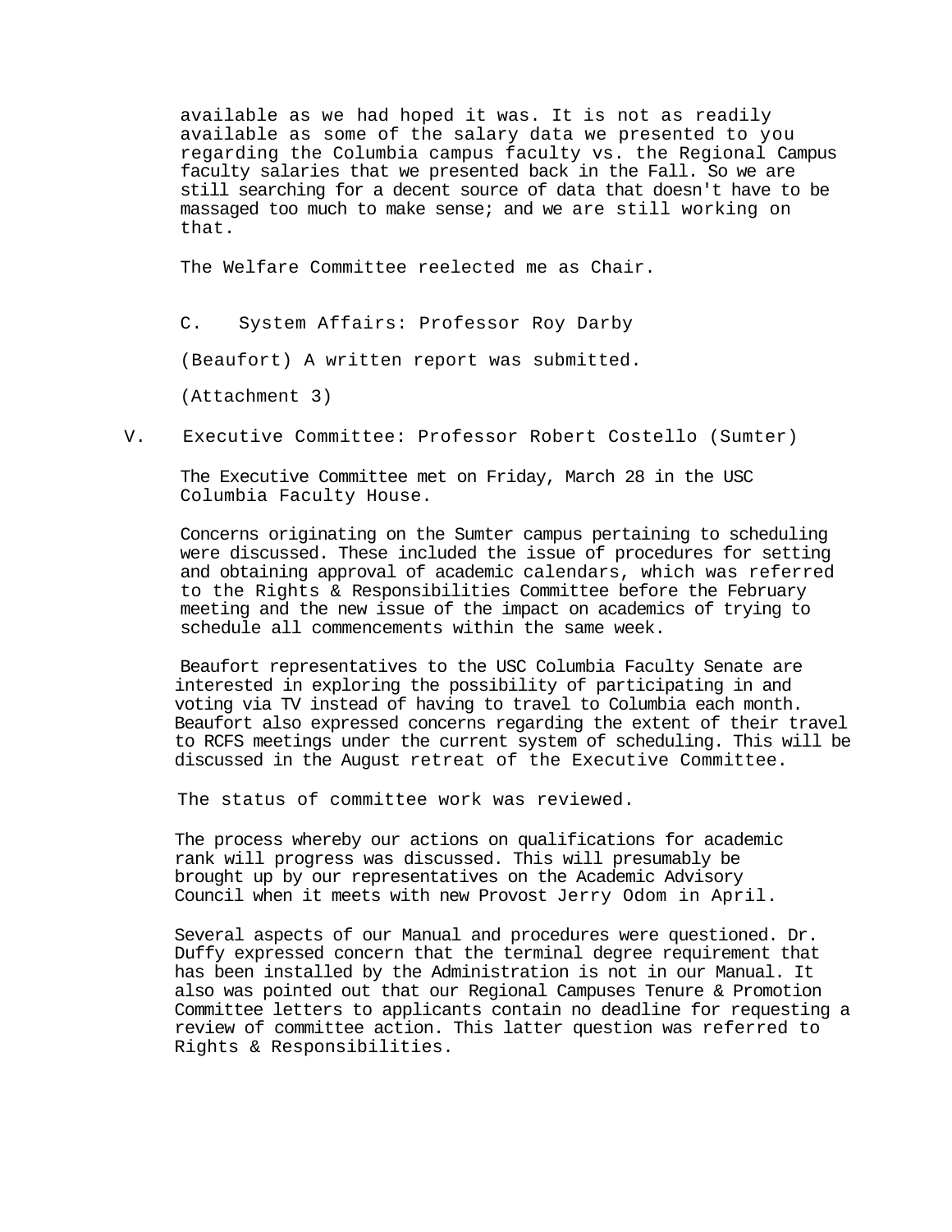available as we had hoped it was. It is not as readily available as some of the salary data we presented to you regarding the Columbia campus faculty vs. the Regional Campus faculty salaries that we presented back in the Fall. So we are still searching for a decent source of data that doesn't have to be massaged too much to make sense; and we are still working on that.

The Welfare Committee reelected me as Chair.

C. System Affairs: Professor Roy Darby

(Beaufort) A written report was submitted.

(Attachment 3)

V. Executive Committee: Professor Robert Costello (Sumter)

The Executive Committee met on Friday, March 28 in the USC Columbia Faculty House.

Concerns originating on the Sumter campus pertaining to scheduling were discussed. These included the issue of procedures for setting and obtaining approval of academic calendars, which was referred to the Rights & Responsibilities Committee before the February meeting and the new issue of the impact on academics of trying to schedule all commencements within the same week.

Beaufort representatives to the USC Columbia Faculty Senate are interested in exploring the possibility of participating in and voting via TV instead of having to travel to Columbia each month. Beaufort also expressed concerns regarding the extent of their travel to RCFS meetings under the current system of scheduling. This will be discussed in the August retreat of the Executive Committee.

The status of committee work was reviewed.

The process whereby our actions on qualifications for academic rank will progress was discussed. This will presumably be brought up by our representatives on the Academic Advisory Council when it meets with new Provost Jerry Odom in April.

Several aspects of our Manual and procedures were questioned. Dr. Duffy expressed concern that the terminal degree requirement that has been installed by the Administration is not in our Manual. It also was pointed out that our Regional Campuses Tenure & Promotion Committee letters to applicants contain no deadline for requesting a review of committee action. This latter question was referred to Rights & Responsibilities.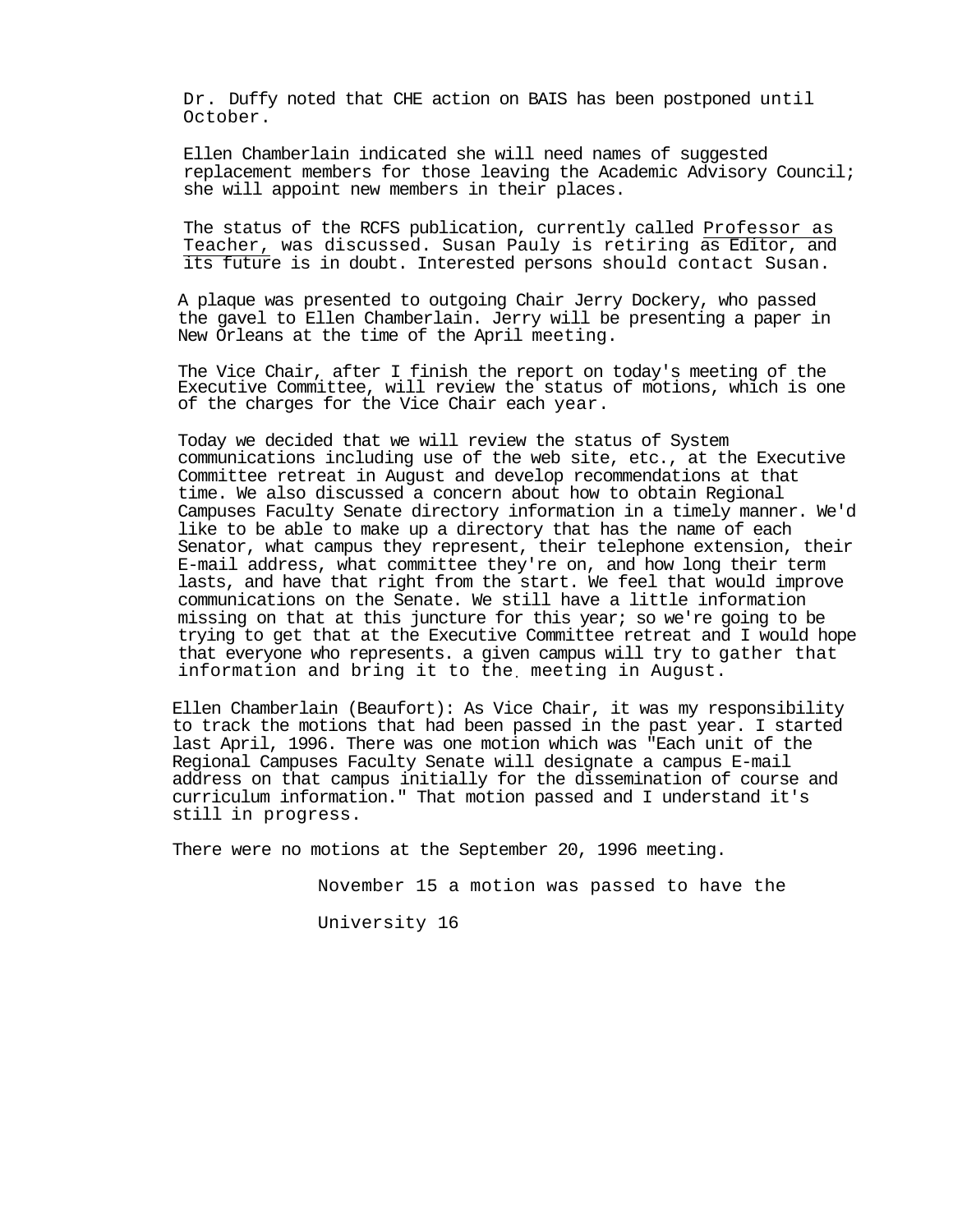Dr. Duffy noted that CHE action on BAIS has been postponed until October.

Ellen Chamberlain indicated she will need names of suggested replacement members for those leaving the Academic Advisory Council; she will appoint new members in their places.

The status of the RCFS publication, currently called Professor as Teacher, was discussed. Susan Pauly is retiring as Editor, and its future is in doubt. Interested persons should contact Susan.

A plaque was presented to outgoing Chair Jerry Dockery, who passed the gavel to Ellen Chamberlain. Jerry will be presenting a paper in New Orleans at the time of the April meeting.

The Vice Chair, after I finish the report on today's meeting of the Executive Committee, will review the status of motions, which is one of the charges for the Vice Chair each year.

Today we decided that we will review the status of System communications including use of the web site, etc., at the Executive Committee retreat in August and develop recommendations at that time. We also discussed a concern about how to obtain Regional Campuses Faculty Senate directory information in a timely manner. We'd like to be able to make up a directory that has the name of each Senator, what campus they represent, their telephone extension, their E-mail address, what committee they're on, and how long their term lasts, and have that right from the start. We feel that would improve communications on the Senate. We still have a little information missing on that at this juncture for this year; so we're going to be trying to get that at the Executive Committee retreat and I would hope that everyone who represents. a given campus will try to gather that information and bring it to the meeting in August.

Ellen Chamberlain (Beaufort): As Vice Chair, it was my responsibility to track the motions that had been passed in the past year. I started last April, 1996. There was one motion which was "Each unit of the Regional Campuses Faculty Senate will designate a campus E-mail address on that campus initially for the dissemination of course and curriculum information." That motion passed and I understand it's still in progress.

There were no motions at the September 20, 1996 meeting.

November 15 a motion was passed to have the

University 16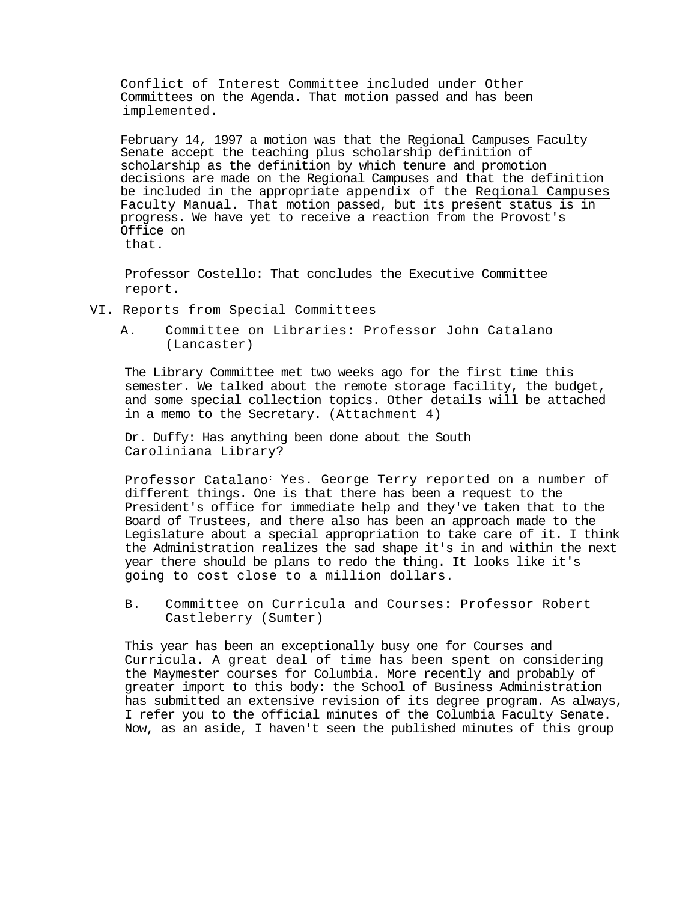Conflict of Interest Committee included under Other Committees on the Agenda. That motion passed and has been implemented.

February 14, 1997 a motion was that the Regional Campuses Faculty Senate accept the teaching plus scholarship definition of scholarship as the definition by which tenure and promotion decisions are made on the Regional Campuses and that the definition be included in the appropriate appendix of the Regional Campuses Faculty Manual. That motion passed, but its present status is in progress. We have yet to receive a reaction from the Provost's Office on that.

Professor Costello: That concludes the Executive Committee report.

VI. Reports from Special Committees

A. Committee on Libraries: Professor John Catalano (Lancaster)

The Library Committee met two weeks ago for the first time this semester. We talked about the remote storage facility, the budget, and some special collection topics. Other details will be attached in a memo to the Secretary. (Attachment 4)

Dr. Duffy: Has anything been done about the South Caroliniana Library?

Professor Catalano: Yes. George Terry reported on a number of different things. One is that there has been a request to the President's office for immediate help and they've taken that to the Board of Trustees, and there also has been an approach made to the Legislature about a special appropriation to take care of it. I think the Administration realizes the sad shape it's in and within the next year there should be plans to redo the thing. It looks like it's going to cost close to a million dollars.

B. Committee on Curricula and Courses: Professor Robert Castleberry (Sumter)

This year has been an exceptionally busy one for Courses and Curricula. A great deal of time has been spent on considering the Maymester courses for Columbia. More recently and probably of greater import to this body: the School of Business Administration has submitted an extensive revision of its degree program. As always, I refer you to the official minutes of the Columbia Faculty Senate. Now, as an aside, I haven't seen the published minutes of this group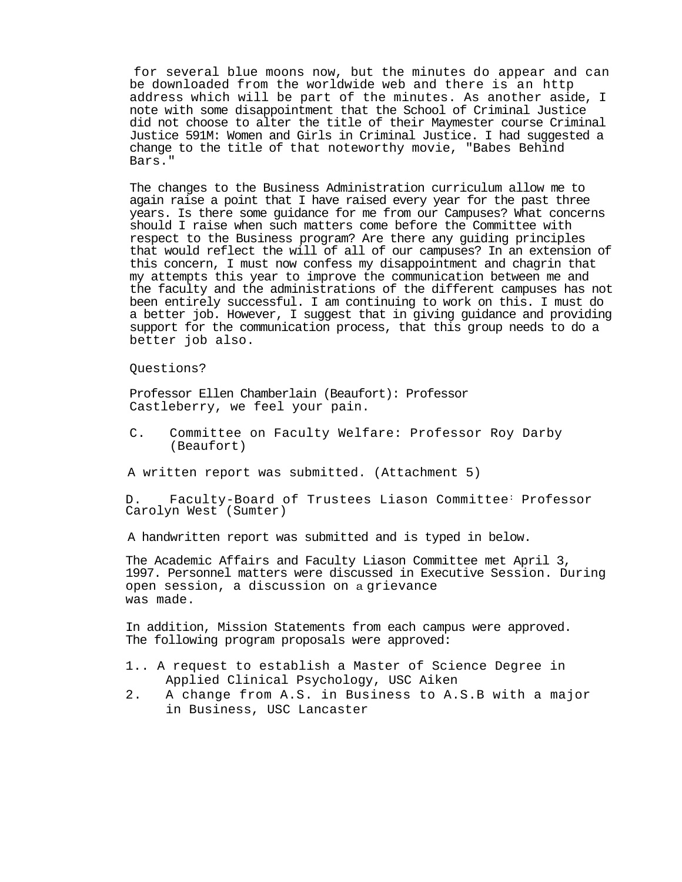for several blue moons now, but the minutes do appear and can be downloaded from the worldwide web and there is an http address which will be part of the minutes. As another aside, I note with some disappointment that the School of Criminal Justice did not choose to alter the title of their Maymester course Criminal Justice 591M: Women and Girls in Criminal Justice. I had suggested a change to the title of that noteworthy movie, "Babes Behind Bars."

The changes to the Business Administration curriculum allow me to again raise a point that I have raised every year for the past three years. Is there some guidance for me from our Campuses? What concerns should I raise when such matters come before the Committee with respect to the Business program? Are there any guiding principles that would reflect the will of all of our campuses? In an extension of this concern, I must now confess my disappointment and chagrin that my attempts this year to improve the communication between me and the faculty and the administrations of the different campuses has not been entirely successful. I am continuing to work on this. I must do a better job. However, I suggest that in giving guidance and providing support for the communication process, that this group needs to do a better job also.

Questions?

Professor Ellen Chamberlain (Beaufort): Professor Castleberry, we feel your pain.

C. Committee on Faculty Welfare: Professor Roy Darby (Beaufort)

A written report was submitted. (Attachment 5)

D. Faculty-Board of Trustees Liason Committee: Professor Carolyn West (Sumter)

A handwritten report was submitted and is typed in below.

The Academic Affairs and Faculty Liason Committee met April 3, 1997. Personnel matters were discussed in Executive Session. During open session, a discussion on a grievance was made.

In addition, Mission Statements from each campus were approved. The following program proposals were approved:

1.. A request to establish a Master of Science Degree in Applied Clinical Psychology, USC Aiken
2. A change from A.S. in Business to A.S.B with a major in Business, USC Lancaster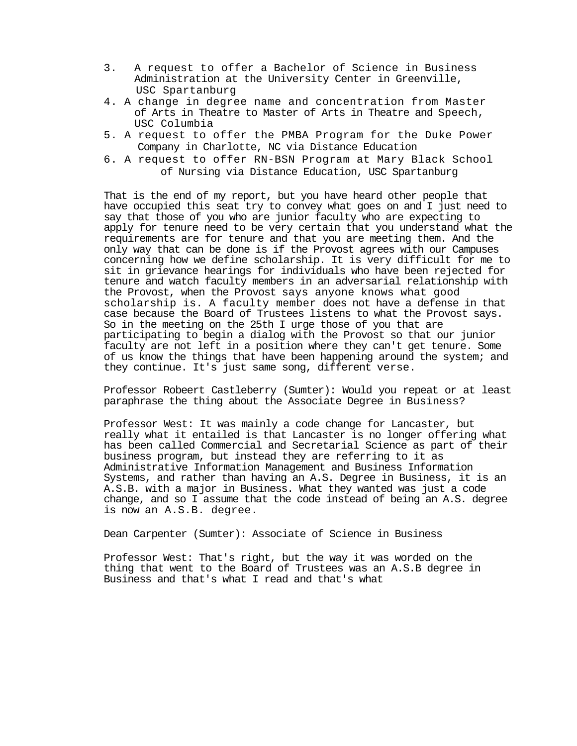3. A request to offer a Bachelor of Science in Business Administration at the University Center in Greenville, USC Spartanburg
4. A change in degree name and concentration from Master of Arts in Theatre to Master of Arts in Theatre and Speech, USC Columbia
5. A request to offer the PMBA Program for the Duke Power Company in Charlotte, NC via Distance Education
6. A request to offer RN-BSN Program at Mary Black School of Nursing via Distance Education, USC Spartanburg

That is the end of my report, but you have heard other people that have occupied this seat try to convey what goes on and I just need to say that those of you who are junior faculty who are expecting to apply for tenure need to be very certain that you understand what the requirements are for tenure and that you are meeting them. And the only way that can be done is if the Provost agrees with our Campuses concerning how we define scholarship. It is very difficult for me to sit in grievance hearings for individuals who have been rejected for tenure and watch faculty members in an adversarial relationship with the Provost, when the Provost says anyone knows what good scholarship is. A faculty member does not have a defense in that case because the Board of Trustees listens to what the Provost says. So in the meeting on the 25th I urge those of you that are participating to begin a dialog with the Provost so that our junior faculty are not left in a position where they can't get tenure. Some of us know the things that have been happening around the system; and they continue. It's just same song, different verse.

Professor Robeert Castleberry (Sumter): Would you repeat or at least paraphrase the thing about the Associate Degree in Business?

Professor West: It was mainly a code change for Lancaster, but really what it entailed is that Lancaster is no longer offering what has been called Commercial and Secretarial Science as part of their business program, but instead they are referring to it as Administrative Information Management and Business Information Systems, and rather than having an A.S. Degree in Business, it is an A.S.B. with a major in Business. What they wanted was just a code change, and so I assume that the code instead of being an A.S. degree is now an A.S.B. degree.

Dean Carpenter (Sumter): Associate of Science in Business

Professor West: That's right, but the way it was worded on the thing that went to the Board of Trustees was an A.S.B degree in Business and that's what I read and that's what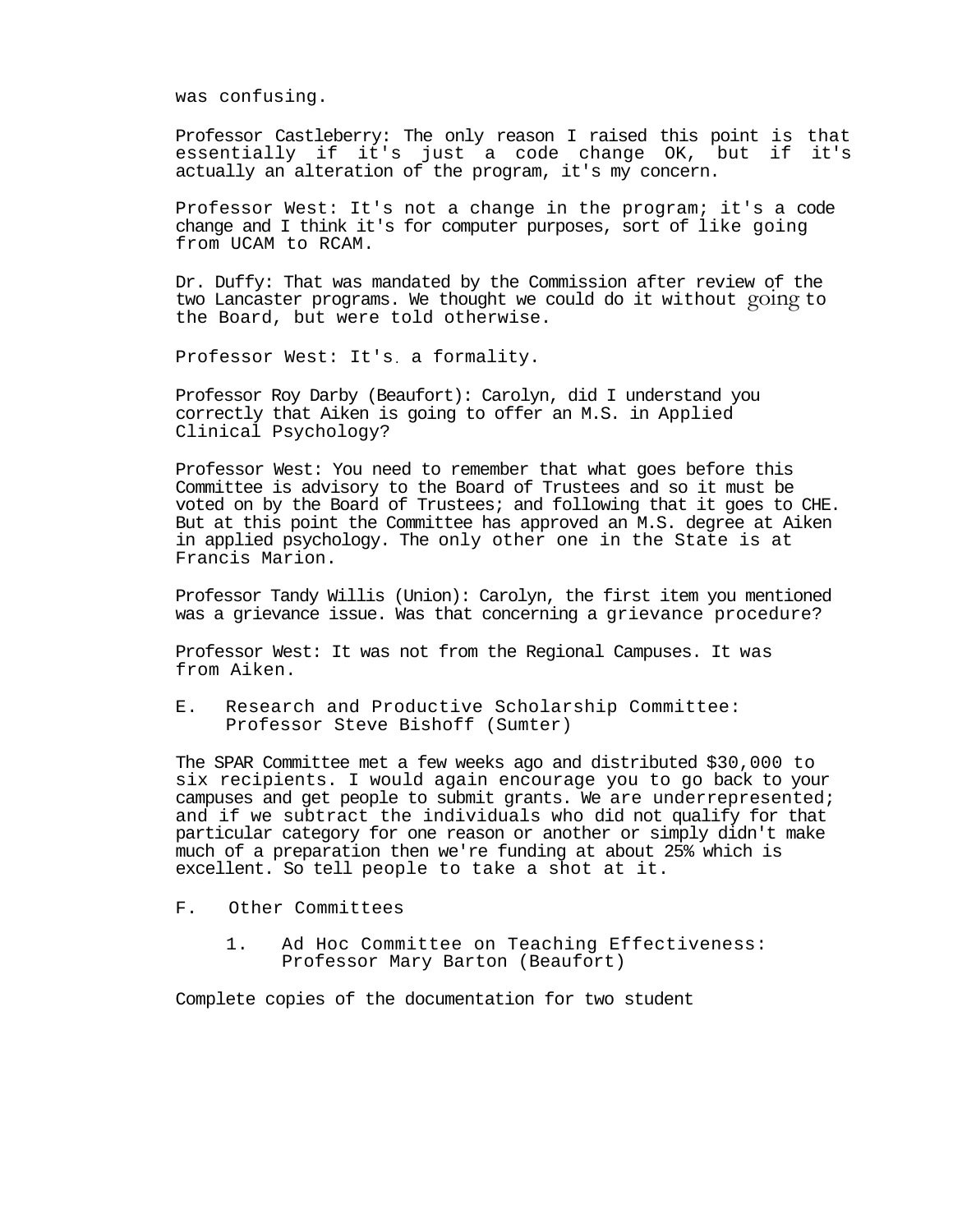was confusing.

Professor Castleberry: The only reason I raised this point is that essentially if it's just a code change OK, but if it's actually an alteration of the program, it's my concern.

Professor West: It's not a change in the program; it's a code change and I think it's for computer purposes, sort of like going from UCAM to RCAM.

Dr. Duffy: That was mandated by the Commission after review of the two Lancaster programs. We thought we could do it without going to the Board, but were told otherwise.

Professor West: It's a formality.

Professor Roy Darby (Beaufort): Carolyn, did I understand you correctly that Aiken is going to offer an M.S. in Applied Clinical Psychology?

Professor West: You need to remember that what goes before this Committee is advisory to the Board of Trustees and so it must be voted on by the Board of Trustees; and following that it goes to CHE. But at this point the Committee has approved an M.S. degree at Aiken in applied psychology. The only other one in the State is at Francis Marion.

Professor Tandy Willis (Union): Carolyn, the first item you mentioned was a grievance issue. Was that concerning a grievance procedure?

Professor West: It was not from the Regional Campuses. It was from Aiken.

E. Research and Productive Scholarship Committee: Professor Steve Bishoff (Sumter)

The SPAR Committee met a few weeks ago and distributed $30,000 to six recipients. I would again encourage you to go back to your campuses and get people to submit grants. We are underrepresented; and if we subtract the individuals who did not qualify for that particular category for one reason or another or simply didn't make much of a preparation then we're funding at about 25% which is excellent. So tell people to take a shot at it.

F. Other Committees

1. Ad Hoc Committee on Teaching Effectiveness: Professor Mary Barton (Beaufort)

Complete copies of the documentation for two student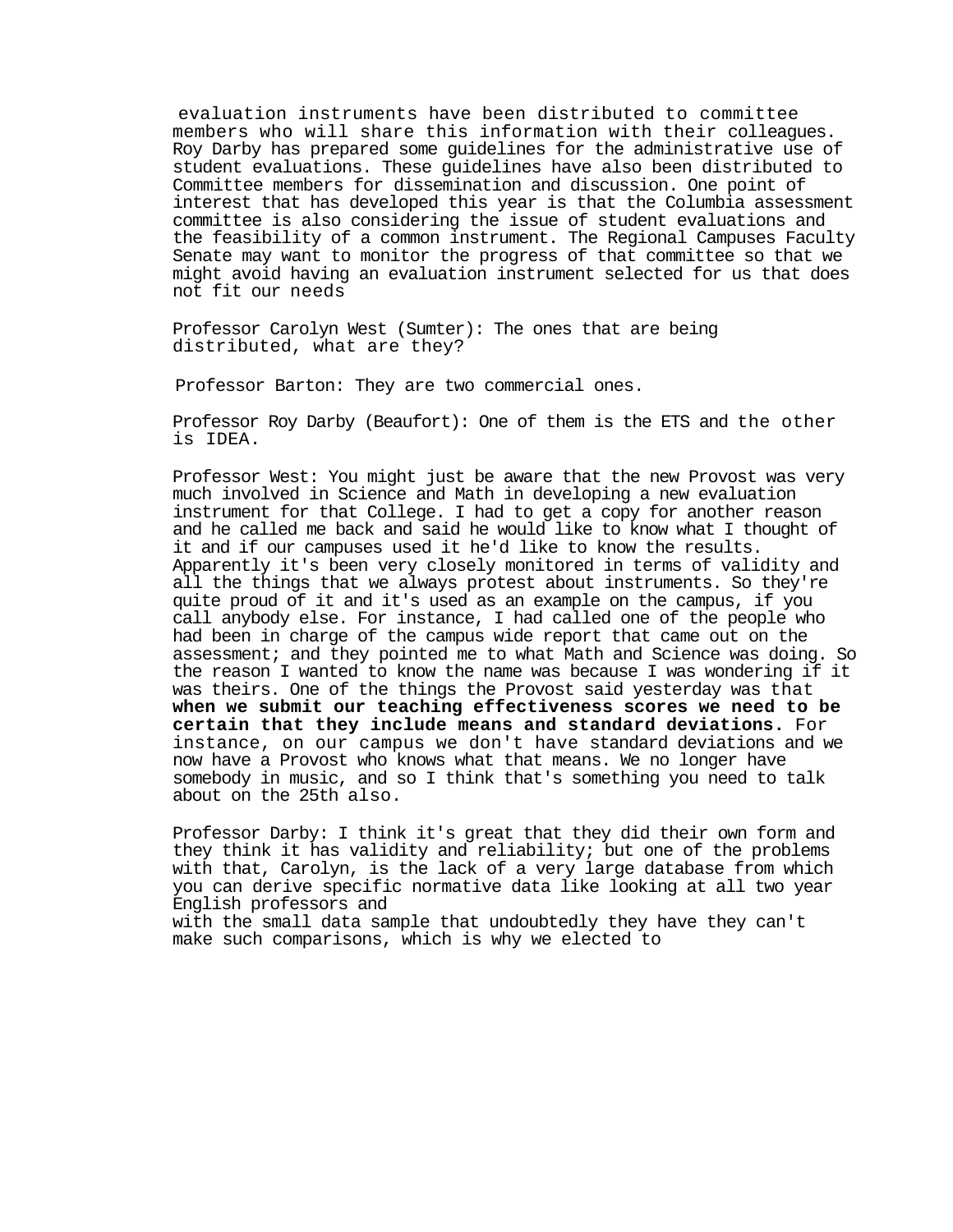evaluation instruments have been distributed to committee members who will share this information with their colleagues. Roy Darby has prepared some guidelines for the administrative use of student evaluations. These guidelines have also been distributed to Committee members for dissemination and discussion. One point of interest that has developed this year is that the Columbia assessment committee is also considering the issue of student evaluations and the feasibility of a common instrument. The Regional Campuses Faculty Senate may want to monitor the progress of that committee so that we might avoid having an evaluation instrument selected for us that does not fit our needs

Professor Carolyn West (Sumter): The ones that are being distributed, what are they?

Professor Barton: They are two commercial ones.

Professor Roy Darby (Beaufort): One of them is the ETS and the other is IDEA.

Professor West: You might just be aware that the new Provost was very much involved in Science and Math in developing a new evaluation instrument for that College. I had to get a copy for another reason and he called me back and said he would like to know what I thought of it and if our campuses used it he'd like to know the results. Apparently it's been very closely monitored in terms of validity and all the things that we always protest about instruments. So they're quite proud of it and it's used as an example on the campus, if you call anybody else. For instance, I had called one of the people who had been in charge of the campus wide report that came out on the assessment; and they pointed me to what Math and Science was doing. So the reason I wanted to know the name was because I was wondering if it was theirs. One of the things the Provost said yesterday was that **when we submit our teaching effectiveness scores we need to be certain that they include means and standard deviations.** For instance, on our campus we don't have standard deviations and we now have a Provost who knows what that means. We no longer have somebody in music, and so I think that's something you need to talk about on the 25th also.

Professor Darby: I think it's great that they did their own form and they think it has validity and reliability; but one of the problems with that, Carolyn, is the lack of a very large database from which you can derive specific normative data like looking at all two year English professors and
with the small data sample that undoubtedly they have they can't make such comparisons, which is why we elected to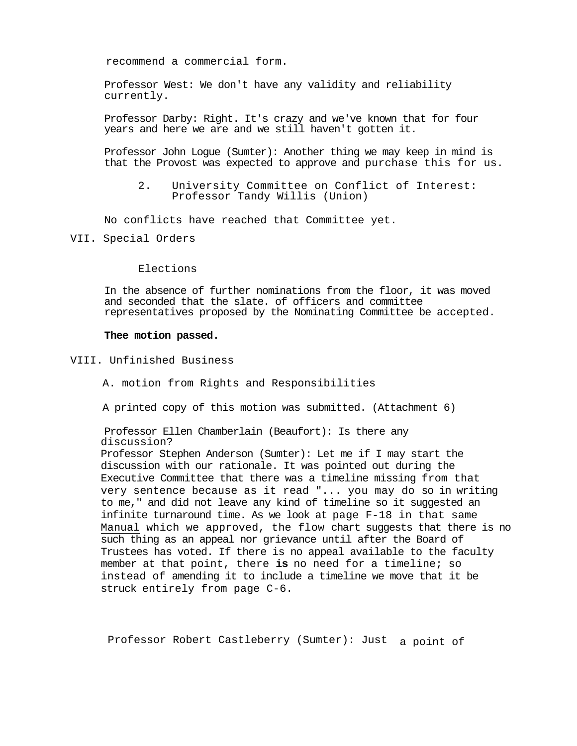recommend a commercial form.

Professor West: We don't have any validity and reliability currently.

Professor Darby: Right. It's crazy and we've known that for four years and here we are and we still haven't gotten it.

Professor John Logue (Sumter): Another thing we may keep in mind is that the Provost was expected to approve and purchase this for us.

2. University Committee on Conflict of Interest: Professor Tandy Willis (Union)

No conflicts have reached that Committee yet.

VII. Special Orders

Elections

In the absence of further nominations from the floor, it was moved and seconded that the slate. of officers and committee representatives proposed by the Nominating Committee be accepted.

**Thee motion passed.**

VIII. Unfinished Business

A. motion from Rights and Responsibilities

A printed copy of this motion was submitted. (Attachment 6)

Professor Ellen Chamberlain (Beaufort): Is there any discussion?

Professor Stephen Anderson (Sumter): Let me if I may start the discussion with our rationale. It was pointed out during the Executive Committee that there was a timeline missing from that very sentence because as it read "... you may do so in writing to me," and did not leave any kind of timeline so it suggested an infinite turnaround time. As we look at page F-18 in that same Manual which we approved, the flow chart suggests that there is no such thing as an appeal nor grievance until after the Board of Trustees has voted. If there is no appeal available to the faculty member at that point, there **is** no need for a timeline; so instead of amending it to include a timeline we move that it be struck entirely from page C-6.

Professor Robert Castleberry (Sumter): Just a point of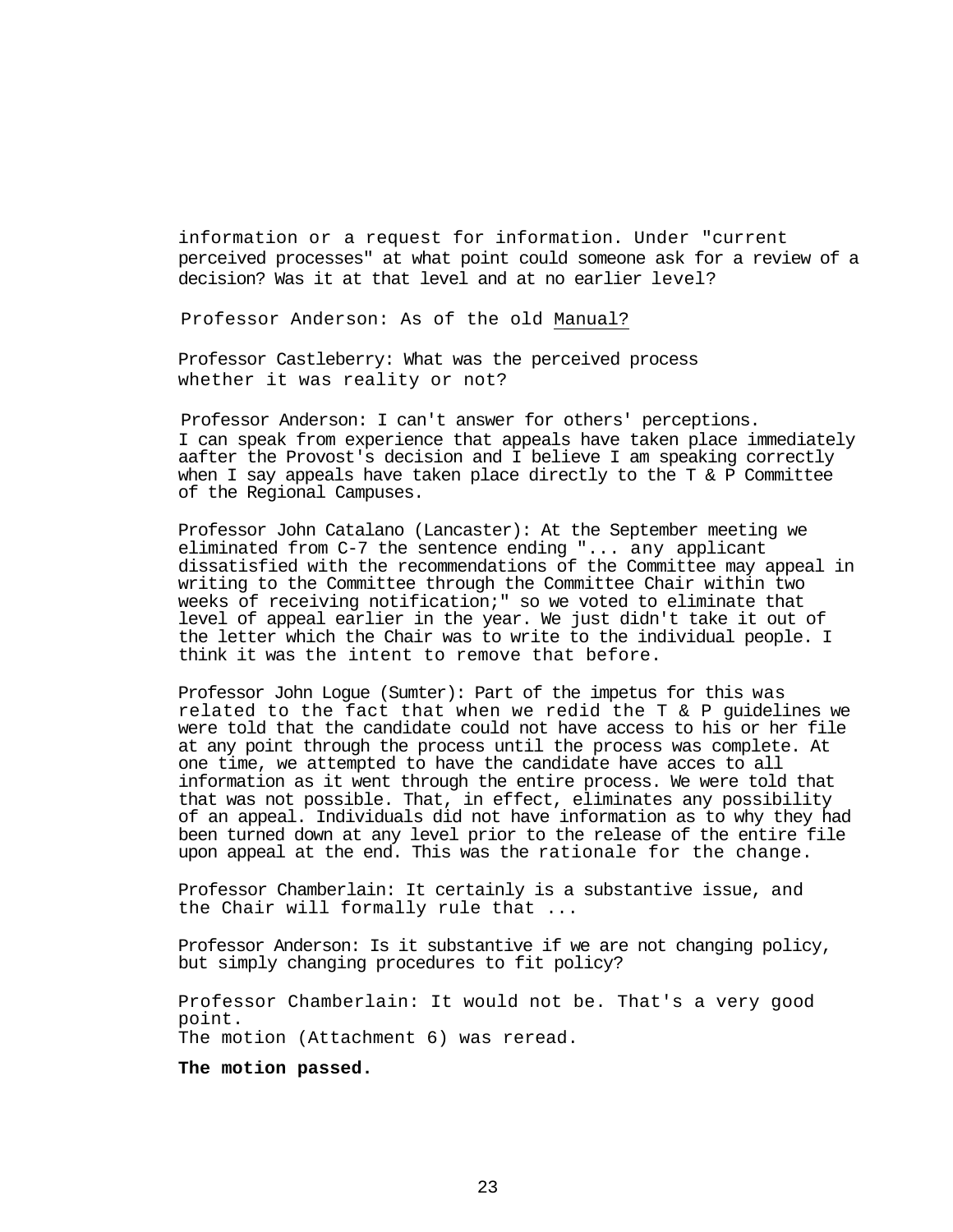information or a request for information. Under "current perceived processes" at what point could someone ask for a review of a decision? Was it at that level and at no earlier level?

Professor Anderson: As of the old Manual?

Professor Castleberry: What was the perceived process whether it was reality or not?

Professor Anderson: I can't answer for others' perceptions. I can speak from experience that appeals have taken place immediately aafter the Provost's decision and I believe I am speaking correctly when I say appeals have taken place directly to the T & P Committee of the Regional Campuses.

Professor John Catalano (Lancaster): At the September meeting we eliminated from C-7 the sentence ending "... any applicant dissatisfied with the recommendations of the Committee may appeal in writing to the Committee through the Committee Chair within two weeks of receiving notification;" so we voted to eliminate that level of appeal earlier in the year. We just didn't take it out of the letter which the Chair was to write to the individual people. I think it was the intent to remove that before.

Professor John Logue (Sumter): Part of the impetus for this was related to the fact that when we redid the T & P guidelines we were told that the candidate could not have access to his or her file at any point through the process until the process was complete. At one time, we attempted to have the candidate have acces to all information as it went through the entire process. We were told that that was not possible. That, in effect, eliminates any possibility of an appeal. Individuals did not have information as to why they had been turned down at any level prior to the release of the entire file upon appeal at the end. This was the rationale for the change.

Professor Chamberlain: It certainly is a substantive issue, and the Chair will formally rule that ...

Professor Anderson: Is it substantive if we are not changing policy, but simply changing procedures to fit policy?

Professor Chamberlain: It would not be. That's a very good point.
The motion (Attachment 6) was reread.

**The motion passed.**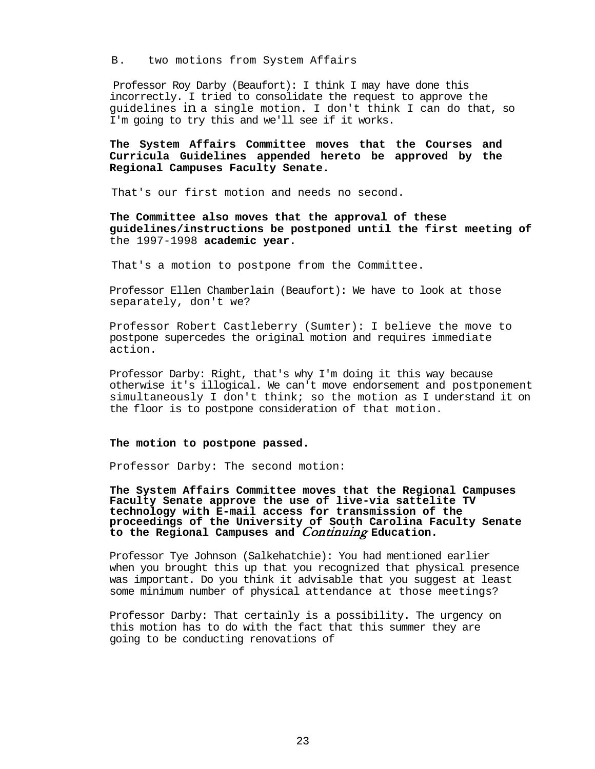B. two motions from System Affairs

Professor Roy Darby (Beaufort): I think I may have done this incorrectly. I tried to consolidate the request to approve the guidelines in a single motion. I don't think I can do that, so I'm going to try this and we'll see if it works.

**The System Affairs Committee moves that the Courses and Curricula Guidelines appended hereto be approved by the Regional Campuses Faculty Senate.**

That's our first motion and needs no second.

**The Committee also moves that the approval of these guidelines/instructions be postponed until the first meeting of** the 1997-1998 **academic year.**

That's a motion to postpone from the Committee.

Professor Ellen Chamberlain (Beaufort): We have to look at those separately, don't we?

Professor Robert Castleberry (Sumter): I believe the move to postpone supercedes the original motion and requires immediate action.

Professor Darby: Right, that's why I'm doing it this way because otherwise it's illogical. We can't move endorsement and postponement simultaneously I don't think; so the motion as I understand it on the floor is to postpone consideration of that motion.

**The motion to postpone passed.**

Professor Darby: The second motion:

**The System Affairs Committee moves that the Regional Campuses Faculty Senate approve the use of live-via sattelite TV technology with E-mail access for transmission of the proceedings of the University of South Carolina Faculty Senate to the Regional Campuses and *Continuing* Education.**

Professor Tye Johnson (Salkehatchie): You had mentioned earlier when you brought this up that you recognized that physical presence was important. Do you think it advisable that you suggest at least some minimum number of physical attendance at those meetings?

Professor Darby: That certainly is a possibility. The urgency on this motion has to do with the fact that this summer they are going to be conducting renovations of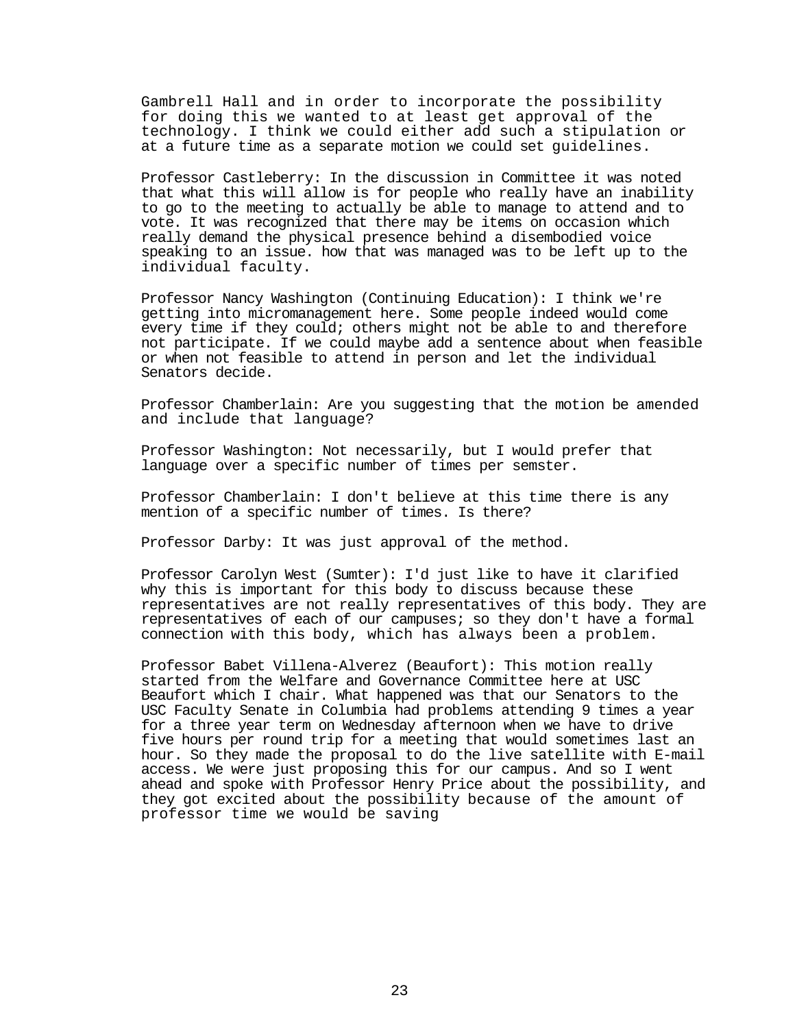Gambrell Hall and in order to incorporate the possibility for doing this we wanted to at least get approval of the technology. I think we could either add such a stipulation or at a future time as a separate motion we could set guidelines.

Professor Castleberry: In the discussion in Committee it was noted that what this will allow is for people who really have an inability to go to the meeting to actually be able to manage to attend and to vote. It was recognized that there may be items on occasion which really demand the physical presence behind a disembodied voice speaking to an issue. how that was managed was to be left up to the individual faculty.

Professor Nancy Washington (Continuing Education): I think we're getting into micromanagement here. Some people indeed would come every time if they could; others might not be able to and therefore not participate. If we could maybe add a sentence about when feasible or when not feasible to attend in person and let the individual Senators decide.

Professor Chamberlain: Are you suggesting that the motion be amended and include that language?

Professor Washington: Not necessarily, but I would prefer that language over a specific number of times per semster.

Professor Chamberlain: I don't believe at this time there is any mention of a specific number of times. Is there?

Professor Darby: It was just approval of the method.

Professor Carolyn West (Sumter): I'd just like to have it clarified why this is important for this body to discuss because these representatives are not really representatives of this body. They are representatives of each of our campuses; so they don't have a formal connection with this body, which has always been a problem.

Professor Babet Villena-Alverez (Beaufort): This motion really started from the Welfare and Governance Committee here at USC Beaufort which I chair. What happened was that our Senators to the USC Faculty Senate in Columbia had problems attending 9 times a year for a three year term on Wednesday afternoon when we have to drive five hours per round trip for a meeting that would sometimes last an hour. So they made the proposal to do the live satellite with E-mail access. We were just proposing this for our campus. And so I went ahead and spoke with Professor Henry Price about the possibility, and they got excited about the possibility because of the amount of professor time we would be saving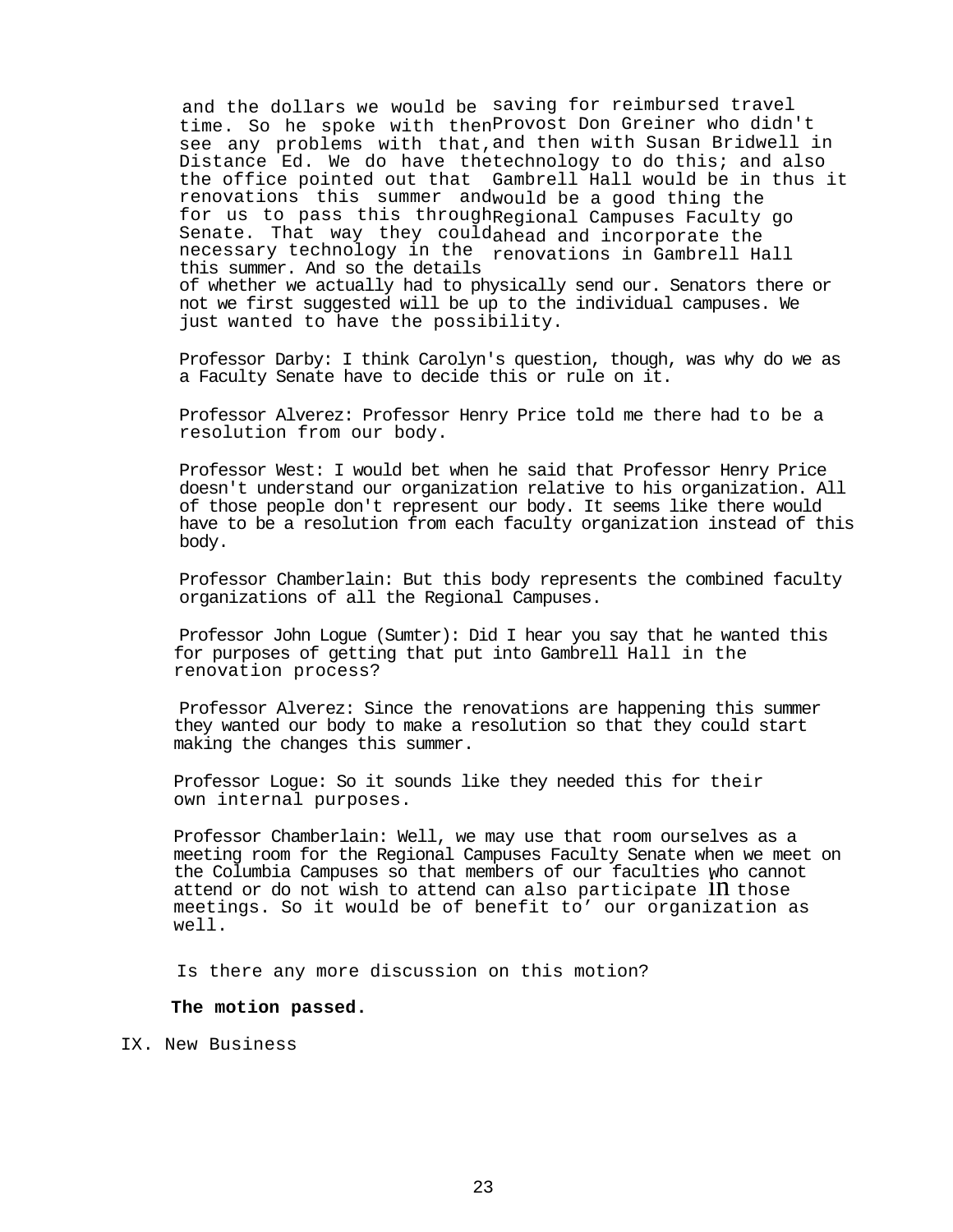and the dollars we would be saving for reimbursed travel time. So he spoke with then Provost Don Greiner who didn't see any problems with that, and then with Susan Bridwell in Distance Ed. We do have the technology to do this; and also the office pointed out that Gambrell Hall would be in renovations this summer and thus it would be a good thing for us to pass this through the Regional Campuses Faculty Senate. That way they could go ahead and incorporate the necessary technology in the renovations in Gambrell Hall this summer. And so the details of whether we actually had to physically send our. Senators there or not we first suggested will be up to the individual campuses. We just wanted to have the possibility.

Professor Darby: I think Carolyn's question, though, was why do we as a Faculty Senate have to decide this or rule on it.

Professor Alverez: Professor Henry Price told me there had to be a resolution from our body.

Professor West: I would bet when he said that Professor Henry Price doesn't understand our organization relative to his organization. All of those people don't represent our body. It seems like there would have to be a resolution from each faculty organization instead of this body.

Professor Chamberlain: But this body represents the combined faculty organizations of all the Regional Campuses.

Professor John Logue (Sumter): Did I hear you say that he wanted this for purposes of getting that put into Gambrell Hall in the renovation process?

Professor Alverez: Since the renovations are happening this summer they wanted our body to make a resolution so that they could start making the changes this summer.

Professor Logue: So it sounds like they needed this for their own internal purposes.

Professor Chamberlain: Well, we may use that room ourselves as a meeting room for the Regional Campuses Faculty Senate when we meet on the Columbia Campuses so that members of our faculties who cannot attend or do not wish to attend can also participate in those meetings. So it would be of benefit to' our organization as well.

Is there any more discussion on this motion?

**The motion passed.**

IX. New Business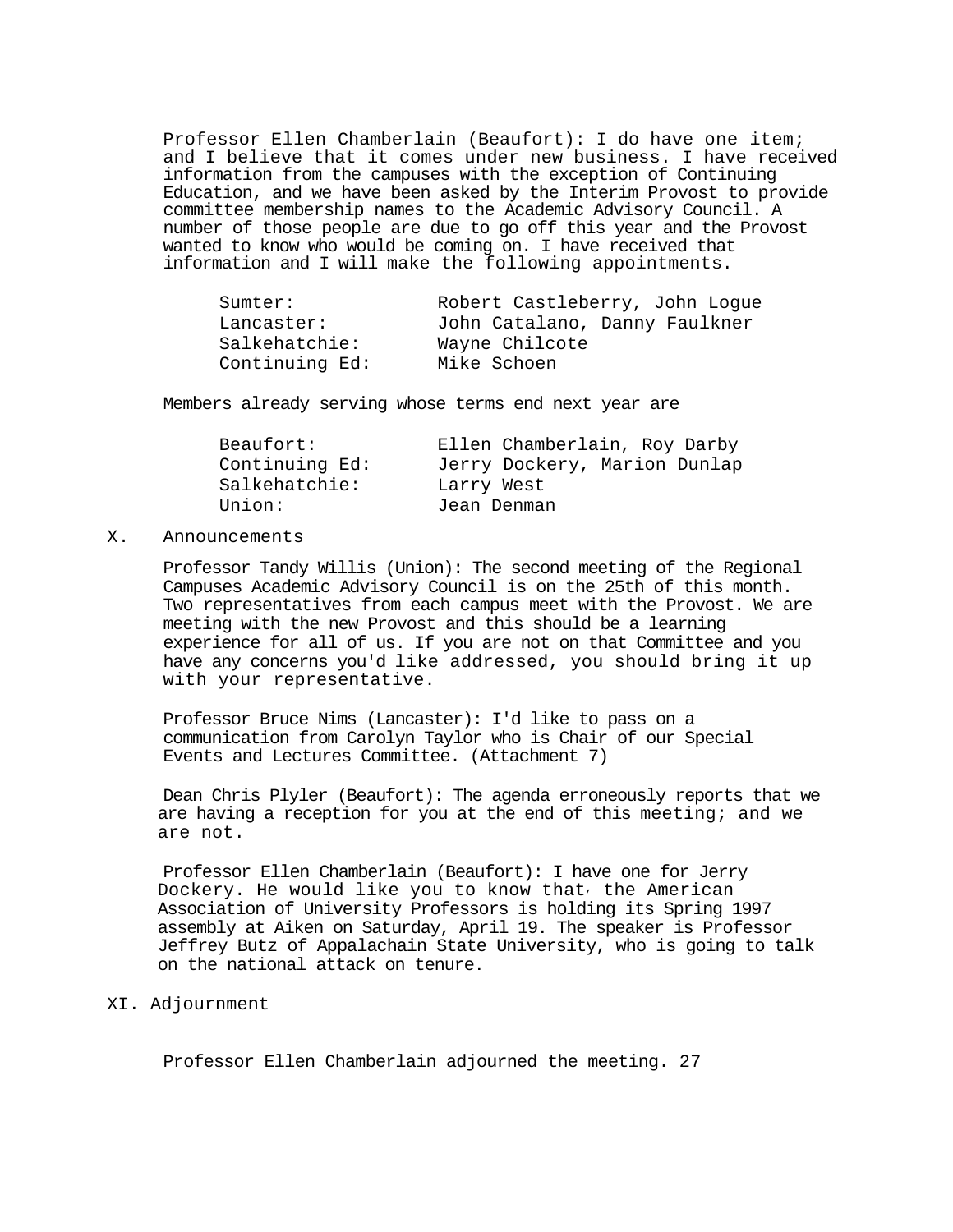Professor Ellen Chamberlain (Beaufort): I do have one item; and I believe that it comes under new business. I have received information from the campuses with the exception of Continuing Education, and we have been asked by the Interim Provost to provide committee membership names to the Academic Advisory Council. A number of those people are due to go off this year and the Provost wanted to know who would be coming on. I have received that information and I will make the following appointments.

| | |
|---|---|
| Sumter: | Robert Castleberry, John Logue |
| Lancaster: | John Catalano, Danny Faulkner |
| Salkehatchie: | Wayne Chilcote |
| Continuing Ed: | Mike Schoen |

Members already serving whose terms end next year are

| | |
|---|---|
| Beaufort: | Ellen Chamberlain, Roy Darby |
| Continuing Ed: | Jerry Dockery, Marion Dunlap |
| Salkehatchie: | Larry West |
| Union: | Jean Denman |

## X. Announcements

Professor Tandy Willis (Union): The second meeting of the Regional Campuses Academic Advisory Council is on the 25th of this month. Two representatives from each campus meet with the Provost. We are meeting with the new Provost and this should be a learning experience for all of us. If you are not on that Committee and you have any concerns you'd like addressed, you should bring it up with your representative.

Professor Bruce Nims (Lancaster): I'd like to pass on a communication from Carolyn Taylor who is Chair of our Special Events and Lectures Committee. (Attachment 7)

Dean Chris Plyler (Beaufort): The agenda erroneously reports that we are having a reception for you at the end of this meeting; and we are not.

Professor Ellen Chamberlain (Beaufort): I have one for Jerry Dockery. He would like you to know that, the American Association of University Professors is holding its Spring 1997 assembly at Aiken on Saturday, April 19. The speaker is Professor Jeffrey Butz of Appalachain State University, who is going to talk on the national attack on tenure.

## XI. Adjournment

Professor Ellen Chamberlain adjourned the meeting.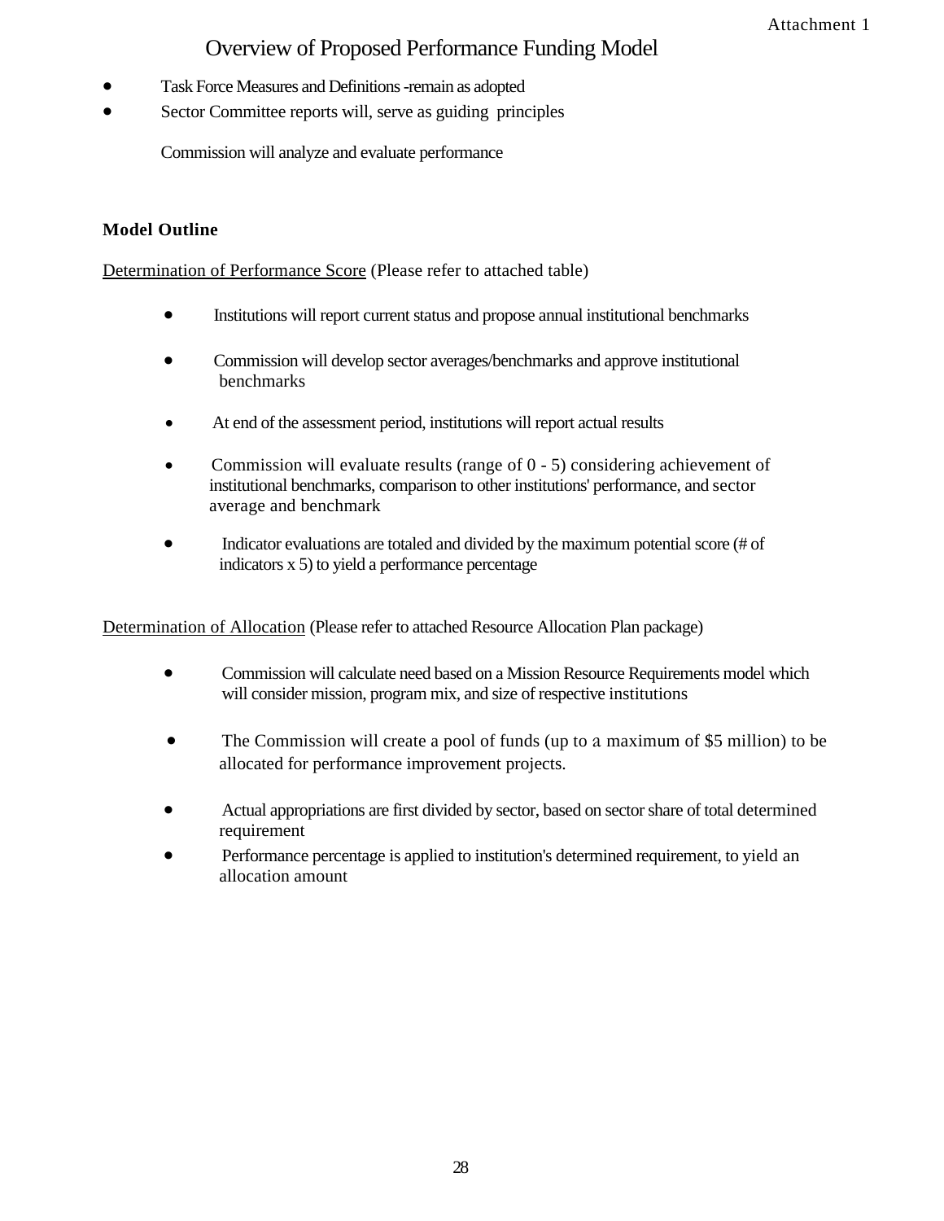Attachment 1

# Overview of Proposed Performance Funding Model

- Task Force Measures and Definitions -remain as adopted
- Sector Committee reports will, serve as guiding principles

  Commission will analyze and evaluate performance

**Model Outline**

Determination of Performance Score (Please refer to attached table)

- Institutions will report current status and propose annual institutional benchmarks
- Commission will develop sector averages/benchmarks and approve institutional benchmarks
- At end of the assessment period, institutions will report actual results
- Commission will evaluate results (range of 0 - 5) considering achievement of institutional benchmarks, comparison to other institutions' performance, and sector average and benchmark
- Indicator evaluations are totaled and divided by the maximum potential score (# of indicators x 5) to yield a performance percentage

Determination of Allocation (Please refer to attached Resource Allocation Plan package)

- Commission will calculate need based on a Mission Resource Requirements model which will consider mission, program mix, and size of respective institutions
- The Commission will create a pool of funds (up to a maximum of $5 million) to be allocated for performance improvement projects.
- Actual appropriations are first divided by sector, based on sector share of total determined requirement
- Performance percentage is applied to institution's determined requirement, to yield an allocation amount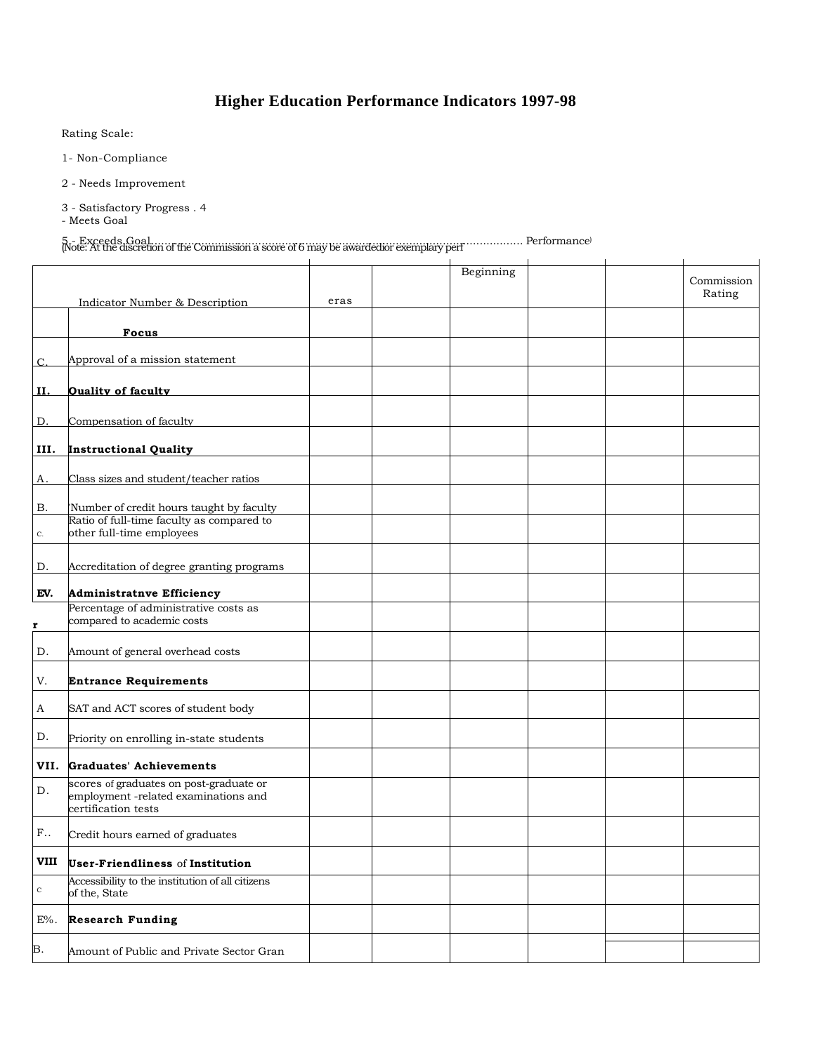# Higher Education Performance Indicators 1997-98

Rating Scale:

1- Non-Compliance

2 - Needs Improvement

3 - Satisfactory Progress . 4 - Meets Goal

5 - Exceeds Goal............................................................................................................ Performance)

(Note: At the discretion of the Commission a score of 6 may be awardedior exemplary perf

| | Indicator Number & Description | eras | | Beginning | | | Commission Rating |
|---|---|---|---|---|---|---|---|
| | **Focus** | | | | | | |
| C. | Approval of a mission statement | | | | | | |
| **II.** | **Quality of faculty** | | | | | | |
| D. | Compensation of faculty | | | | | | |
| **III.** | **Instructional Quality** | | | | | | |
| A. | Class sizes and student/teacher ratios | | | | | | |
| B. | 'Number of credit hours taught by faculty | | | | | | |
| C. | Ratio of full-time faculty as compared to other full-time employees | | | | | | |
| D. | Accreditation of degree granting programs | | | | | | |
| **EV.** | **Administratnve Efficiency** | | | | | | |
| **r** | Percentage of administrative costs as compared to academic costs | | | | | | |
| D. | Amount of general overhead costs | | | | | | |
| V. | **Entrance Requirements** | | | | | | |
| A | SAT and ACT scores of student body | | | | | | |
| D. | Priority on enrolling in-state students | | | | | | |
| **VII.** | **Graduates' Achievements** | | | | | | |
| D. | scores of graduates on post-graduate or employment -related examinations and certification tests | | | | | | |
| F.. | Credit hours earned of graduates | | | | | | |
| **VIII** | **User-Friendliness** of **Institution** | | | | | | |
| C | Accessibility to the institution of all citizens of the, State | | | | | | |
| E%. | **Research Funding** | | | | | | |
| B. | Amount of Public and Private Sector Gran | | | | | | |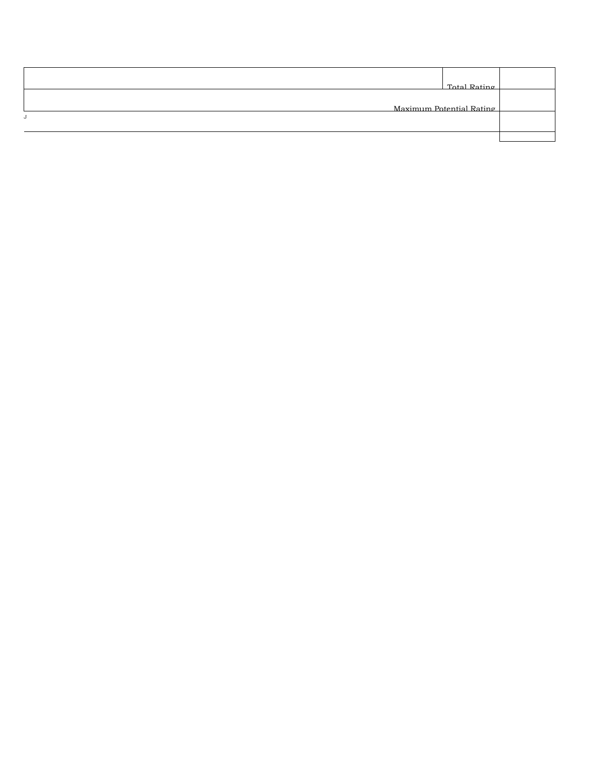| | | |
|---|---|---|
| | Total Rating | |
| Maximum Potential Rating | | |
| J | | |
| | | |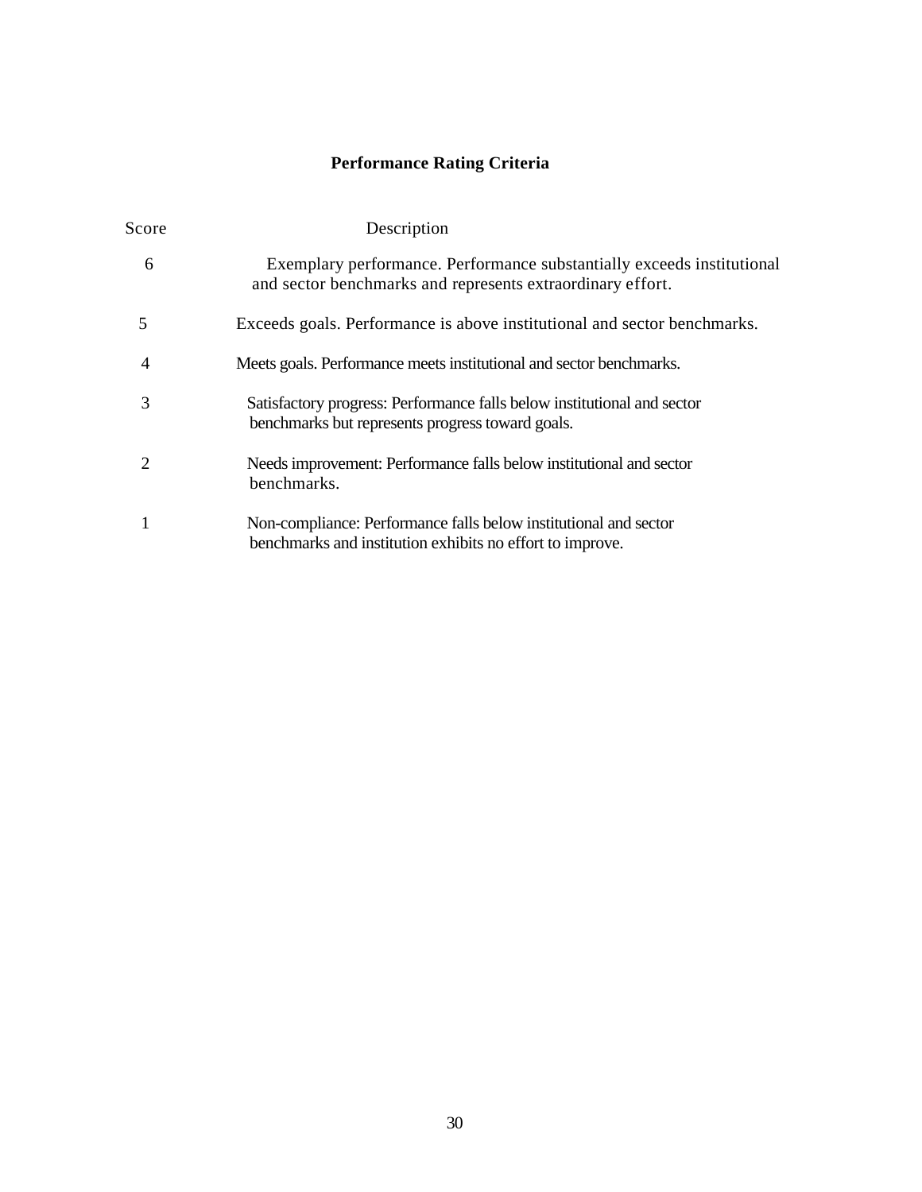## Performance Rating Criteria

| Score | Description |
|---|---|
| 6 | Exemplary performance. Performance substantially exceeds institutional and sector benchmarks and represents extraordinary effort. |
| 5 | Exceeds goals. Performance is above institutional and sector benchmarks. |
| 4 | Meets goals. Performance meets institutional and sector benchmarks. |
| 3 | Satisfactory progress: Performance falls below institutional and sector benchmarks but represents progress toward goals. |
| 2 | Needs improvement: Performance falls below institutional and sector benchmarks. |
| 1 | Non-compliance: Performance falls below institutional and sector benchmarks and institution exhibits no effort to improve. |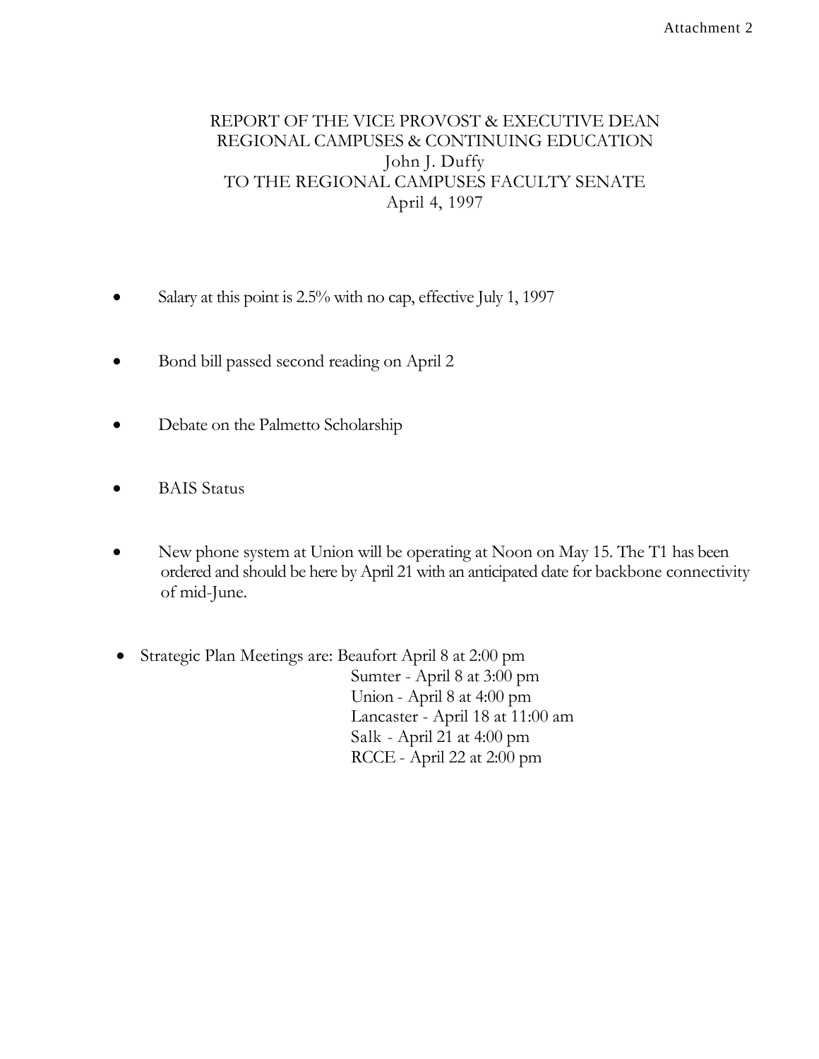Attachment 2

# REPORT OF THE VICE PROVOST & EXECUTIVE DEAN REGIONAL CAMPUSES & CONTINUING EDUCATION

John J. Duffy

TO THE REGIONAL CAMPUSES FACULTY SENATE

April 4, 1997

- Salary at this point is 2.5% with no cap, effective July 1, 1997
- Bond bill passed second reading on April 2
- Debate on the Palmetto Scholarship
- BAIS Status
- New phone system at Union will be operating at Noon on May 15. The T1 has been ordered and should be here by April 21 with an anticipated date for backbone connectivity of mid-June.
- Strategic Plan Meetings are: Beaufort April 8 at 2:00 pm  
  Sumter - April 8 at 3:00 pm  
  Union - April 8 at 4:00 pm  
  Lancaster - April 18 at 11:00 am  
  Salk - April 21 at 4:00 pm  
  RCCE - April 22 at 2:00 pm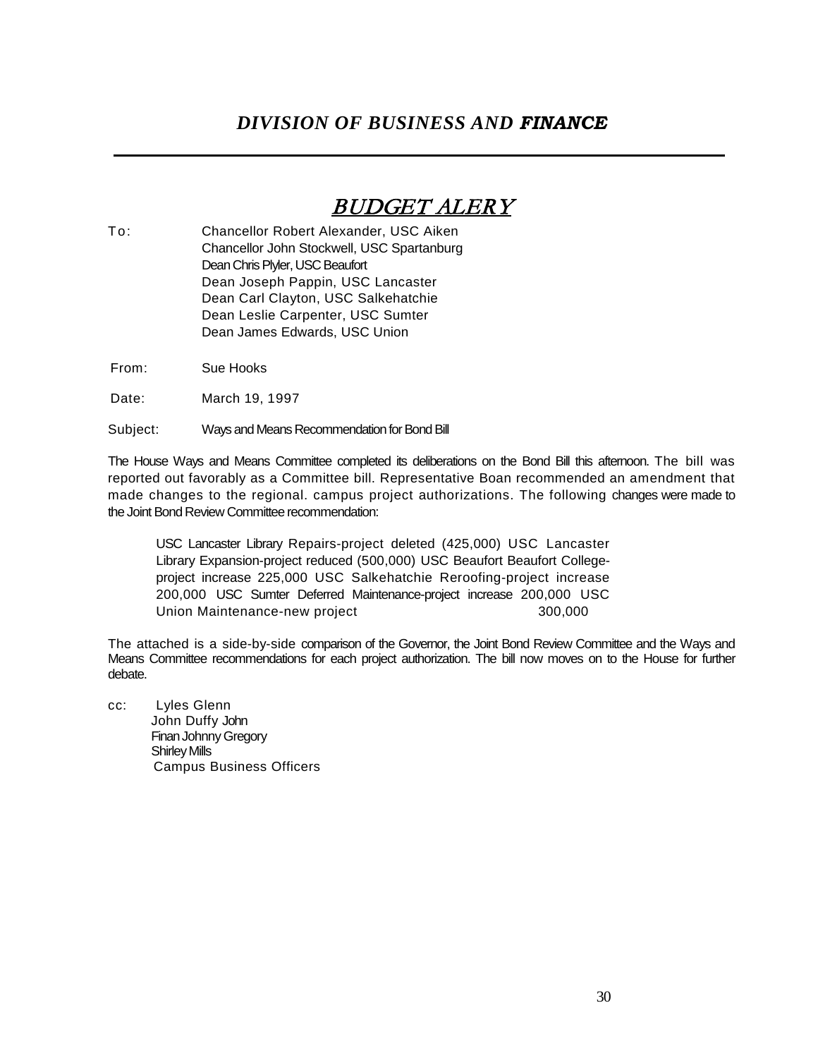## *DIVISION OF BUSINESS AND **FINANCE***

---

# *BUDGET ALERY*

To: Chancellor Robert Alexander, USC Aiken
Chancellor John Stockwell, USC Spartanburg
Dean Chris Plyler, USC Beaufort
Dean Joseph Pappin, USC Lancaster
Dean Carl Clayton, USC Salkehatchie
Dean Leslie Carpenter, USC Sumter
Dean James Edwards, USC Union

From: Sue Hooks

Date: March 19, 1997

Subject: Ways and Means Recommendation for Bond Bill

The House Ways and Means Committee completed its deliberations on the Bond Bill this afternoon. The bill was reported out favorably as a Committee bill. Representative Boan recommended an amendment that made changes to the regional. campus project authorizations. The following changes were made to the Joint Bond Review Committee recommendation:

| | |
|---|---|
| USC Lancaster Library Repairs-project deleted | (425,000) |
| USC Lancaster Library Expansion-project reduced | (500,000) |
| USC Beaufort Beaufort College-project increase | 225,000 |
| USC Salkehatchie Reroofing-project increase | 200,000 |
| USC Sumter Deferred Maintenance-project increase | 200,000 |
| USC Union Maintenance-new project | 300,000 |

The attached is a side-by-side comparison of the Governor, the Joint Bond Review Committee and the Ways and Means Committee recommendations for each project authorization. The bill now moves on to the House for further debate.

cc: Lyles Glenn
John Duffy John
Finan Johnny Gregory
Shirley Mills
Campus Business Officers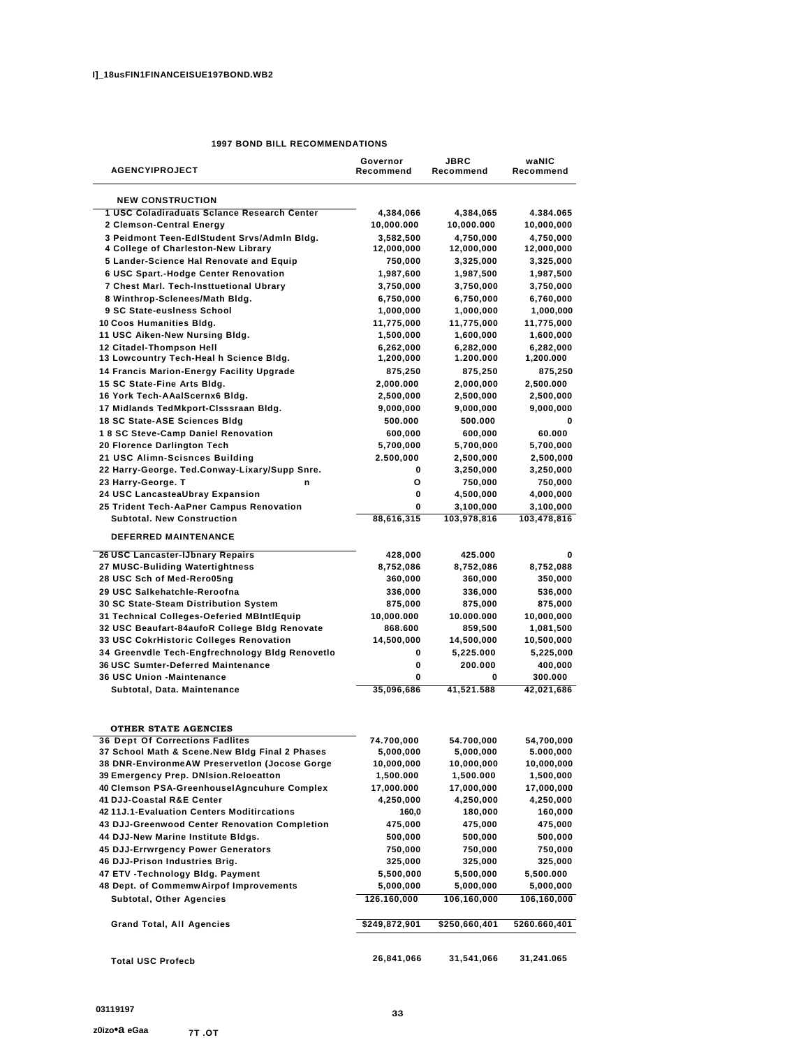I]_18usFIN1FINANCEISUE197BOND.WB2

**1997 BOND BILL RECOMMENDATIONS**

| AGENCYIPROJECT | Governor Recommend | JBRC Recommend | waNIC Recommend |
|---|---|---|---|
| **NEW CONSTRUCTION** | | | |
| 1 USC Coladiraduats Sclance Research Center | 4,384,066 | 4,384,065 | 4.384.065 |
| 2 Clemson-Central Energy | 10,000.000 | 10,000.000 | 10,000,000 |
| 3 Peidmont Teen-EdlStudent Srvs/Admln Bldg. | 3,582,500 | 4,750,000 | 4,750,000 |
| 4 College of Charleston-New Library | 12,000,000 | 12,000,000 | 12,000,000 |
| 5 Lander-Science Hal Renovate and Equip | 750,000 | 3,325,000 | 3,325,000 |
| 6 USC Spart.-Hodge Center Renovation | 1,987,600 | 1,987,500 | 1,987,500 |
| 7 Chest Marl. Tech-Insttuetional Ubrary | 3,750,000 | 3,750,000 | 3,750,000 |
| 8 Winthrop-Sclenees/Math Bldg. | 6,750,000 | 6,750,000 | 6,760,000 |
| 9 SC State-euslness School | 1,000,000 | 1,000,000 | 1,000,000 |
| 10 Coos Humanities Bldg. | 11,775,000 | 11,775,000 | 11,775,000 |
| 11 USC Aiken-New Nursing Bldg. | 1,500,000 | 1,600,000 | 1,600,000 |
| 12 Citadel-Thompson Hell | 6,262,000 | 6,282,000 | 6,282,000 |
| 13 Lowcountry Tech-Heal h Science Bldg. | 1,200,000 | 1.200.000 | 1,200.000 |
| 14 Francis Marion-Energy Facility Upgrade | 875,250 | 875,250 | 875,250 |
| 15 SC State-Fine Arts Bldg. | 2,000.000 | 2,000,000 | 2,500.000 |
| 16 York Tech-AAalScernx6 Bldg. | 2,500,000 | 2,500,000 | 2,500,000 |
| 17 Midlands TedMkport-Clsssraan Bldg. | 9,000,000 | 9,000,000 | 9,000,000 |
| 18 SC State-ASE Sciences Bldg | 500.000 | 500.000 | 0 |
| 1 8 SC Steve-Camp Daniel Renovation | 600,000 | 600,000 | 60.000 |
| 20 Florence Darlington Tech | 5,700,000 | 5,700,000 | 5,700,000 |
| 21 USC Alimn-Scisnces Building | 2.500,000 | 2,500,000 | 2,500,000 |
| 22 Harry-George. Ted.Conway-Lixary/Supp Snre. | 0 | 3,250,000 | 3,250,000 |
| 23 Harry-George. T n | O | 750,000 | 750,000 |
| 24 USC LancasteaUbray Expansion | 0 | 4,500,000 | 4,000,000 |
| 25 Trident Tech-AaPner Campus Renovation | 0 | 3,100,000 | 3,100,000 |
| Subtotal. New Construction | 88,616,315 | 103,978,816 | 103,478,816 |
| **DEFERRED MAINTENANCE** | | | |
| 26 USC Lancaster-IJbnary Repairs | 428,000 | 425.000 | 0 |
| 27 MUSC-Buliding Watertightness | 8,752,086 | 8,752,086 | 8,752,088 |
| 28 USC Sch of Med-Rero05ng | 360,000 | 360,000 | 350,000 |
| 29 USC Salkehatchle-Reroofna | 336,000 | 336,000 | 536,000 |
| 30 SC State-Steam Distribution System | 875,000 | 875,000 | 875,000 |
| 31 Technical Colleges-Oeferied MBIntlEquip | 10,000.000 | 10.000.000 | 10,000,000 |
| 32 USC Beaufart-84aufoR College Bldg Renovate | 868.600 | 859,500 | 1,081,500 |
| 33 USC CokrHistoric Colleges Renovation | 14,500,000 | 14,500,000 | 10,500,000 |
| 34 Greenvdle Tech-Engfrechnology Bldg Renovetlo | 0 | 5,225.000 | 5,225,000 |
| 36 USC Sumter-Deferred Maintenance | 0 | 200.000 | 400,000 |
| 36 USC Union -Maintenance | 0 | 0 | 300.000 |
| Subtotal, Data. Maintenance | 35,096,686 | 41,521.588 | 42,021,686 |
| **OTHER STATE AGENCIES** | | | |
| 36 Dept Of Corrections Fadlites | 74.700,000 | 54.700,000 | 54,700,000 |
| 37 School Math & Scene.New Bldg Final 2 Phases | 5,000,000 | 5,000,000 | 5.000,000 |
| 38 DNR-EnvironmeAW Preservetlon (Jocose Gorge | 10,000,000 | 10,000,000 | 10,000,000 |
| 39 Emergency Prep. DNIsion.Reloeatton | 1,500.000 | 1,500.000 | 1,500,000 |
| 40 Clemson PSA-GreenhouselAgncuhure Complex | 17,000.000 | 17,000,000 | 17,000,000 |
| 41 DJJ-Coastal R&E Center | 4,250,000 | 4,250,000 | 4,250,000 |
| 42 11J.1-Evaluation Centers Moditircations | 160,0 | 180,000 | 160,000 |
| 43 DJJ-Greenwood Center Renovation Completion | 475,000 | 475,000 | 475,000 |
| 44 DJJ-New Marine Institute Bldgs. | 500,000 | 500,000 | 500,000 |
| 45 DJJ-Errwrgency Power Generators | 750,000 | 750,000 | 750,000 |
| 46 DJJ-Prison Industries Brig. | 325,000 | 325,000 | 325,000 |
| 47 ETV -Technology Bldg. Payment | 5,500,000 | 5,500,000 | 5,500.000 |
| 48 Dept. of CommemwAirpof Improvements | 5,000,000 | 5,000,000 | 5,000,000 |
| Subtotal, Other Agencies | 126.160,000 | 106,160,000 | 106,160,000 |
| Grand Total, All Agencies | $249,872,901 | $250,660,401 | 5260.660,401 |
| Total USC Profecb | 26,841,066 | 31,541,066 | 31,241.065 |

03119197

z0izo•a eGaa 7T .OT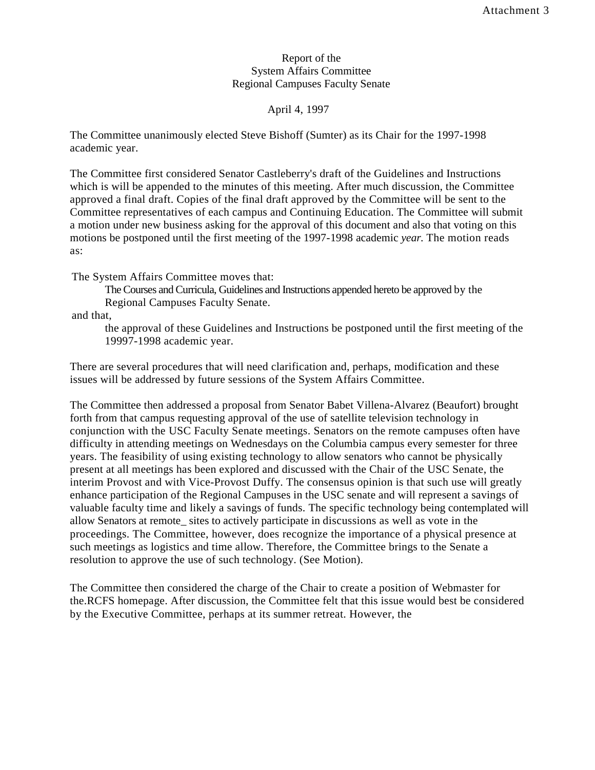Attachment 3

Report of the
System Affairs Committee
Regional Campuses Faculty Senate

April 4, 1997

The Committee unanimously elected Steve Bishoff (Sumter) as its Chair for the 1997-1998 academic year.

The Committee first considered Senator Castleberry's draft of the Guidelines and Instructions which is will be appended to the minutes of this meeting. After much discussion, the Committee approved a final draft. Copies of the final draft approved by the Committee will be sent to the Committee representatives of each campus and Continuing Education. The Committee will submit a motion under new business asking for the approval of this document and also that voting on this motions be postponed until the first meeting of the 1997-1998 academic *year.* The motion reads as:

The System Affairs Committee moves that:

> The Courses and Curricula, Guidelines and Instructions appended hereto be approved by the Regional Campuses Faculty Senate.

and that,

> the approval of these Guidelines and Instructions be postponed until the first meeting of the 19997-1998 academic year.

There are several procedures that will need clarification and, perhaps, modification and these issues will be addressed by future sessions of the System Affairs Committee.

The Committee then addressed a proposal from Senator Babet Villena-Alvarez (Beaufort) brought forth from that campus requesting approval of the use of satellite television technology in conjunction with the USC Faculty Senate meetings. Senators on the remote campuses often have difficulty in attending meetings on Wednesdays on the Columbia campus every semester for three years. The feasibility of using existing technology to allow senators who cannot be physically present at all meetings has been explored and discussed with the Chair of the USC Senate, the interim Provost and with Vice-Provost Duffy. The consensus opinion is that such use will greatly enhance participation of the Regional Campuses in the USC senate and will represent a savings of valuable faculty time and likely a savings of funds. The specific technology being contemplated will allow Senators at remote_ sites to actively participate in discussions as well as vote in the proceedings. The Committee, however, does recognize the importance of a physical presence at such meetings as logistics and time allow. Therefore, the Committee brings to the Senate a resolution to approve the use of such technology. (See Motion).

The Committee then considered the charge of the Chair to create a position of Webmaster for the.RCFS homepage. After discussion, the Committee felt that this issue would best be considered by the Executive Committee, perhaps at its summer retreat. However, the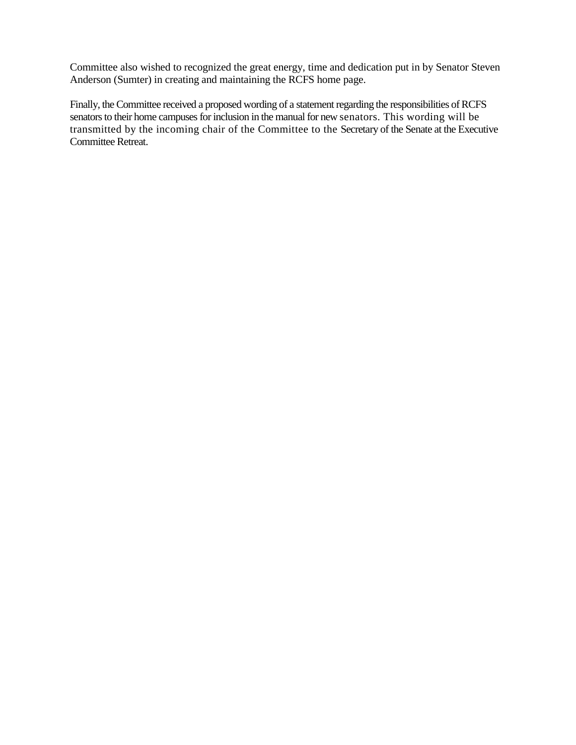Committee also wished to recognized the great energy, time and dedication put in by Senator Steven Anderson (Sumter) in creating and maintaining the RCFS home page.

Finally, the Committee received a proposed wording of a statement regarding the responsibilities of RCFS senators to their home campuses for inclusion in the manual for new senators. This wording will be transmitted by the incoming chair of the Committee to the Secretary of the Senate at the Executive Committee Retreat.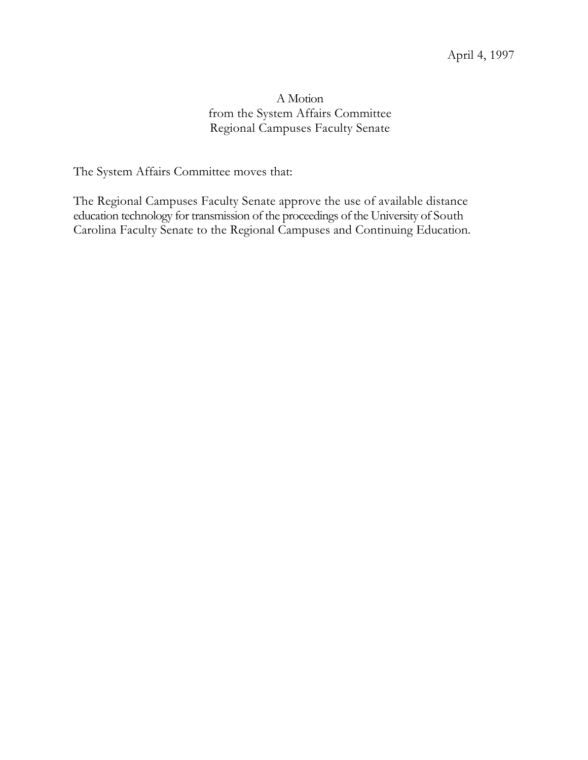April 4, 1997

A Motion
from the System Affairs Committee
Regional Campuses Faculty Senate

The System Affairs Committee moves that:

The Regional Campuses Faculty Senate approve the use of available distance education technology for transmission of the proceedings of the University of South Carolina Faculty Senate to the Regional Campuses and Continuing Education.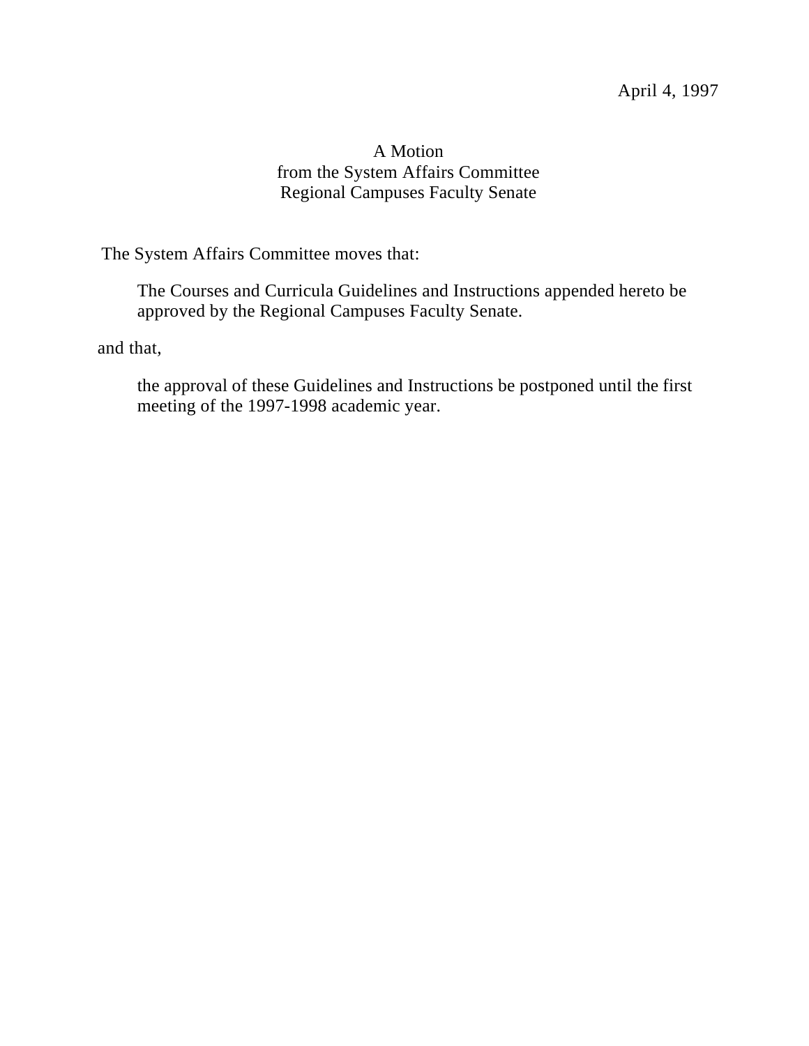April 4, 1997

A Motion  
from the System Affairs Committee  
Regional Campuses Faculty Senate

The System Affairs Committee moves that:

> The Courses and Curricula Guidelines and Instructions appended hereto be approved by the Regional Campuses Faculty Senate.

and that,

> the approval of these Guidelines and Instructions be postponed until the first meeting of the 1997-1998 academic year.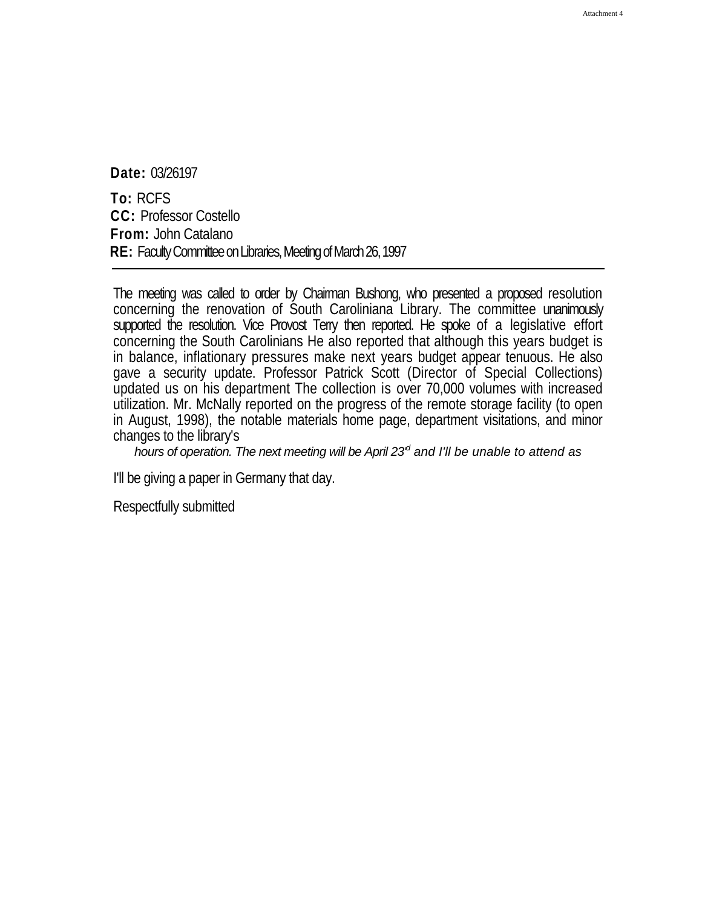Attachment 4

**Date:** 03/26197

**To:** RCFS
**CC:** Professor Costello
**From:** John Catalano
**RE:** Faculty Committee on Libraries, Meeting of March 26, 1997

---

The meeting was called to order by Chairman Bushong, who presented a proposed resolution concerning the renovation of South Caroliniana Library. The committee unanimously supported the resolution. Vice Provost Terry then reported. He spoke of a legislative effort concerning the South Carolinians He also reported that although this years budget is in balance, inflationary pressures make next years budget appear tenuous. He also gave a security update. Professor Patrick Scott (Director of Special Collections) updated us on his department The collection is over 70,000 volumes with increased utilization. Mr. McNally reported on the progress of the remote storage facility (to open in August, 1998), the notable materials home page, department visitations, and minor changes to the library's
*hours of operation. The next meeting will be April 23rd and I'll be unable to attend as*

I'll be giving a paper in Germany that day.

Respectfully submitted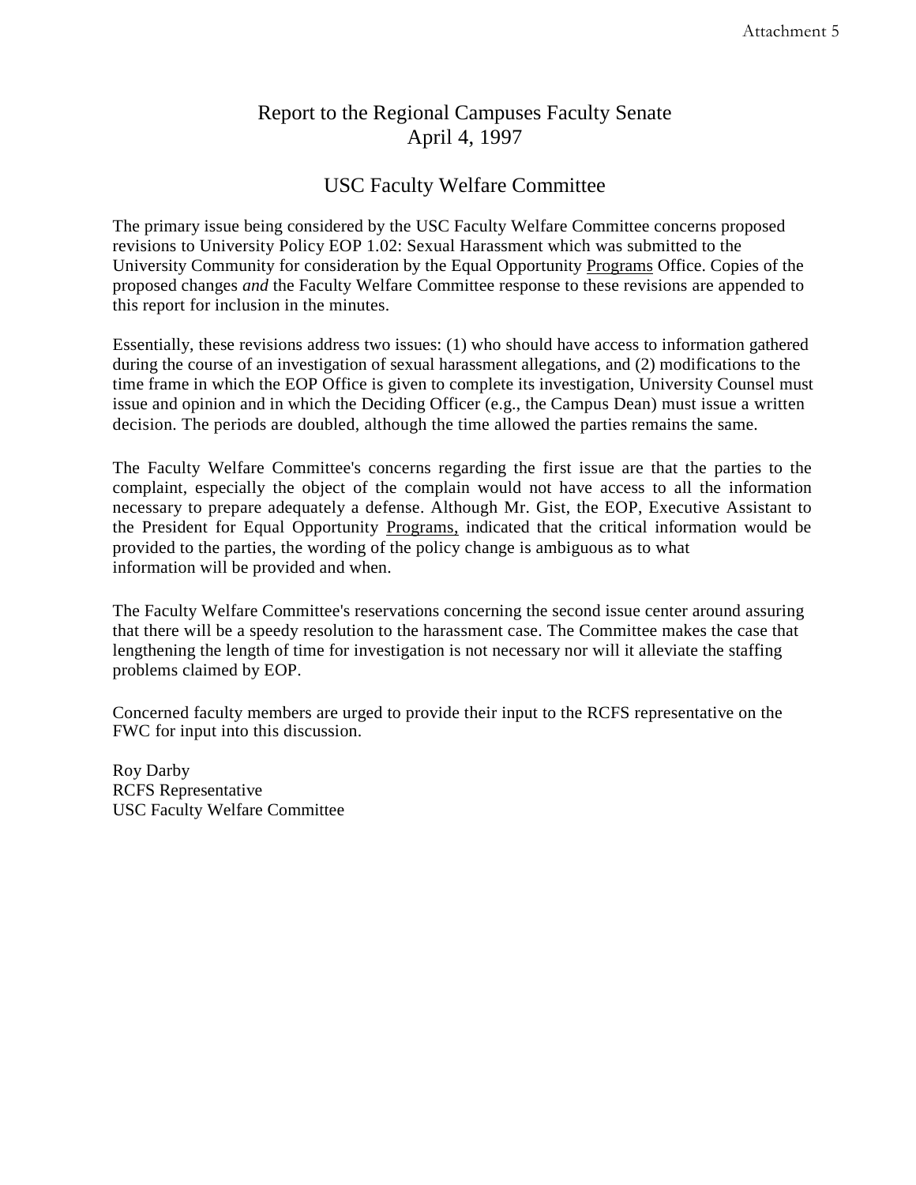Attachment 5

# Report to the Regional Campuses Faculty Senate
## April 4, 1997

## USC Faculty Welfare Committee

The primary issue being considered by the USC Faculty Welfare Committee concerns proposed revisions to University Policy EOP 1.02: Sexual Harassment which was submitted to the University Community for consideration by the Equal Opportunity Programs Office. Copies of the proposed changes *and* the Faculty Welfare Committee response to these revisions are appended to this report for inclusion in the minutes.

Essentially, these revisions address two issues: (1) who should have access to information gathered during the course of an investigation of sexual harassment allegations, and (2) modifications to the time frame in which the EOP Office is given to complete its investigation, University Counsel must issue and opinion and in which the Deciding Officer (e.g., the Campus Dean) must issue a written decision. The periods are doubled, although the time allowed the parties remains the same.

The Faculty Welfare Committee's concerns regarding the first issue are that the parties to the complaint, especially the object of the complain would not have access to all the information necessary to prepare adequately a defense. Although Mr. Gist, the EOP, Executive Assistant to the President for Equal Opportunity Programs, indicated that the critical information would be provided to the parties, the wording of the policy change is ambiguous as to what information will be provided and when.

The Faculty Welfare Committee's reservations concerning the second issue center around assuring that there will be a speedy resolution to the harassment case. The Committee makes the case that lengthening the length of time for investigation is not necessary nor will it alleviate the staffing problems claimed by EOP.

Concerned faculty members are urged to provide their input to the RCFS representative on the FWC for input into this discussion.

Roy Darby
RCFS Representative
USC Faculty Welfare Committee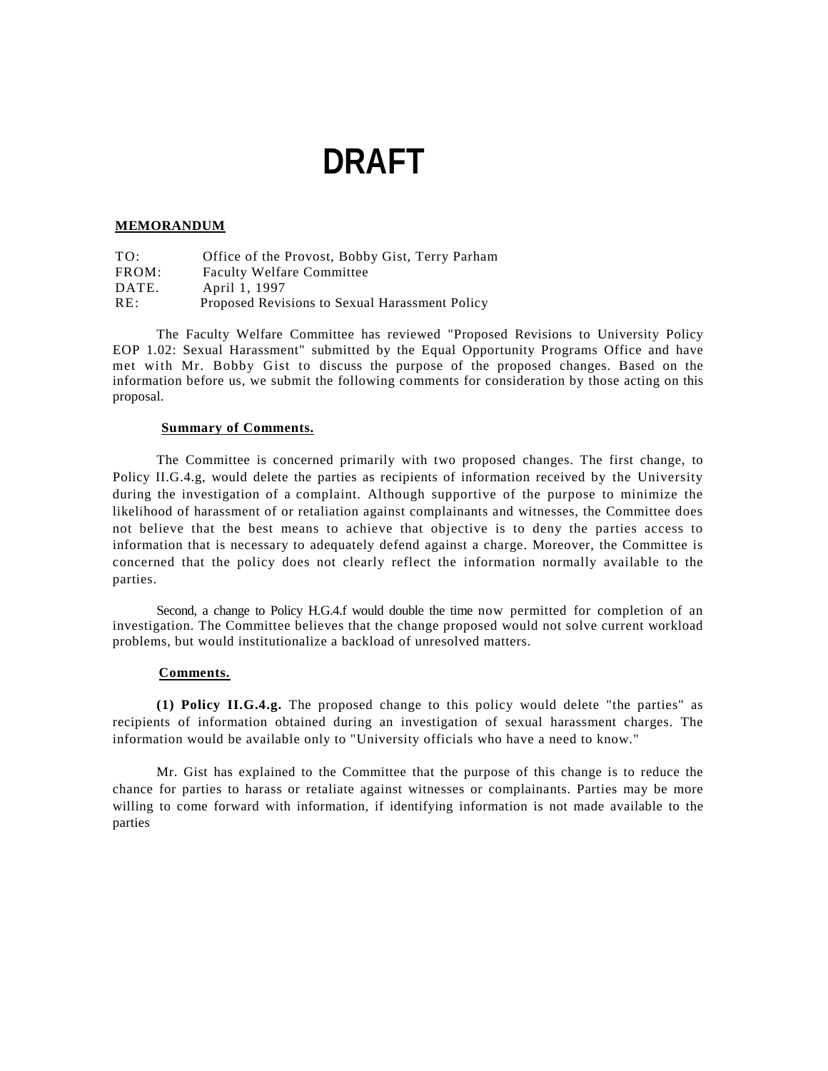# DRAFT

**MEMORANDUM**

TO: Office of the Provost, Bobby Gist, Terry Parham
FROM: Faculty Welfare Committee
DATE. April 1, 1997
RE: Proposed Revisions to Sexual Harassment Policy

The Faculty Welfare Committee has reviewed "Proposed Revisions to University Policy EOP 1.02: Sexual Harassment" submitted by the Equal Opportunity Programs Office and have met with Mr. Bobby Gist to discuss the purpose of the proposed changes. Based on the information before us, we submit the following comments for consideration by those acting on this proposal.

**Summary of Comments.**

The Committee is concerned primarily with two proposed changes. The first change, to Policy II.G.4.g, would delete the parties as recipients of information received by the University during the investigation of a complaint. Although supportive of the purpose to minimize the likelihood of harassment of or retaliation against complainants and witnesses, the Committee does not believe that the best means to achieve that objective is to deny the parties access to information that is necessary to adequately defend against a charge. Moreover, the Committee is concerned that the policy does not clearly reflect the information normally available to the parties.

Second, a change to Policy H.G.4.f would double the time now permitted for completion of an investigation. The Committee believes that the change proposed would not solve current workload problems, but would institutionalize a backload of unresolved matters.

**Comments.**

**(1) Policy II.G.4.g.** The proposed change to this policy would delete "the parties" as recipients of information obtained during an investigation of sexual harassment charges. The information would be available only to "University officials who have a need to know."

Mr. Gist has explained to the Committee that the purpose of this change is to reduce the chance for parties to harass or retaliate against witnesses or complainants. Parties may be more willing to come forward with information, if identifying information is not made available to the parties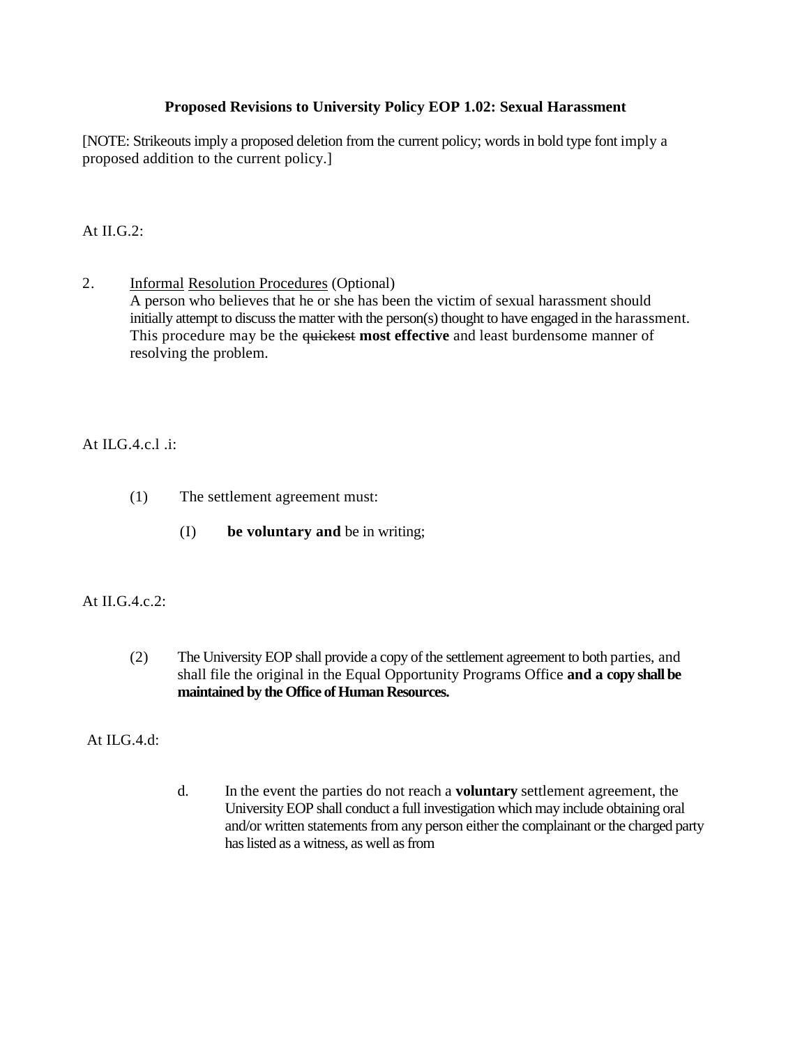**Proposed Revisions to University Policy EOP 1.02: Sexual Harassment**

[NOTE: Strikeouts imply a proposed deletion from the current policy; words in bold type font imply a proposed addition to the current policy.]

At II.G.2:

2. <u>Informal</u> <u>Resolution Procedures</u> (Optional)
   A person who believes that he or she has been the victim of sexual harassment should initially attempt to discuss the matter with the person(s) thought to have engaged in the harassment. This procedure may be the ~~quickest~~ **most effective** and least burdensome manner of resolving the problem.

At ILG.4.c.l .i:

(1) The settlement agreement must:

(I) **be voluntary and** be in writing;

At II.G.4.c.2:

(2) The University EOP shall provide a copy of the settlement agreement to both parties, and shall file the original in the Equal Opportunity Programs Office **and a copy shall be maintained by the Office of Human Resources.**

At ILG.4.d:

d. In the event the parties do not reach a **voluntary** settlement agreement, the University EOP shall conduct a full investigation which may include obtaining oral and/or written statements from any person either the complainant or the charged party has listed as a witness, as well as from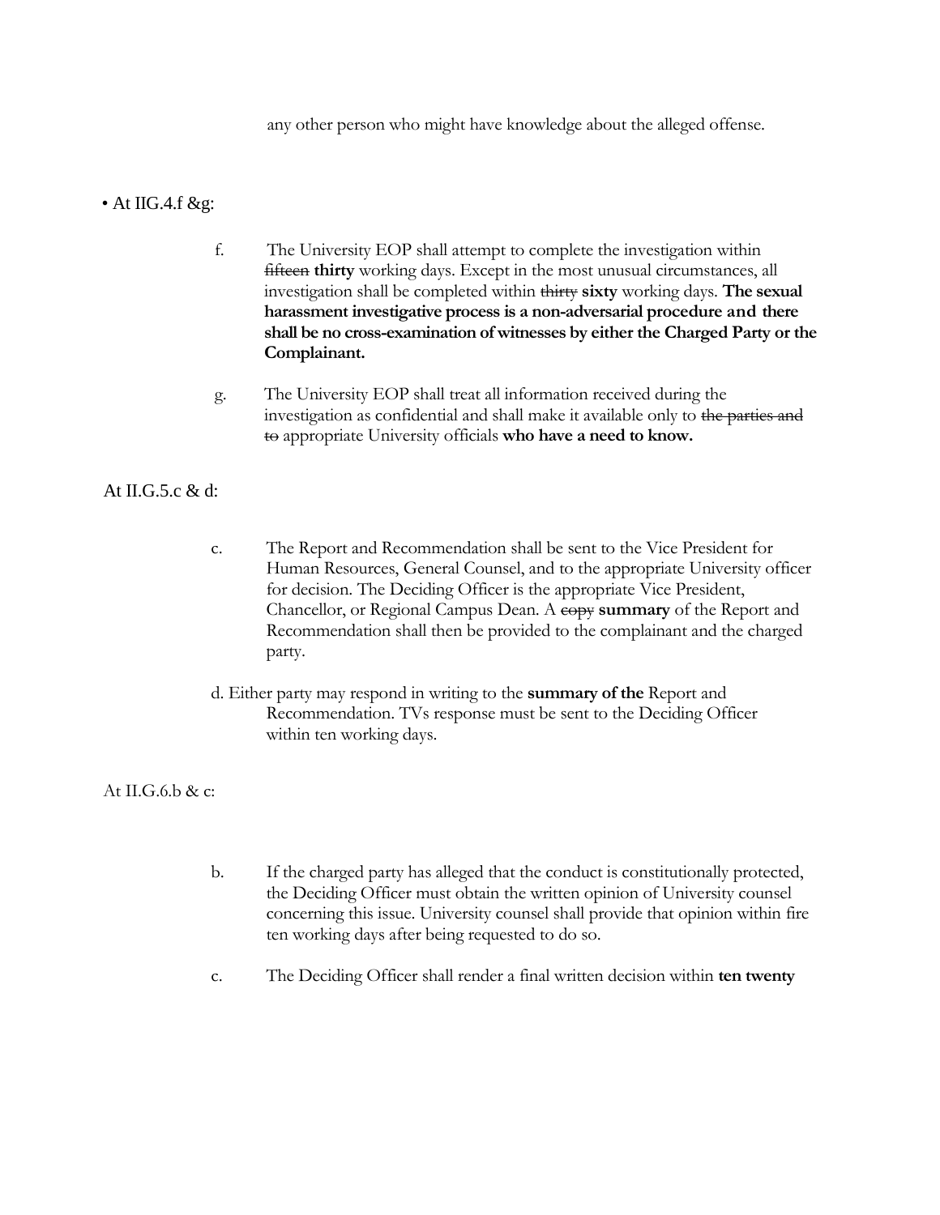any other person who might have knowledge about the alleged offense.

• At IIG.4.f &g:

f. The University EOP shall attempt to complete the investigation within ~~fifteen~~ **thirty** working days. Except in the most unusual circumstances, all investigation shall be completed within ~~thirty~~ **sixty** working days. **The sexual harassment investigative process is a non-adversarial procedure and there shall be no cross-examination of witnesses by either the Charged Party or the Complainant.**

g. The University EOP shall treat all information received during the investigation as confidential and shall make it available only to ~~the parties and to~~ appropriate University officials **who have a need to know.**

At II.G.5.c & d:

c. The Report and Recommendation shall be sent to the Vice President for Human Resources, General Counsel, and to the appropriate University officer for decision. The Deciding Officer is the appropriate Vice President, Chancellor, or Regional Campus Dean. A ~~copy~~ **summary** of the Report and Recommendation shall then be provided to the complainant and the charged party.

d. Either party may respond in writing to the **summary of the** Report and Recommendation. TVs response must be sent to the Deciding Officer within ten working days.

At II.G.6.b & c:

b. If the charged party has alleged that the conduct is constitutionally protected, the Deciding Officer must obtain the written opinion of University counsel concerning this issue. University counsel shall provide that opinion within fire ten working days after being requested to do so.

c. The Deciding Officer shall render a final written decision within **ten twenty**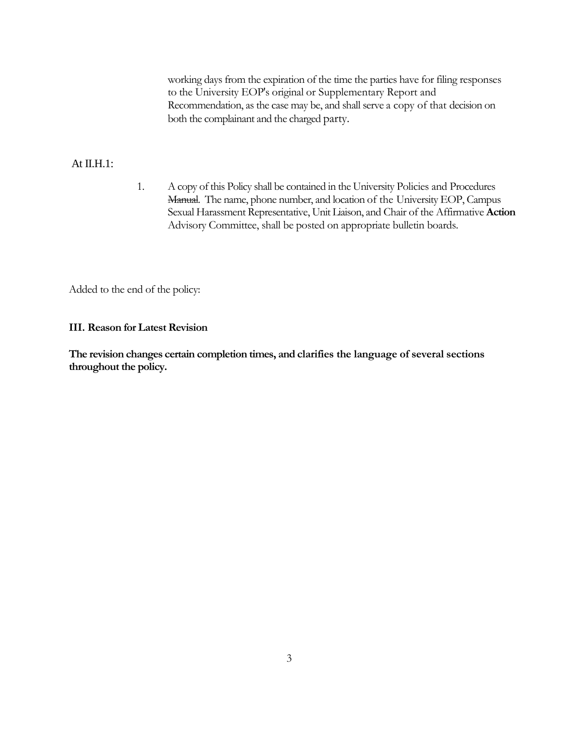working days from the expiration of the time the parties have for filing responses to the University EOP's original or Supplementary Report and Recommendation, as the case may be, and shall serve a copy of that decision on both the complainant and the charged party.

At II.H.1:

1. A copy of this Policy shall be contained in the University Policies and Procedures ~~Manual~~. The name, phone number, and location of the University EOP, Campus Sexual Harassment Representative, Unit Liaison, and Chair of the Affirmative **Action** Advisory Committee, shall be posted on appropriate bulletin boards.

Added to the end of the policy:

**III. Reason for Latest Revision**

**The revision changes certain completion times, and clarifies the language of several sections throughout the policy.**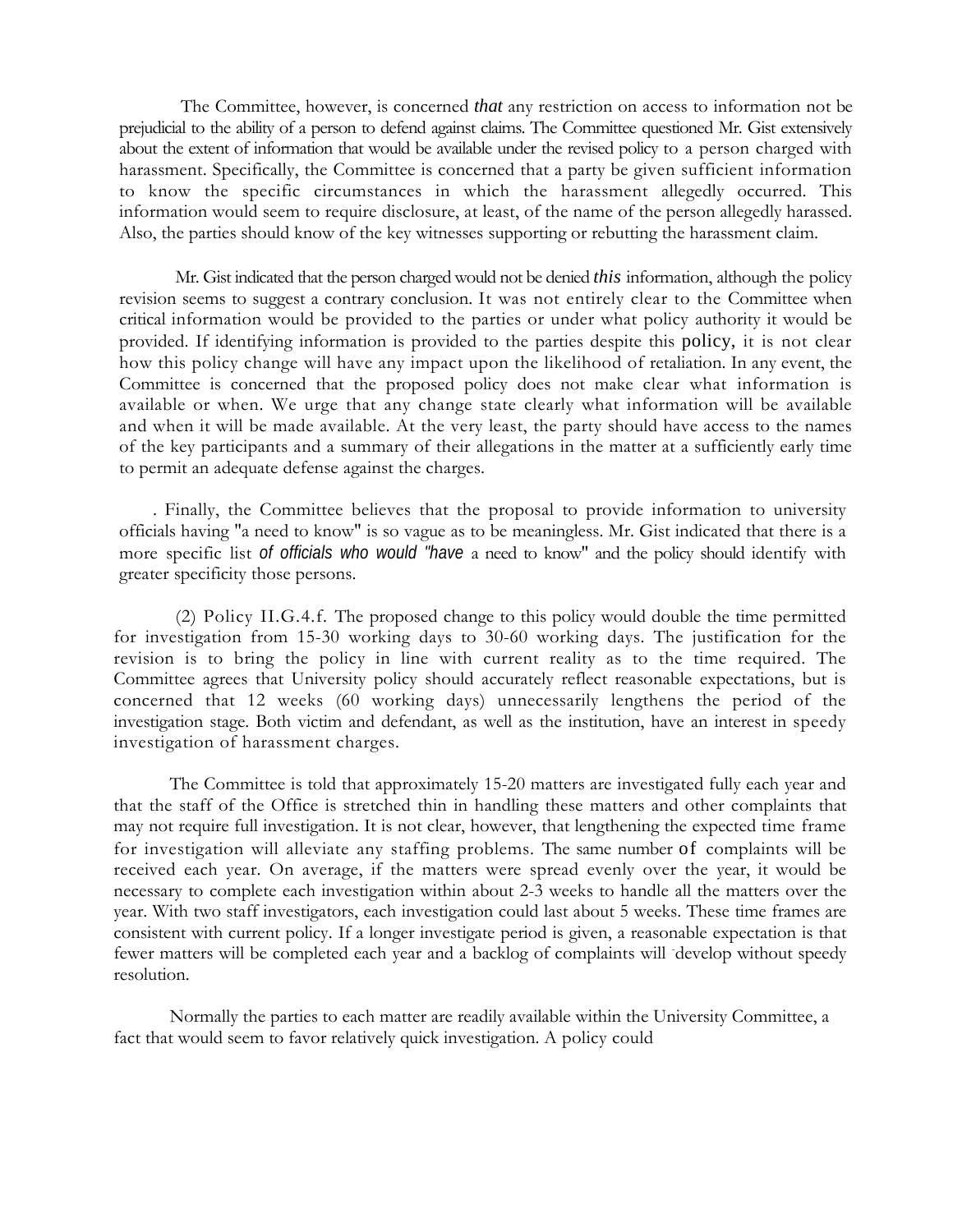The Committee, however, is concerned *that* any restriction on access to information not be prejudicial to the ability of a person to defend against claims. The Committee questioned Mr. Gist extensively about the extent of information that would be available under the revised policy to a person charged with harassment. Specifically, the Committee is concerned that a party be given sufficient information to know the specific circumstances in which the harassment allegedly occurred. This information would seem to require disclosure, at least, of the name of the person allegedly harassed. Also, the parties should know of the key witnesses supporting or rebutting the harassment claim.

Mr. Gist indicated that the person charged would not be denied *this* information, although the policy revision seems to suggest a contrary conclusion. It was not entirely clear to the Committee when critical information would be provided to the parties or under what policy authority it would be provided. If identifying information is provided to the parties despite this policy, it is not clear how this policy change will have any impact upon the likelihood of retaliation. In any event, the Committee is concerned that the proposed policy does not make clear what information is available or when. We urge that any change state clearly what information will be available and when it will be made available. At the very least, the party should have access to the names of the key participants and a summary of their allegations in the matter at a sufficiently early time to permit an adequate defense against the charges.

. Finally, the Committee believes that the proposal to provide information to university officials having "a need to know" is so vague as to be meaningless. Mr. Gist indicated that there is a more specific list *of officials who would "have* a need to know" and the policy should identify with greater specificity those persons.

(2) Policy II.G.4.f. The proposed change to this policy would double the time permitted for investigation from 15-30 working days to 30-60 working days. The justification for the revision is to bring the policy in line with current reality as to the time required. The Committee agrees that University policy should accurately reflect reasonable expectations, but is concerned that 12 weeks (60 working days) unnecessarily lengthens the period of the investigation stage. Both victim and defendant, as well as the institution, have an interest in speedy investigation of harassment charges.

The Committee is told that approximately 15-20 matters are investigated fully each year and that the staff of the Office is stretched thin in handling these matters and other complaints that may not require full investigation. It is not clear, however, that lengthening the expected time frame for investigation will alleviate any staffing problems. The same number of complaints will be received each year. On average, if the matters were spread evenly over the year, it would be necessary to complete each investigation within about 2-3 weeks to handle all the matters over the year. With two staff investigators, each investigation could last about 5 weeks. These time frames are consistent with current policy. If a longer investigate period is given, a reasonable expectation is that fewer matters will be completed each year and a backlog of complaints will develop without speedy resolution.

Normally the parties to each matter are readily available within the University Committee, a fact that would seem to favor relatively quick investigation. A policy could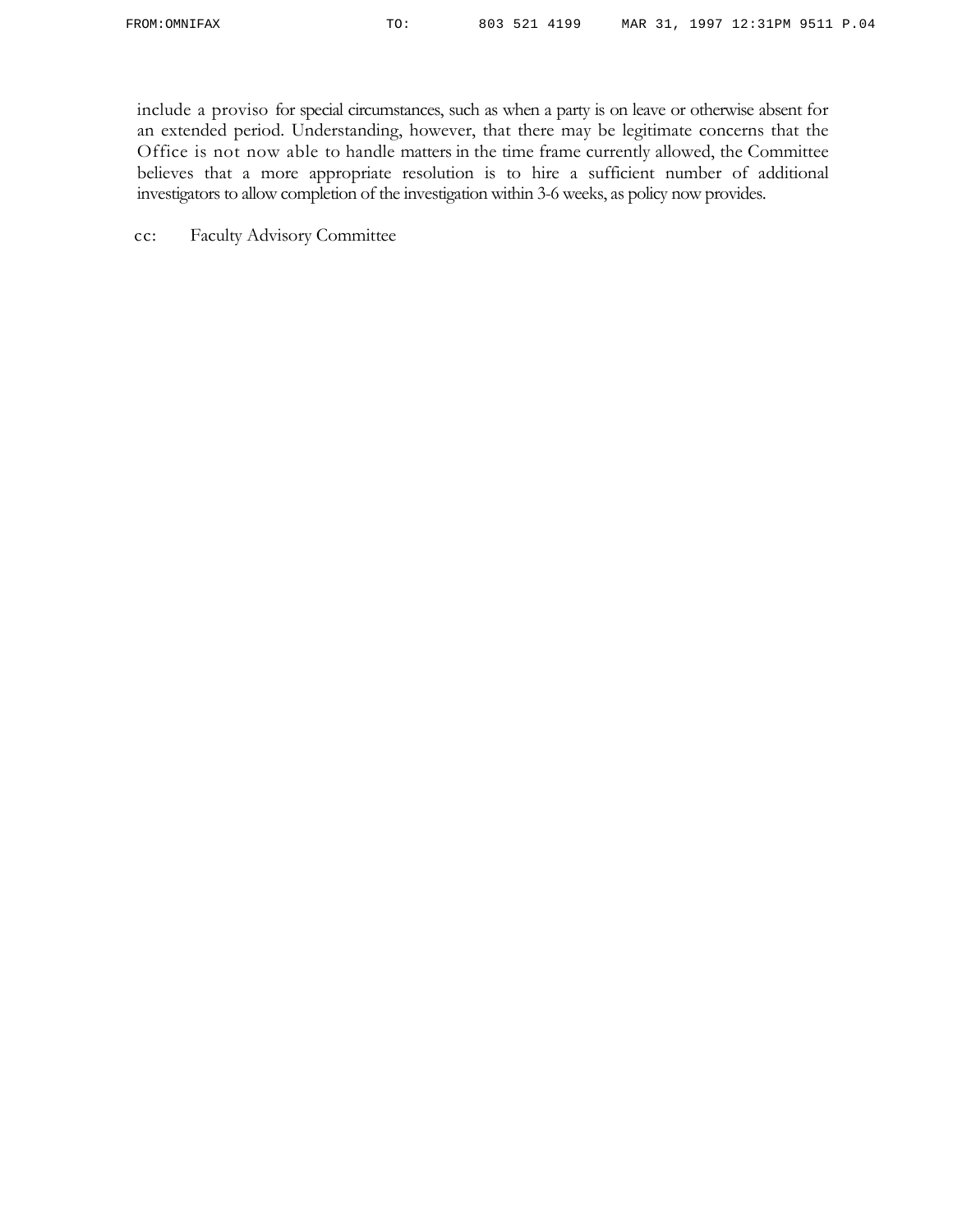include a proviso for special circumstances, such as when a party is on leave or otherwise absent for an extended period. Understanding, however, that there may be legitimate concerns that the Office is not now able to handle matters in the time frame currently allowed, the Committee believes that a more appropriate resolution is to hire a sufficient number of additional investigators to allow completion of the investigation within 3-6 weeks, as policy now provides.

cc: Faculty Advisory Committee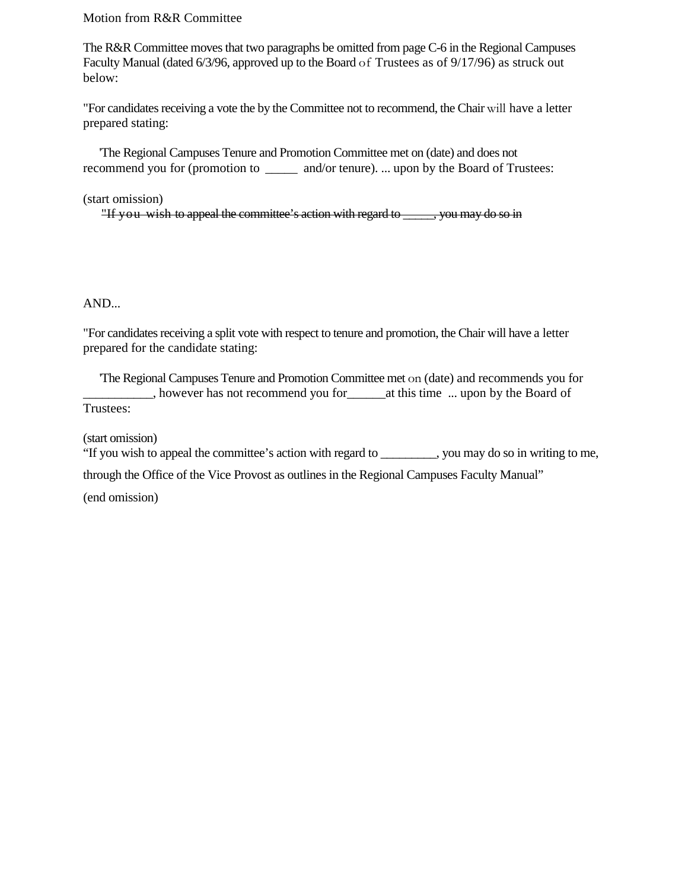Motion from R&R Committee

The R&R Committee moves that two paragraphs be omitted from page C-6 in the Regional Campuses Faculty Manual (dated 6/3/96, approved up to the Board of Trustees as of 9/17/96) as struck out below:

"For candidates receiving a vote the by the Committee not to recommend, the Chair will have a letter prepared stating:

'The Regional Campuses Tenure and Promotion Committee met on (date) and does not recommend you for (promotion to _____ and/or tenure). ... upon by the Board of Trustees:

(start omission)

~~"If you wish to appeal the committee's action with regard to _____, you may do so in~~

AND...

"For candidates receiving a split vote with respect to tenure and promotion, the Chair will have a letter prepared for the candidate stating:

'The Regional Campuses Tenure and Promotion Committee met on (date) and recommends you for ___________, however has not recommend you for______at this time ... upon by the Board of Trustees:

(start omission)

"If you wish to appeal the committee's action with regard to _________, you may do so in writing to me, through the Office of the Vice Provost as outlines in the Regional Campuses Faculty Manual"

(end omission)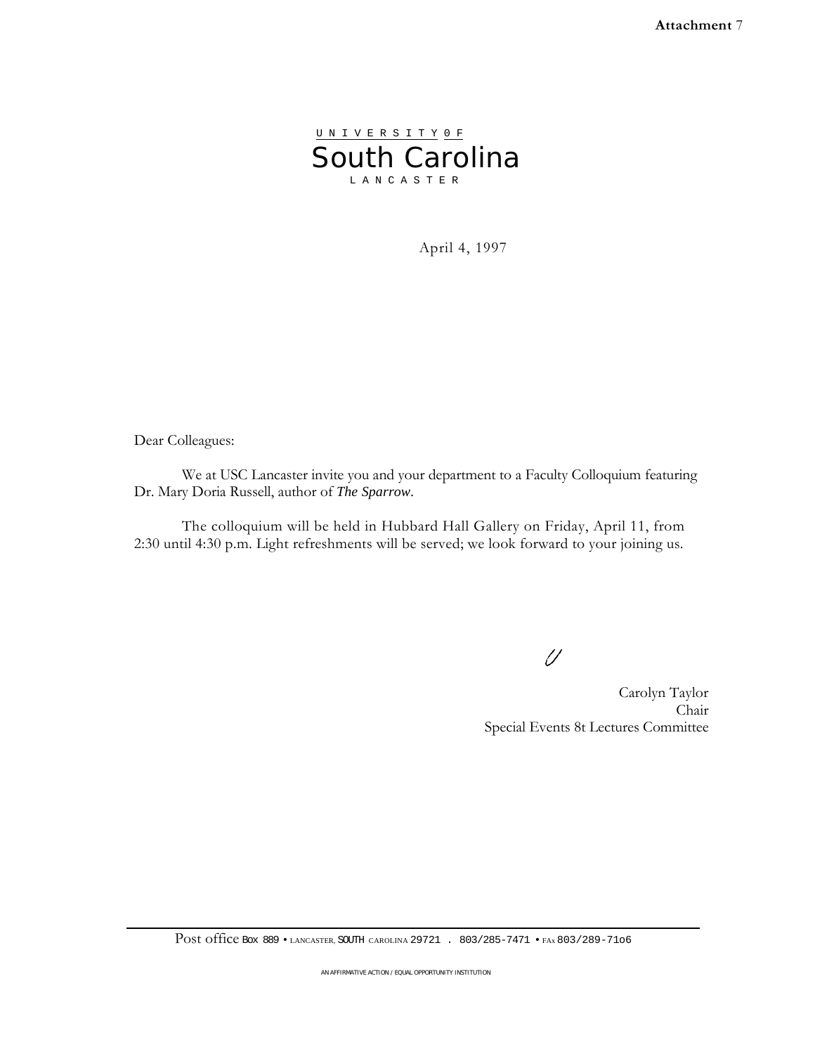**Attachment** 7

UNIVERSITY OF
South Carolina
LANCASTER

April 4, 1997

Dear Colleagues:

We at USC Lancaster invite you and your department to a Faculty Colloquium featuring Dr. Mary Doria Russell, author of *The Sparrow*.

The colloquium will be held in Hubbard Hall Gallery on Friday, April 11, from 2:30 until 4:30 p.m. Light refreshments will be served; we look forward to your joining us.

Carolyn Taylor
Chair
Special Events 8t Lectures Committee

Post office Box 889 • LANCASTER, SOUTH CAROLINA 29721 . 803/285-7471 • FAx 803/289-71o6

AN AFFIRMATIVE ACTION / EQUAL OPPORTUNITY INSTITUTION